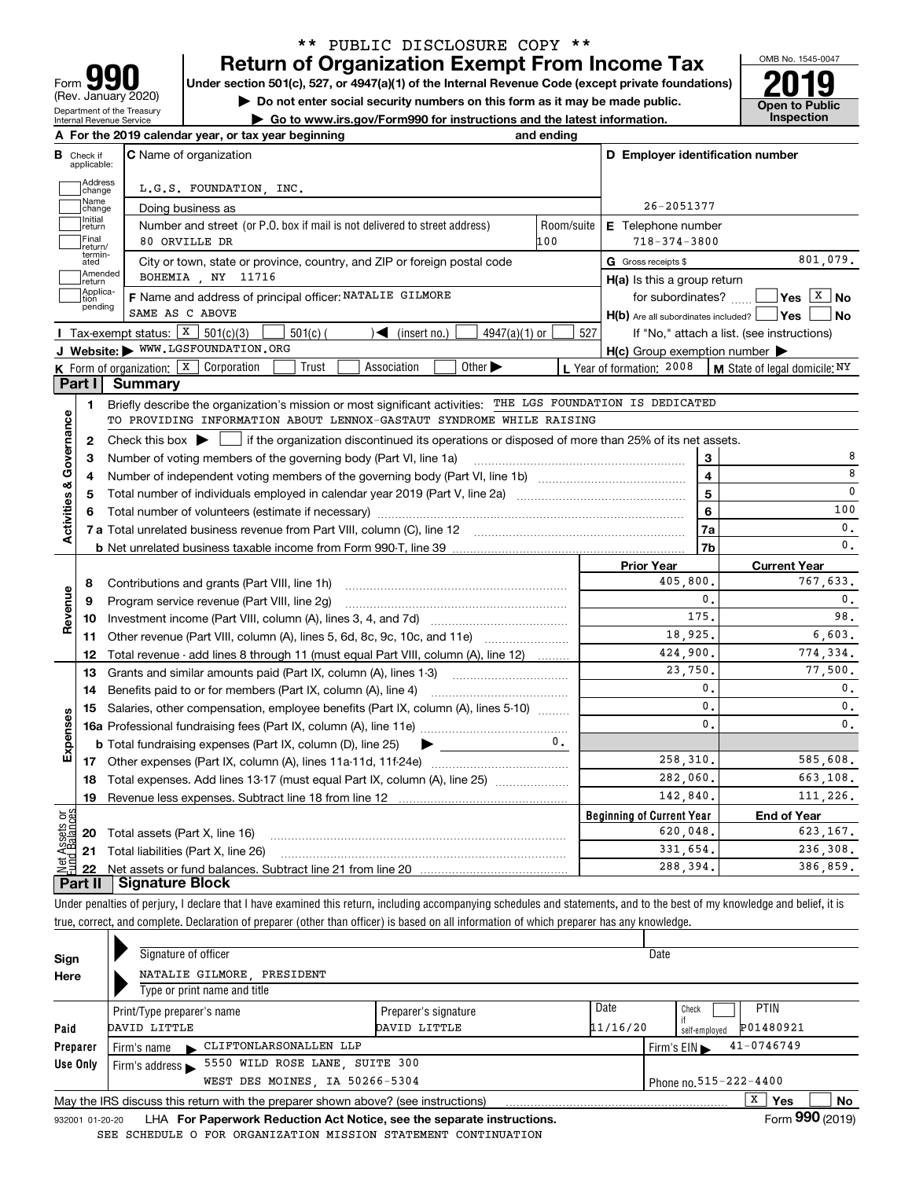\*\* PUBLIC DISCLOSURE COPY \*\*

# Form 990 — Return of Organization Exempt From Income Tax

(Rev. January 2020)

Under section 501(c), 527, or 4947(a)(1) of the Internal Revenue Code (except private foundations)

▶ Do not enter social security numbers on this form as it may be made public.

▶ Go to www.irs.gov/Form990 for instructions and the latest information.

Department of the Treasury, Internal Revenue Service

OMB No. 1545-0047

**2019**

**Open to Public Inspection**

**A** For the 2019 calendar year, or tax year beginning and ending

**B** Check if applicable: Address change, Name change, Initial return, Final return/terminated, Amended return, Application pending

**C** Name of organization: L.G.S. FOUNDATION, INC.

Doing business as

Number and street (or P.O. box if mail is not delivered to street address): 80 ORVILLE DR — Room/suite: 100

City or town, state or province, country, and ZIP or foreign postal code: BOHEMIA , NY 11716

**D** Employer identification number: 26-2051377

**E** Telephone number: 718-374-3800

**G** Gross receipts $ 801,079.

**F** Name and address of principal officer: NATALIE GILMORE, SAME AS C ABOVE

**H(a)** Is this a group return for subordinates? ☐ Yes ☒ No

**H(b)** Are all subordinates included? ☐ Yes ☐ No — If "No," attach a list. (see instructions)

**H(c)** Group exemption number ▶

**I** Tax-exempt status: ☒ 501(c)(3) ☐ 501(c) ( ) ◀ (insert no.) ☐ 4947(a)(1) or ☐ 527

**J** Website: ▶ WWW.LGSFOUNDATION.ORG

**K** Form of organization: ☒ Corporation ☐ Trust ☐ Association ☐ Other ▶

**L** Year of formation: 2008

**M** State of legal domicile: NY

## Part I Summary

**Activities & Governance**

1 Briefly describe the organization's mission or most significant activities: THE LGS FOUNDATION IS DEDICATED TO PROVIDING INFORMATION ABOUT LENNOX-GASTAUT SYNDROME WHILE RAISING

2 Check this box ▶ ☐ if the organization discontinued its operations or disposed of more than 25% of its net assets.

| | | | |
|---|---|---|---|
| 3 | Number of voting members of the governing body (Part VI, line 1a) | 3 | 8 |
| 4 | Number of independent voting members of the governing body (Part VI, line 1b) | 4 | 8 |
| 5 | Total number of individuals employed in calendar year 2019 (Part V, line 2a) | 5 | 0 |
| 6 | Total number of volunteers (estimate if necessary) | 6 | 100 |
| 7a | Total unrelated business revenue from Part VIII, column (C), line 12 | 7a | 0. |
| b | Net unrelated business taxable income from Form 990-T, line 39 | 7b | 0. |

| | | Prior Year | Current Year |
|---|---|---|---|
| **Revenue** | | | |
| 8 | Contributions and grants (Part VIII, line 1h) | 405,800. | 767,633. |
| 9 | Program service revenue (Part VIII, line 2g) | 0. | 0. |
| 10 | Investment income (Part VIII, column (A), lines 3, 4, and 7d) | 175. | 98. |
| 11 | Other revenue (Part VIII, column (A), lines 5, 6d, 8c, 9c, 10c, and 11e) | 18,925. | 6,603. |
| 12 | Total revenue - add lines 8 through 11 (must equal Part VIII, column (A), line 12) | 424,900. | 774,334. |
| **Expenses** | | | |
| 13 | Grants and similar amounts paid (Part IX, column (A), lines 1-3) | 23,750. | 77,500. |
| 14 | Benefits paid to or for members (Part IX, column (A), line 4) | 0. | 0. |
| 15 | Salaries, other compensation, employee benefits (Part IX, column (A), lines 5-10) | 0. | 0. |
| 16a | Professional fundraising fees (Part IX, column (A), line 11e) | 0. | 0. |
| b | Total fundraising expenses (Part IX, column (D), line 25) ▶ 0. | | |
| 17 | Other expenses (Part IX, column (A), lines 11a-11d, 11f-24e) | 258,310. | 585,608. |
| 18 | Total expenses. Add lines 13-17 (must equal Part IX, column (A), line 25) | 282,060. | 663,108. |
| 19 | Revenue less expenses. Subtract line 18 from line 12 | 142,840. | 111,226. |

| **Net Assets or Fund Balances** | | Beginning of Current Year | End of Year |
|---|---|---|---|
| 20 | Total assets (Part X, line 16) | 620,048. | 623,167. |
| 21 | Total liabilities (Part X, line 26) | 331,654. | 236,308. |
| 22 | Net assets or fund balances. Subtract line 21 from line 20 | 288,394. | 386,859. |

## Part II Signature Block

Under penalties of perjury, I declare that I have examined this return, including accompanying schedules and statements, and to the best of my knowledge and belief, it is true, correct, and complete. Declaration of preparer (other than officer) is based on all information of which preparer has any knowledge.

**Sign Here**

Signature of officer — Date

NATALIE GILMORE, PRESIDENT

Type or print name and title

**Paid Preparer Use Only**

| Print/Type preparer's name | Preparer's signature | Date | Check if self-employed | PTIN |
|---|---|---|---|---|
| DAVID LITTLE | DAVID LITTLE | 11/16/20 | ☐ | P01480921 |

Firm's name ▶ CLIFTONLARSONALLEN LLP — Firm's EIN ▶ 41-0746749

Firm's address ▶ 5550 WILD ROSE LANE, SUITE 300, WEST DES MOINES, IA 50266-5304 — Phone no. 515-222-4400

May the IRS discuss this return with the preparer shown above? (see instructions) ☒ Yes ☐ No

932001 01-20-20 LHA For Paperwork Reduction Act Notice, see the separate instructions. Form **990** (2019)

SEE SCHEDULE O FOR ORGANIZATION MISSION STATEMENT CONTINUATION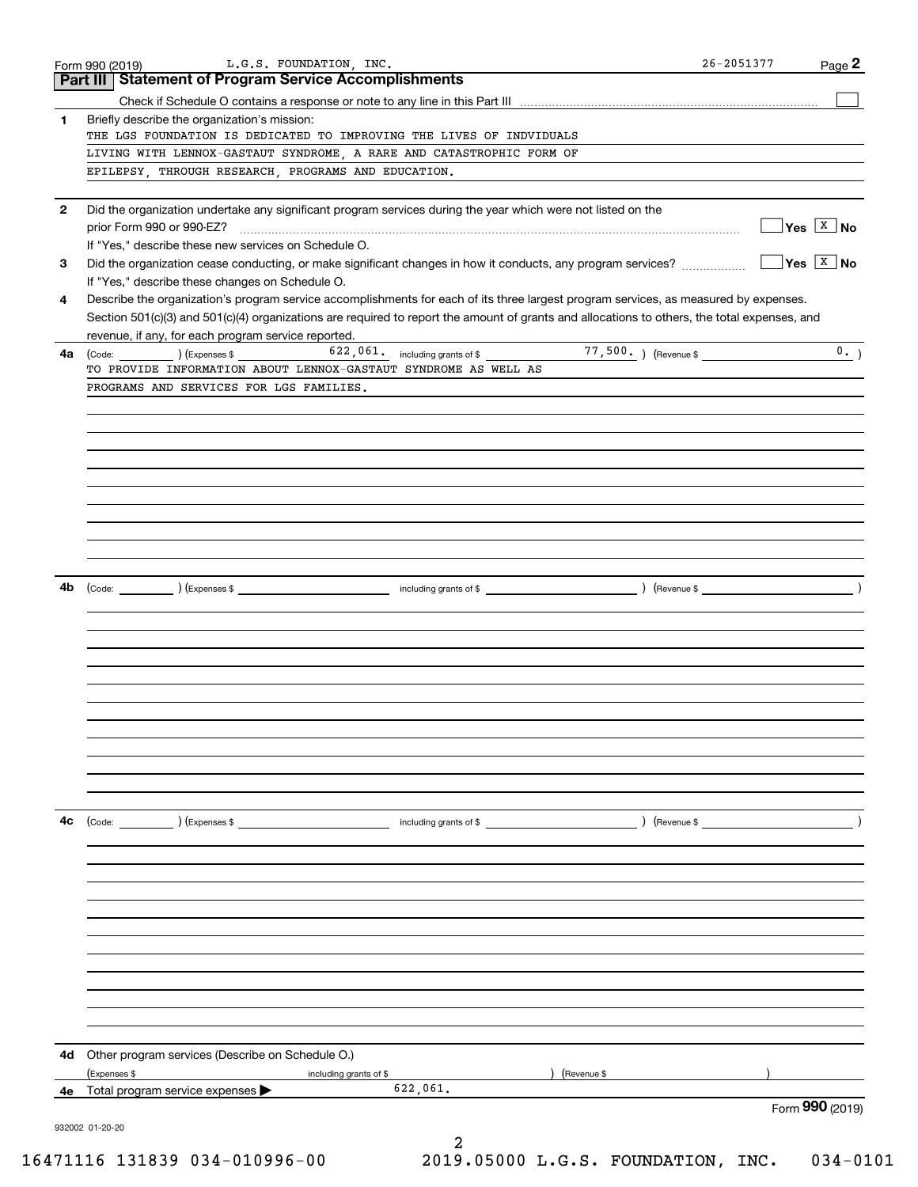Form 990 (2019) L.G.S. FOUNDATION, INC. 26-2051377

## Part III Statement of Program Service Accomplishments

Check if Schedule O contains a response or note to any line in this Part III ☐

**1** Briefly describe the organization's mission:

THE LGS FOUNDATION IS DEDICATED TO IMPROVING THE LIVES OF INDVIDUALS LIVING WITH LENNOX-GASTAUT SYNDROME, A RARE AND CATASTROPHIC FORM OF EPILEPSY, THROUGH RESEARCH, PROGRAMS AND EDUCATION.

**2** Did the organization undertake any significant program services during the year which were not listed on the prior Form 990 or 990-EZ? ☐ Yes ☒ No

If "Yes," describe these new services on Schedule O.

**3** Did the organization cease conducting, or make significant changes in how it conducts, any program services? ☐ Yes ☒ No

If "Yes," describe these changes on Schedule O.

**4** Describe the organization's program service accomplishments for each of its three largest program services, as measured by expenses. Section 501(c)(3) and 501(c)(4) organizations are required to report the amount of grants and allocations to others, the total expenses, and revenue, if any, for each program service reported.

**4a** (Code: ) (Expenses $ 622,061. including grants of $ 77,500. ) (Revenue $ 0. )

TO PROVIDE INFORMATION ABOUT LENNOX-GASTAUT SYNDROME AS WELL AS PROGRAMS AND SERVICES FOR LGS FAMILIES.

**4b** (Code: ) (Expenses $ including grants of $ ) (Revenue $ )

**4c** (Code: ) (Expenses $ including grants of $ ) (Revenue $ )

**4d** Other program services (Describe on Schedule O.)

(Expenses $ including grants of $ ) (Revenue $ )

**4e** Total program service expenses ▶ 622,061.

Form **990** (2019)

932002 01-20-20

16471116 131839 034-010996-00 2019.05000 L.G.S. FOUNDATION, INC. 034-0101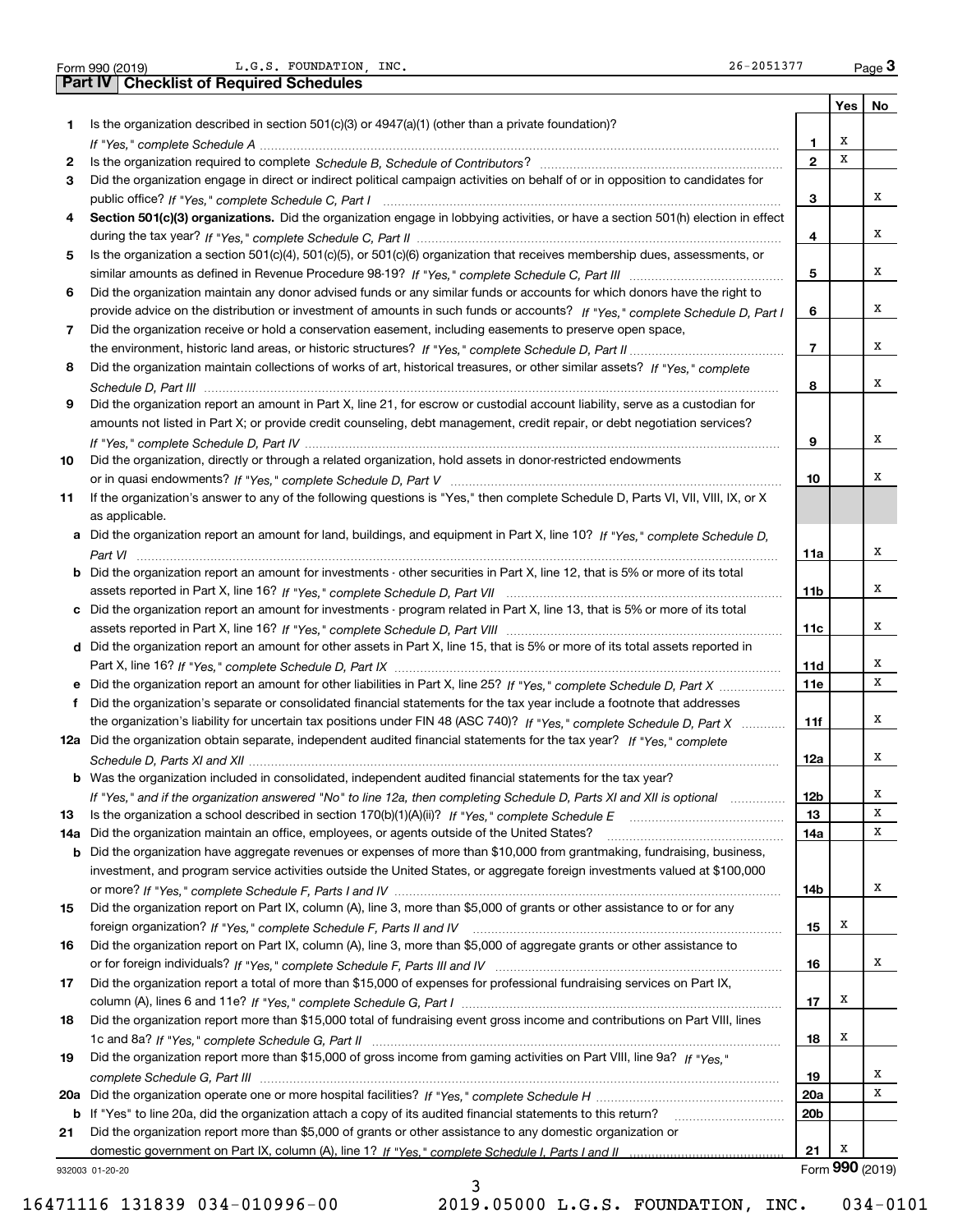Form 990 (2019) L.G.S. FOUNDATION, INC. 26-2051377 Page 3

## Part IV Checklist of Required Schedules

| | | | Yes | No |
|---|---|---|---|---|
| 1 | Is the organization described in section 501(c)(3) or 4947(a)(1) (other than a private foundation)? *If "Yes," complete Schedule A* | 1 | X | |
| 2 | Is the organization required to complete *Schedule B, Schedule of Contributors*? | 2 | X | |
| 3 | Did the organization engage in direct or indirect political campaign activities on behalf of or in opposition to candidates for public office? *If "Yes," complete Schedule C, Part I* | 3 | | X |
| 4 | **Section 501(c)(3) organizations.** Did the organization engage in lobbying activities, or have a section 501(h) election in effect during the tax year? *If "Yes," complete Schedule C, Part II* | 4 | | X |
| 5 | Is the organization a section 501(c)(4), 501(c)(5), or 501(c)(6) organization that receives membership dues, assessments, or similar amounts as defined in Revenue Procedure 98-19? *If "Yes," complete Schedule C, Part III* | 5 | | X |
| 6 | Did the organization maintain any donor advised funds or any similar funds or accounts for which donors have the right to provide advice on the distribution or investment of amounts in such funds or accounts? *If "Yes," complete Schedule D, Part I* | 6 | | X |
| 7 | Did the organization receive or hold a conservation easement, including easements to preserve open space, the environment, historic land areas, or historic structures? *If "Yes," complete Schedule D, Part II* | 7 | | X |
| 8 | Did the organization maintain collections of works of art, historical treasures, or other similar assets? *If "Yes," complete Schedule D, Part III* | 8 | | X |
| 9 | Did the organization report an amount in Part X, line 21, for escrow or custodial account liability, serve as a custodian for amounts not listed in Part X; or provide credit counseling, debt management, credit repair, or debt negotiation services? *If "Yes," complete Schedule D, Part IV* | 9 | | X |
| 10 | Did the organization, directly or through a related organization, hold assets in donor-restricted endowments or in quasi endowments? *If "Yes," complete Schedule D, Part V* | 10 | | X |
| 11 | If the organization's answer to any of the following questions is "Yes," then complete Schedule D, Parts VI, VII, VIII, IX, or X as applicable. | | | |
| a | Did the organization report an amount for land, buildings, and equipment in Part X, line 10? *If "Yes," complete Schedule D, Part VI* | 11a | | X |
| b | Did the organization report an amount for investments - other securities in Part X, line 12, that is 5% or more of its total assets reported in Part X, line 16? *If "Yes," complete Schedule D, Part VII* | 11b | | X |
| c | Did the organization report an amount for investments - program related in Part X, line 13, that is 5% or more of its total assets reported in Part X, line 16? *If "Yes," complete Schedule D, Part VIII* | 11c | | X |
| d | Did the organization report an amount for other assets in Part X, line 15, that is 5% or more of its total assets reported in Part X, line 16? *If "Yes," complete Schedule D, Part IX* | 11d | | X |
| e | Did the organization report an amount for other liabilities in Part X, line 25? *If "Yes," complete Schedule D, Part X* | 11e | | X |
| f | Did the organization's separate or consolidated financial statements for the tax year include a footnote that addresses the organization's liability for uncertain tax positions under FIN 48 (ASC 740)? *If "Yes," complete Schedule D, Part X* | 11f | | X |
| 12a | Did the organization obtain separate, independent audited financial statements for the tax year? *If "Yes," complete Schedule D, Parts XI and XII* | 12a | | X |
| b | Was the organization included in consolidated, independent audited financial statements for the tax year? *If "Yes," and if the organization answered "No" to line 12a, then completing Schedule D, Parts XI and XII is optional* | 12b | | X |
| 13 | Is the organization a school described in section 170(b)(1)(A)(ii)? *If "Yes," complete Schedule E* | 13 | | X |
| 14a | Did the organization maintain an office, employees, or agents outside of the United States? | 14a | | X |
| b | Did the organization have aggregate revenues or expenses of more than $10,000 from grantmaking, fundraising, business, investment, and program service activities outside the United States, or aggregate foreign investments valued at $100,000 or more? *If "Yes," complete Schedule F, Parts I and IV* | 14b | | X |
| 15 | Did the organization report on Part IX, column (A), line 3, more than $5,000 of grants or other assistance to or for any foreign organization? *If "Yes," complete Schedule F, Parts II and IV* | 15 | X | |
| 16 | Did the organization report on Part IX, column (A), line 3, more than $5,000 of aggregate grants or other assistance to or for foreign individuals? *If "Yes," complete Schedule F, Parts III and IV* | 16 | | X |
| 17 | Did the organization report a total of more than $15,000 of expenses for professional fundraising services on Part IX, column (A), lines 6 and 11e? *If "Yes," complete Schedule G, Part I* | 17 | X | |
| 18 | Did the organization report more than $15,000 total of fundraising event gross income and contributions on Part VIII, lines 1c and 8a? *If "Yes," complete Schedule G, Part II* | 18 | X | |
| 19 | Did the organization report more than $15,000 of gross income from gaming activities on Part VIII, line 9a? *If "Yes," complete Schedule G, Part III* | 19 | | X |
| 20a | Did the organization operate one or more hospital facilities? *If "Yes," complete Schedule H* | 20a | | X |
| b | If "Yes" to line 20a, did the organization attach a copy of its audited financial statements to this return? | 20b | | |
| 21 | Did the organization report more than $5,000 of grants or other assistance to any domestic organization or domestic government on Part IX, column (A), line 1? *If "Yes," complete Schedule I, Parts I and II* | 21 | X | |

932003 01-20-20 Form 990 (2019)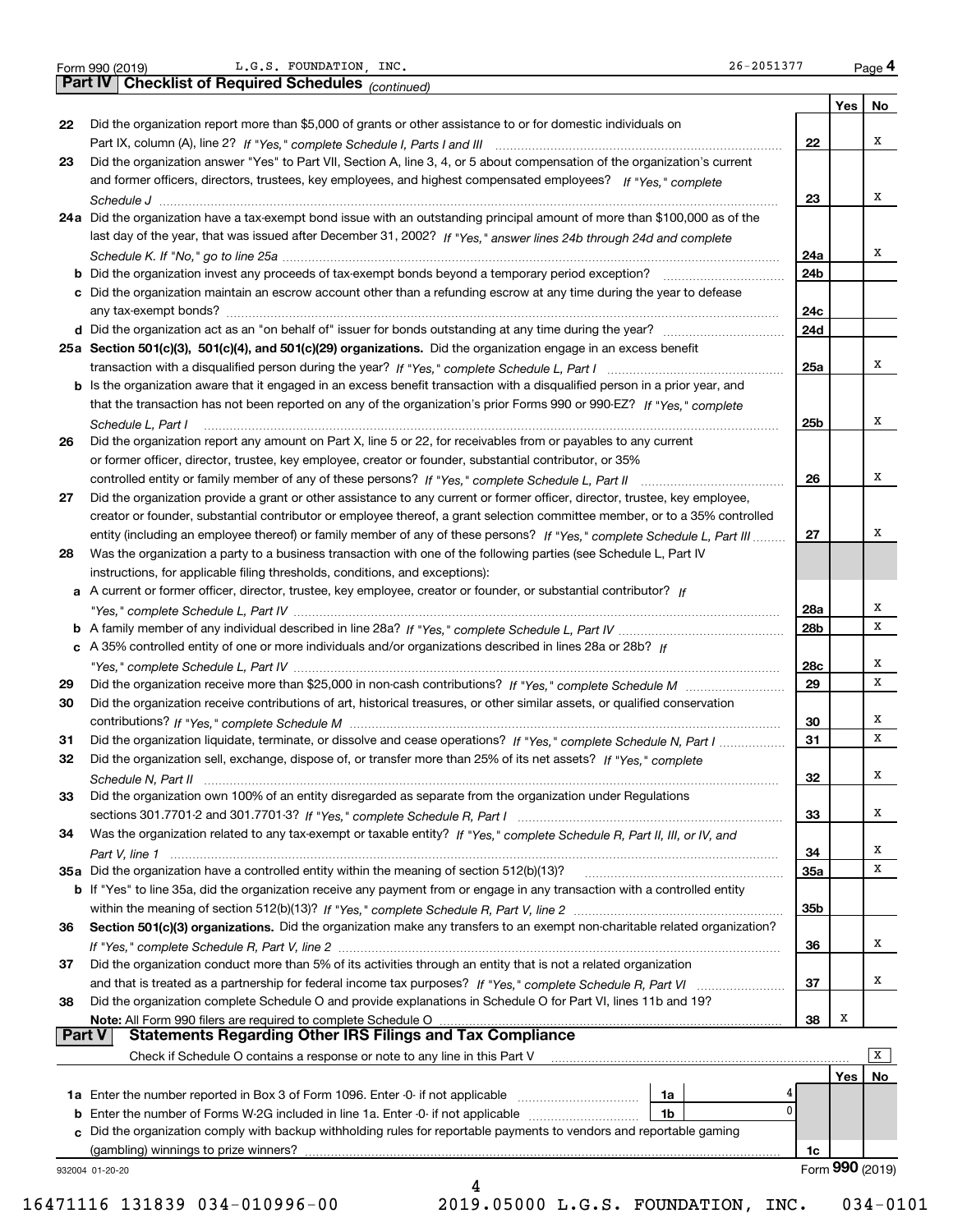Form 990 (2019) L.G.S. FOUNDATION, INC. 26-2051377 Page 4

## Part IV Checklist of Required Schedules *(continued)*

| | | | Yes | No |
|---|---|---|---|---|
| 22 | Did the organization report more than $5,000 of grants or other assistance to or for domestic individuals on Part IX, column (A), line 2? *If "Yes," complete Schedule I, Parts I and III* | 22 | | X |
| 23 | Did the organization answer "Yes" to Part VII, Section A, line 3, 4, or 5 about compensation of the organization's current and former officers, directors, trustees, key employees, and highest compensated employees? *If "Yes," complete Schedule J* | 23 | | X |
| 24a | Did the organization have a tax-exempt bond issue with an outstanding principal amount of more than $100,000 as of the last day of the year, that was issued after December 31, 2002? *If "Yes," answer lines 24b through 24d and complete Schedule K. If "No," go to line 25a* | 24a | | X |
| b | Did the organization invest any proceeds of tax-exempt bonds beyond a temporary period exception? | 24b | | |
| c | Did the organization maintain an escrow account other than a refunding escrow at any time during the year to defease any tax-exempt bonds? | 24c | | |
| d | Did the organization act as an "on behalf of" issuer for bonds outstanding at any time during the year? | 24d | | |
| 25a | **Section 501(c)(3), 501(c)(4), and 501(c)(29) organizations.** Did the organization engage in an excess benefit transaction with a disqualified person during the year? *If "Yes," complete Schedule L, Part I* | 25a | | X |
| b | Is the organization aware that it engaged in an excess benefit transaction with a disqualified person in a prior year, and that the transaction has not been reported on any of the organization's prior Forms 990 or 990-EZ? *If "Yes," complete Schedule L, Part I* | 25b | | X |
| 26 | Did the organization report any amount on Part X, line 5 or 22, for receivables from or payables to any current or former officer, director, trustee, key employee, creator or founder, substantial contributor, or 35% controlled entity or family member of any of these persons? *If "Yes," complete Schedule L, Part II* | 26 | | X |
| 27 | Did the organization provide a grant or other assistance to any current or former officer, director, trustee, key employee, creator or founder, substantial contributor or employee thereof, a grant selection committee member, or to a 35% controlled entity (including an employee thereof) or family member of any of these persons? *If "Yes," complete Schedule L, Part III* | 27 | | X |
| 28 | Was the organization a party to a business transaction with one of the following parties (see Schedule L, Part IV instructions, for applicable filing thresholds, conditions, and exceptions): | | | |
| a | A current or former officer, director, trustee, key employee, creator or founder, or substantial contributor? *If "Yes," complete Schedule L, Part IV* | 28a | | X |
| b | A family member of any individual described in line 28a? *If "Yes," complete Schedule L, Part IV* | 28b | | X |
| c | A 35% controlled entity of one or more individuals and/or organizations described in lines 28a or 28b? *If "Yes," complete Schedule L, Part IV* | 28c | | X |
| 29 | Did the organization receive more than $25,000 in non-cash contributions? *If "Yes," complete Schedule M* | 29 | | X |
| 30 | Did the organization receive contributions of art, historical treasures, or other similar assets, or qualified conservation contributions? *If "Yes," complete Schedule M* | 30 | | X |
| 31 | Did the organization liquidate, terminate, or dissolve and cease operations? *If "Yes," complete Schedule N, Part I* | 31 | | X |
| 32 | Did the organization sell, exchange, dispose of, or transfer more than 25% of its net assets? *If "Yes," complete Schedule N, Part II* | 32 | | X |
| 33 | Did the organization own 100% of an entity disregarded as separate from the organization under Regulations sections 301.7701-2 and 301.7701-3? *If "Yes," complete Schedule R, Part I* | 33 | | X |
| 34 | Was the organization related to any tax-exempt or taxable entity? *If "Yes," complete Schedule R, Part II, III, or IV, and Part V, line 1* | 34 | | X |
| 35a | Did the organization have a controlled entity within the meaning of section 512(b)(13)? | 35a | | X |
| b | If "Yes" to line 35a, did the organization receive any payment from or engage in any transaction with a controlled entity within the meaning of section 512(b)(13)? *If "Yes," complete Schedule R, Part V, line 2* | 35b | | |
| 36 | **Section 501(c)(3) organizations.** Did the organization make any transfers to an exempt non-charitable related organization? *If "Yes," complete Schedule R, Part V, line 2* | 36 | | X |
| 37 | Did the organization conduct more than 5% of its activities through an entity that is not a related organization and that is treated as a partnership for federal income tax purposes? *If "Yes," complete Schedule R, Part VI* | 37 | | X |
| 38 | Did the organization complete Schedule O and provide explanations in Schedule O for Part VI, lines 11b and 19? **Note:** All Form 990 filers are required to complete Schedule O | 38 | X | |

## Part V Statements Regarding Other IRS Filings and Tax Compliance

Check if Schedule O contains a response or note to any line in this Part V [X]

| | | | | | Yes | No |
|---|---|---|---|---|---|---|
| 1a | Enter the number reported in Box 3 of Form 1096. Enter -0- if not applicable | 1a | 4 | | | |
| b | Enter the number of Forms W-2G included in line 1a. Enter -0- if not applicable | 1b | 0 | | | |
| c | Did the organization comply with backup withholding rules for reportable payments to vendors and reportable gaming (gambling) winnings to prize winners? | | | 1c | | |

932004 01-20-20 Form **990** (2019)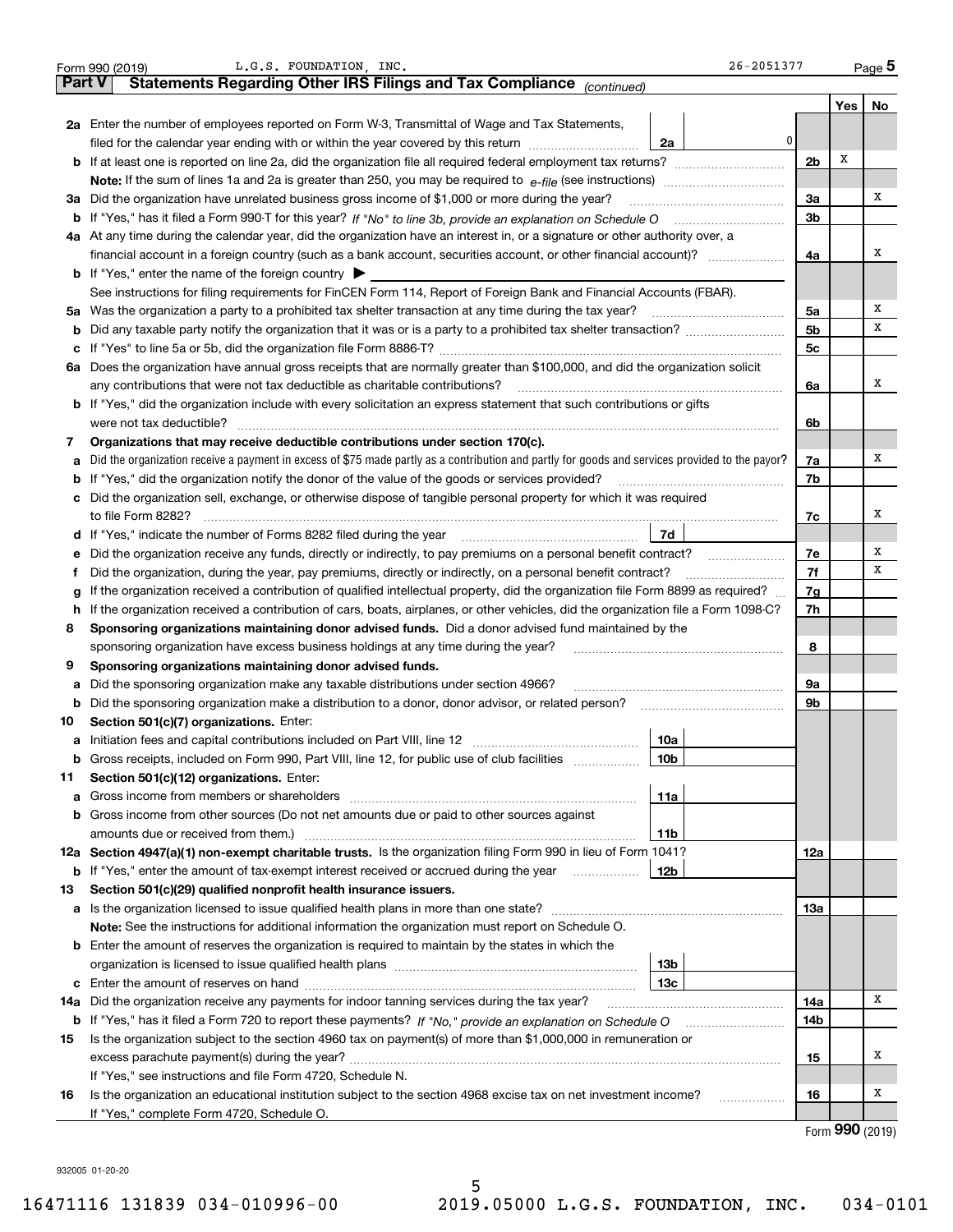Form 990 (2019) L.G.S. FOUNDATION, INC. 26-2051377 Page 5

## Part V Statements Regarding Other IRS Filings and Tax Compliance *(continued)*

| | | | | Yes | No |
|---|---|---|---|---|---|
| **2a** | Enter the number of employees reported on Form W-3, Transmittal of Wage and Tax Statements, filed for the calendar year ending with or within the year covered by this return | 2a | 0 | | |
| **b** | If at least one is reported on line 2a, did the organization file all required federal employment tax returns? | | 2b | X | |
| | **Note:** If the sum of lines 1a and 2a is greater than 250, you may be required to *e-file* (see instructions) | | | | |
| **3a** | Did the organization have unrelated business gross income of $1,000 or more during the year? | | 3a | | X |
| **b** | If "Yes," has it filed a Form 990-T for this year? *If "No" to line 3b, provide an explanation on Schedule O* | | 3b | | |
| **4a** | At any time during the calendar year, did the organization have an interest in, or a signature or other authority over, a financial account in a foreign country (such as a bank account, securities account, or other financial account)? | | 4a | | X |
| **b** | If "Yes," enter the name of the foreign country ▶ | | | | |
| | See instructions for filing requirements for FinCEN Form 114, Report of Foreign Bank and Financial Accounts (FBAR). | | | | |
| **5a** | Was the organization a party to a prohibited tax shelter transaction at any time during the tax year? | | 5a | | X |
| **b** | Did any taxable party notify the organization that it was or is a party to a prohibited tax shelter transaction? | | 5b | | X |
| **c** | If "Yes" to line 5a or 5b, did the organization file Form 8886-T? | | 5c | | |
| **6a** | Does the organization have annual gross receipts that are normally greater than $100,000, and did the organization solicit any contributions that were not tax deductible as charitable contributions? | | 6a | | X |
| **b** | If "Yes," did the organization include with every solicitation an express statement that such contributions or gifts were not tax deductible? | | 6b | | |
| **7** | **Organizations that may receive deductible contributions under section 170(c).** | | | | |
| **a** | Did the organization receive a payment in excess of $75 made partly as a contribution and partly for goods and services provided to the payor? | | 7a | | X |
| **b** | If "Yes," did the organization notify the donor of the value of the goods or services provided? | | 7b | | |
| **c** | Did the organization sell, exchange, or otherwise dispose of tangible personal property for which it was required to file Form 8282? | | 7c | | X |
| **d** | If "Yes," indicate the number of Forms 8282 filed during the year | 7d | | | |
| **e** | Did the organization receive any funds, directly or indirectly, to pay premiums on a personal benefit contract? | | 7e | | X |
| **f** | Did the organization, during the year, pay premiums, directly or indirectly, on a personal benefit contract? | | 7f | | X |
| **g** | If the organization received a contribution of qualified intellectual property, did the organization file Form 8899 as required? | | 7g | | |
| **h** | If the organization received a contribution of cars, boats, airplanes, or other vehicles, did the organization file a Form 1098-C? | | 7h | | |
| **8** | **Sponsoring organizations maintaining donor advised funds.** Did a donor advised fund maintained by the sponsoring organization have excess business holdings at any time during the year? | | 8 | | |
| **9** | **Sponsoring organizations maintaining donor advised funds.** | | | | |
| **a** | Did the sponsoring organization make any taxable distributions under section 4966? | | 9a | | |
| **b** | Did the sponsoring organization make a distribution to a donor, donor advisor, or related person? | | 9b | | |
| **10** | **Section 501(c)(7) organizations.** Enter: | | | | |
| **a** | Initiation fees and capital contributions included on Part VIII, line 12 | 10a | | | |
| **b** | Gross receipts, included on Form 990, Part VIII, line 12, for public use of club facilities | 10b | | | |
| **11** | **Section 501(c)(12) organizations.** Enter: | | | | |
| **a** | Gross income from members or shareholders | 11a | | | |
| **b** | Gross income from other sources (Do not net amounts due or paid to other sources against amounts due or received from them.) | 11b | | | |
| **12a** | **Section 4947(a)(1) non-exempt charitable trusts.** Is the organization filing Form 990 in lieu of Form 1041? | | 12a | | |
| **b** | If "Yes," enter the amount of tax-exempt interest received or accrued during the year | 12b | | | |
| **13** | **Section 501(c)(29) qualified nonprofit health insurance issuers.** | | | | |
| **a** | Is the organization licensed to issue qualified health plans in more than one state? | | 13a | | |
| | **Note:** See the instructions for additional information the organization must report on Schedule O. | | | | |
| **b** | Enter the amount of reserves the organization is required to maintain by the states in which the organization is licensed to issue qualified health plans | 13b | | | |
| **c** | Enter the amount of reserves on hand | 13c | | | |
| **14a** | Did the organization receive any payments for indoor tanning services during the tax year? | | 14a | | X |
| **b** | If "Yes," has it filed a Form 720 to report these payments? *If "No," provide an explanation on Schedule O* | | 14b | | |
| **15** | Is the organization subject to the section 4960 tax on payment(s) of more than $1,000,000 in remuneration or excess parachute payment(s) during the year? | | 15 | | X |
| | If "Yes," see instructions and file Form 4720, Schedule N. | | | | |
| **16** | Is the organization an educational institution subject to the section 4968 excise tax on net investment income? | | 16 | | X |
| | If "Yes," complete Form 4720, Schedule O. | | | | |

Form **990** (2019)

932005 01-20-20

16471116 131839 034-010996-00 2019.05000 L.G.S. FOUNDATION, INC. 034-0101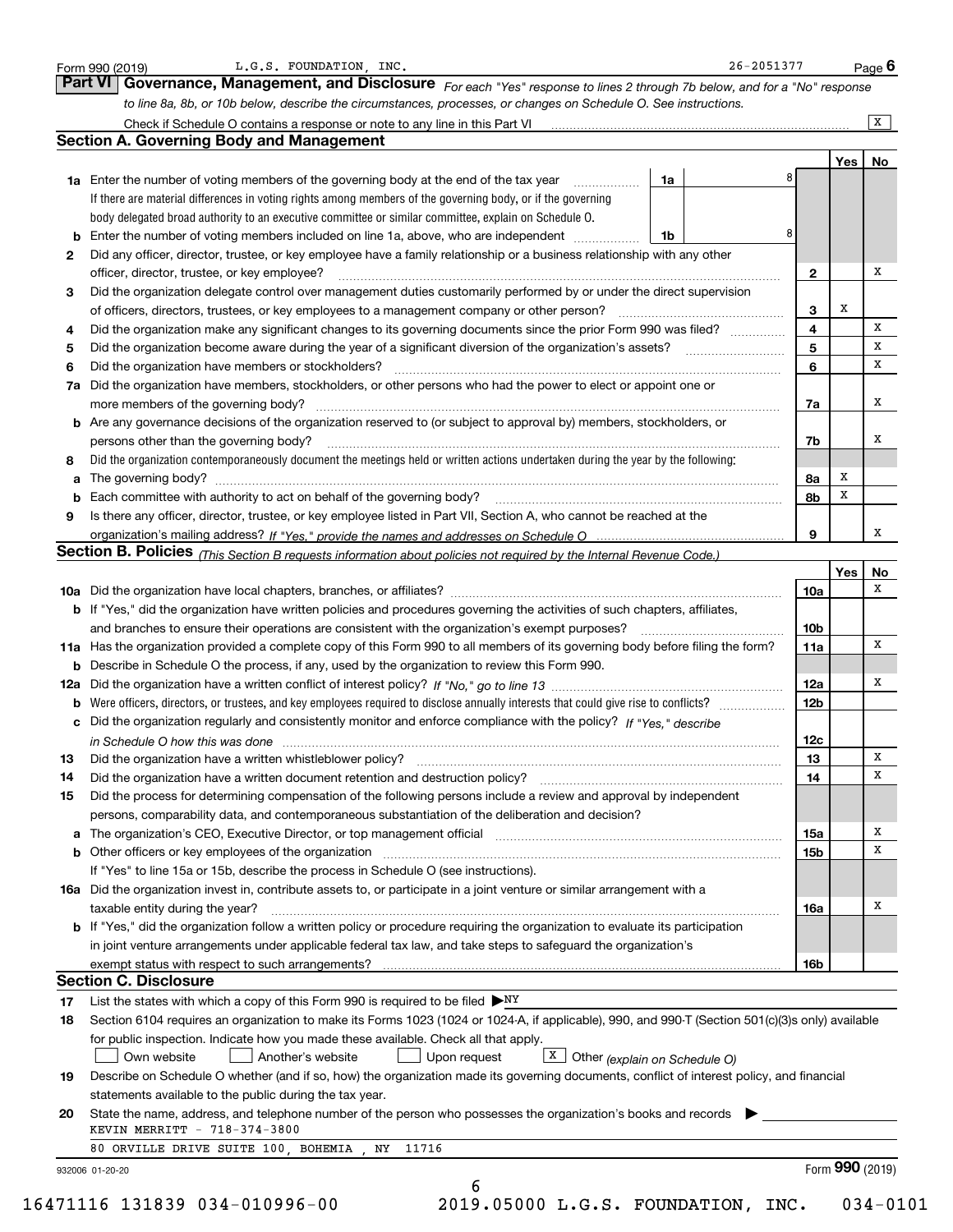Form 990 (2019) L.G.S. FOUNDATION, INC. 26-2051377 Page **6**

## Part VI Governance, Management, and Disclosure

*For each "Yes" response to lines 2 through 7b below, and for a "No" response to line 8a, 8b, or 10b below, describe the circumstances, processes, or changes on Schedule O. See instructions.*

Check if Schedule O contains a response or note to any line in this Part VI .......... [X]

### Section A. Governing Body and Management

| | | | | Yes | No |
|---|---|---|---|---|---|
| **1a** | Enter the number of voting members of the governing body at the end of the tax year. If there are material differences in voting rights among members of the governing body, or if the governing body delegated broad authority to an executive committee or similar committee, explain on Schedule O. | 1a | 8 | | |
| **b** | Enter the number of voting members included on line 1a, above, who are independent | 1b | 8 | | |
| **2** | Did any officer, director, trustee, or key employee have a family relationship or a business relationship with any other officer, director, trustee, or key employee? | | 2 | | X |
| **3** | Did the organization delegate control over management duties customarily performed by or under the direct supervision of officers, directors, trustees, or key employees to a management company or other person? | | 3 | X | |
| **4** | Did the organization make any significant changes to its governing documents since the prior Form 990 was filed? | | 4 | | X |
| **5** | Did the organization become aware during the year of a significant diversion of the organization's assets? | | 5 | | X |
| **6** | Did the organization have members or stockholders? | | 6 | | X |
| **7a** | Did the organization have members, stockholders, or other persons who had the power to elect or appoint one or more members of the governing body? | | 7a | | X |
| **b** | Are any governance decisions of the organization reserved to (or subject to approval by) members, stockholders, or persons other than the governing body? | | 7b | | X |
| **8** | Did the organization contemporaneously document the meetings held or written actions undertaken during the year by the following: | | | | |
| **a** | The governing body? | | 8a | X | |
| **b** | Each committee with authority to act on behalf of the governing body? | | 8b | X | |
| **9** | Is there any officer, director, trustee, or key employee listed in Part VII, Section A, who cannot be reached at the organization's mailing address? *If "Yes," provide the names and addresses on Schedule O* | | 9 | | X |

### Section B. Policies *(This Section B requests information about policies not required by the Internal Revenue Code.)*

| | | | Yes | No |
|---|---|---|---|---|
| **10a** | Did the organization have local chapters, branches, or affiliates? | 10a | | X |
| **b** | If "Yes," did the organization have written policies and procedures governing the activities of such chapters, affiliates, and branches to ensure their operations are consistent with the organization's exempt purposes? | 10b | | |
| **11a** | Has the organization provided a complete copy of this Form 990 to all members of its governing body before filing the form? | 11a | | X |
| **b** | Describe in Schedule O the process, if any, used by the organization to review this Form 990. | | | |
| **12a** | Did the organization have a written conflict of interest policy? *If "No," go to line 13* | 12a | | X |
| **b** | Were officers, directors, or trustees, and key employees required to disclose annually interests that could give rise to conflicts? | 12b | | |
| **c** | Did the organization regularly and consistently monitor and enforce compliance with the policy? *If "Yes," describe in Schedule O how this was done* | 12c | | |
| **13** | Did the organization have a written whistleblower policy? | 13 | | X |
| **14** | Did the organization have a written document retention and destruction policy? | 14 | | X |
| **15** | Did the process for determining compensation of the following persons include a review and approval by independent persons, comparability data, and contemporaneous substantiation of the deliberation and decision? | | | |
| **a** | The organization's CEO, Executive Director, or top management official | 15a | | X |
| **b** | Other officers or key employees of the organization | 15b | | X |
| | If "Yes" to line 15a or 15b, describe the process in Schedule O (see instructions). | | | |
| **16a** | Did the organization invest in, contribute assets to, or participate in a joint venture or similar arrangement with a taxable entity during the year? | 16a | | X |
| **b** | If "Yes," did the organization follow a written policy or procedure requiring the organization to evaluate its participation in joint venture arrangements under applicable federal tax law, and take steps to safeguard the organization's exempt status with respect to such arrangements? | 16b | | |

### Section C. Disclosure

**17** List the states with which a copy of this Form 990 is required to be filed ▶ NY

**18** Section 6104 requires an organization to make its Forms 1023 (1024 or 1024-A, if applicable), 990, and 990-T (Section 501(c)(3)s only) available for public inspection. Indicate how you made these available. Check all that apply.

[ ] Own website [ ] Another's website [ ] Upon request [X] Other *(explain on Schedule O)*

**19** Describe on Schedule O whether (and if so, how) the organization made its governing documents, conflict of interest policy, and financial statements available to the public during the tax year.

**20** State the name, address, and telephone number of the person who possesses the organization's books and records ▶

KEVIN MERRITT - 718-374-3800

80 ORVILLE DRIVE SUITE 100, BOHEMIA , NY 11716

932006 01-20-20 Form **990** (2019)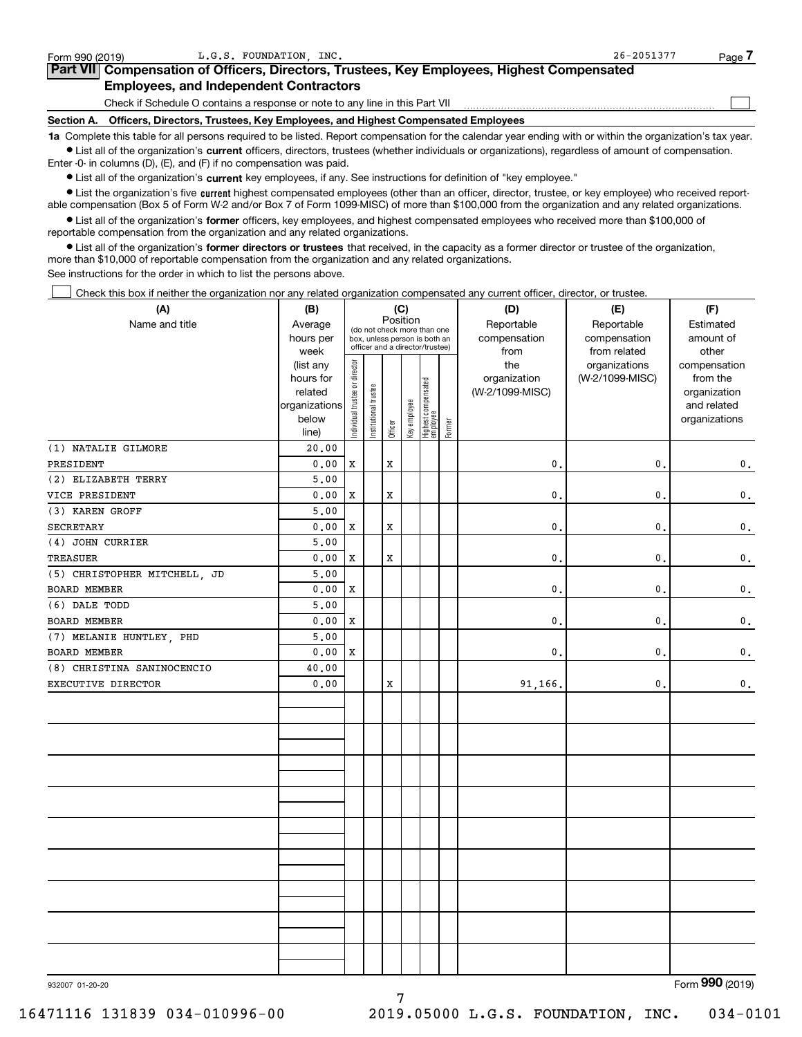Form 990 (2019) L.G.S. FOUNDATION, INC. 26-2051377 Page 7

## Part VII Compensation of Officers, Directors, Trustees, Key Employees, Highest Compensated Employees, and Independent Contractors

Check if Schedule O contains a response or note to any line in this Part VII ☐

### Section A. Officers, Directors, Trustees, Key Employees, and Highest Compensated Employees

**1a** Complete this table for all persons required to be listed. Report compensation for the calendar year ending with or within the organization's tax year.

- List all of the organization's **current** officers, directors, trustees (whether individuals or organizations), regardless of amount of compensation. Enter -0- in columns (D), (E), and (F) if no compensation was paid.
- List all of the organization's **current** key employees, if any. See instructions for definition of "key employee."
- List the organization's five **current** highest compensated employees (other than an officer, director, trustee, or key employee) who received reportable compensation (Box 5 of Form W-2 and/or Box 7 of Form 1099-MISC) of more than $100,000 from the organization and any related organizations.
- List all of the organization's **former** officers, key employees, and highest compensated employees who received more than $100,000 of reportable compensation from the organization and any related organizations.
- List all of the organization's **former directors or trustees** that received, in the capacity as a former director or trustee of the organization, more than $10,000 of reportable compensation from the organization and any related organizations.

See instructions for the order in which to list the persons above.

☐ Check this box if neither the organization nor any related organization compensated any current officer, director, or trustee.

| (A) Name and title | (B) Average hours per week (list any hours for related organizations below line) | (C) Position: Individual trustee or director | Institutional trustee | Officer | Key employee | Highest compensated employee | Former | (D) Reportable compensation from the organization (W-2/1099-MISC) | (E) Reportable compensation from related organizations (W-2/1099-MISC) | (F) Estimated amount of other compensation from the organization and related organizations |
|---|---|---|---|---|---|---|---|---|---|---|
| (1) NATALIE GILMORE<br>PRESIDENT | 20.00<br>0.00 | X | | X | | | | 0. | 0. | 0. |
| (2) ELIZABETH TERRY<br>VICE PRESIDENT | 5.00<br>0.00 | X | | X | | | | 0. | 0. | 0. |
| (3) KAREN GROFF<br>SECRETARY | 5.00<br>0.00 | X | | X | | | | 0. | 0. | 0. |
| (4) JOHN CURRIER<br>TREASUER | 5.00<br>0.00 | X | | X | | | | 0. | 0. | 0. |
| (5) CHRISTOPHER MITCHELL, JD<br>BOARD MEMBER | 5.00<br>0.00 | X | | | | | | 0. | 0. | 0. |
| (6) DALE TODD<br>BOARD MEMBER | 5.00<br>0.00 | X | | | | | | 0. | 0. | 0. |
| (7) MELANIE HUNTLEY, PHD<br>BOARD MEMBER | 5.00<br>0.00 | X | | | | | | 0. | 0. | 0. |
| (8) CHRISTINA SANINOCENCIO<br>EXECUTIVE DIRECTOR | 40.00<br>0.00 | | | X | | | | 91,166. | 0. | 0. |

932007 01-20-20 Form **990** (2019)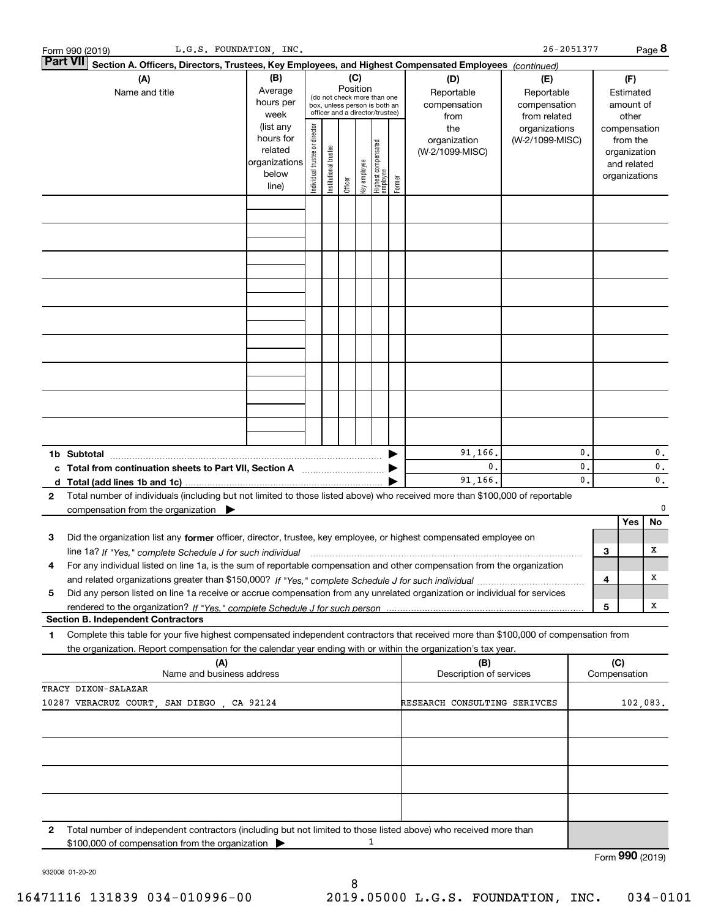Form 990 (2019) L.G.S. FOUNDATION, INC. 26-2051377 Page **8**

**Part VII** **Section A. Officers, Directors, Trustees, Key Employees, and Highest Compensated Employees** *(continued)*

| (A) Name and title | (B) Average hours per week (list any hours for related organizations below line) | (C) Position (do not check more than one box, unless person is both an officer and a director/trustee): Individual trustee or director | Institutional trustee | Officer | Key employee | Highest compensated employee | Former | (D) Reportable compensation from the organization (W-2/1099-MISC) | (E) Reportable compensation from related organizations (W-2/1099-MISC) | (F) Estimated amount of other compensation from the organization and related organizations |
|---|---|---|---|---|---|---|---|---|---|---|
| | | | | | | | | | | |
| **1b Subtotal** | | | | | | | | 91,166. | 0. | 0. |
| **c Total from continuation sheets to Part VII, Section A** | | | | | | | | 0. | 0. | 0. |
| **d Total (add lines 1b and 1c)** | | | | | | | | 91,166. | 0. | 0. |

**2** Total number of individuals (including but not limited to those listed above) who received more than $100,000 of reportable compensation from the organization ▶ 0

| | | | Yes | No |
|---|---|---|---|---|
| **3** | Did the organization list any **former** officer, director, trustee, key employee, or highest compensated employee on line 1a? *If "Yes," complete Schedule J for such individual* | 3 | | X |
| **4** | For any individual listed on line 1a, is the sum of reportable compensation and other compensation from the organization and related organizations greater than $150,000? *If "Yes," complete Schedule J for such individual* | 4 | | X |
| **5** | Did any person listed on line 1a receive or accrue compensation from any unrelated organization or individual for services rendered to the organization? *If "Yes," complete Schedule J for such person* | 5 | | X |

**Section B. Independent Contractors**

**1** Complete this table for your five highest compensated independent contractors that received more than $100,000 of compensation from the organization. Report compensation for the calendar year ending with or within the organization's tax year.

| (A) Name and business address | (B) Description of services | (C) Compensation |
|---|---|---|
| TRACY DIXON-SALAZAR<br>10287 VERACRUZ COURT, SAN DIEGO , CA 92124 | RESEARCH CONSULTING SERIVCES | 102,083. |
| | | |
| | | |
| | | |
| | | |

**2** Total number of independent contractors (including but not limited to those listed above) who received more than $100,000 of compensation from the organization ▶ 1

Form **990** (2019)

932008 01-20-20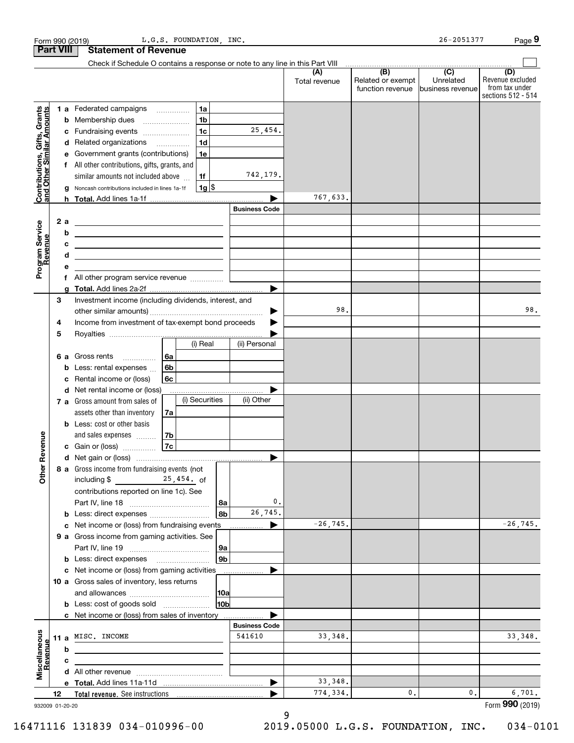Form 990 (2019) L.G.S. FOUNDATION, INC. 26-2051377 Page **9**

## Part VIII Statement of Revenue

Check if Schedule O contains a response or note to any line in this Part VIII ☐

| | | | | (A) Total revenue | (B) Related or exempt function revenue | (C) Unrelated business revenue | (D) Revenue excluded from tax under sections 512 - 514 |
|---|---|---|---|---|---|---|---|
| **Contributions, Gifts, Grants and Other Similar Amounts** | 1 a Federated campaigns | 1a | | | | | |
| | b Membership dues | 1b | | | | | |
| | c Fundraising events | 1c | 25,454. | | | | |
| | d Related organizations | 1d | | | | | |
| | e Government grants (contributions) | 1e | | | | | |
| | f All other contributions, gifts, grants, and similar amounts not included above | 1f | 742,179. | | | | |
| | g Noncash contributions included in lines 1a-1f | 1g | $ | | | | |
| | h **Total.** Add lines 1a-1f | | ▶ | 767,633. | | | |
| **Program Service Revenue** | | | Business Code | | | | |
| | 2 a | | | | | | |
| | b | | | | | | |
| | c | | | | | | |
| | d | | | | | | |
| | e | | | | | | |
| | f All other program service revenue | | | | | | |
| | g **Total.** Add lines 2a-2f | | ▶ | | | | |
| **Other Revenue** | 3 Investment income (including dividends, interest, and other similar amounts) | | ▶ | 98. | | | 98. |
| | 4 Income from investment of tax-exempt bond proceeds | | ▶ | | | | |
| | 5 Royalties | | ▶ | | | | |
| | | (i) Real | (ii) Personal | | | | |
| | 6 a Gross rents (6a) | | | | | | |
| | b Less: rental expenses (6b) | | | | | | |
| | c Rental income or (loss) (6c) | | | | | | |
| | d Net rental income or (loss) | | ▶ | | | | |
| | | (i) Securities | (ii) Other | | | | |
| | 7 a Gross amount from sales of assets other than inventory (7a) | | | | | | |
| | b Less: cost or other basis and sales expenses (7b) | | | | | | |
| | c Gain or (loss) (7c) | | | | | | |
| | d Net gain or (loss) | | ▶ | | | | |
| | 8 a Gross income from fundraising events (not including $ 25,454. of contributions reported on line 1c). See Part IV, line 18 | 8a | 0. | | | | |
| | b Less: direct expenses | 8b | 26,745. | | | | |
| | c Net income or (loss) from fundraising events | | ▶ | -26,745. | | | -26,745. |
| | 9 a Gross income from gaming activities. See Part IV, line 19 | 9a | | | | | |
| | b Less: direct expenses | 9b | | | | | |
| | c Net income or (loss) from gaming activities | | ▶ | | | | |
| | 10 a Gross sales of inventory, less returns and allowances | 10a | | | | | |
| | b Less: cost of goods sold | 10b | | | | | |
| | c Net income or (loss) from sales of inventory | | ▶ | | | | |
| **Miscellaneous Revenue** | | | Business Code | | | | |
| | 11 a MISC. INCOME | | 541610 | 33,348. | | | 33,348. |
| | b | | | | | | |
| | c | | | | | | |
| | d All other revenue | | | | | | |
| | e **Total.** Add lines 11a-11d | | ▶ | 33,348. | | | |
| | 12 **Total revenue.** See instructions | | ▶ | 774,334. | 0. | 0. | 6,701. |

932009 01-20-20 Form **990** (2019)

16471116 131839 034-010996-00 2019.05000 L.G.S. FOUNDATION, INC. 034-0101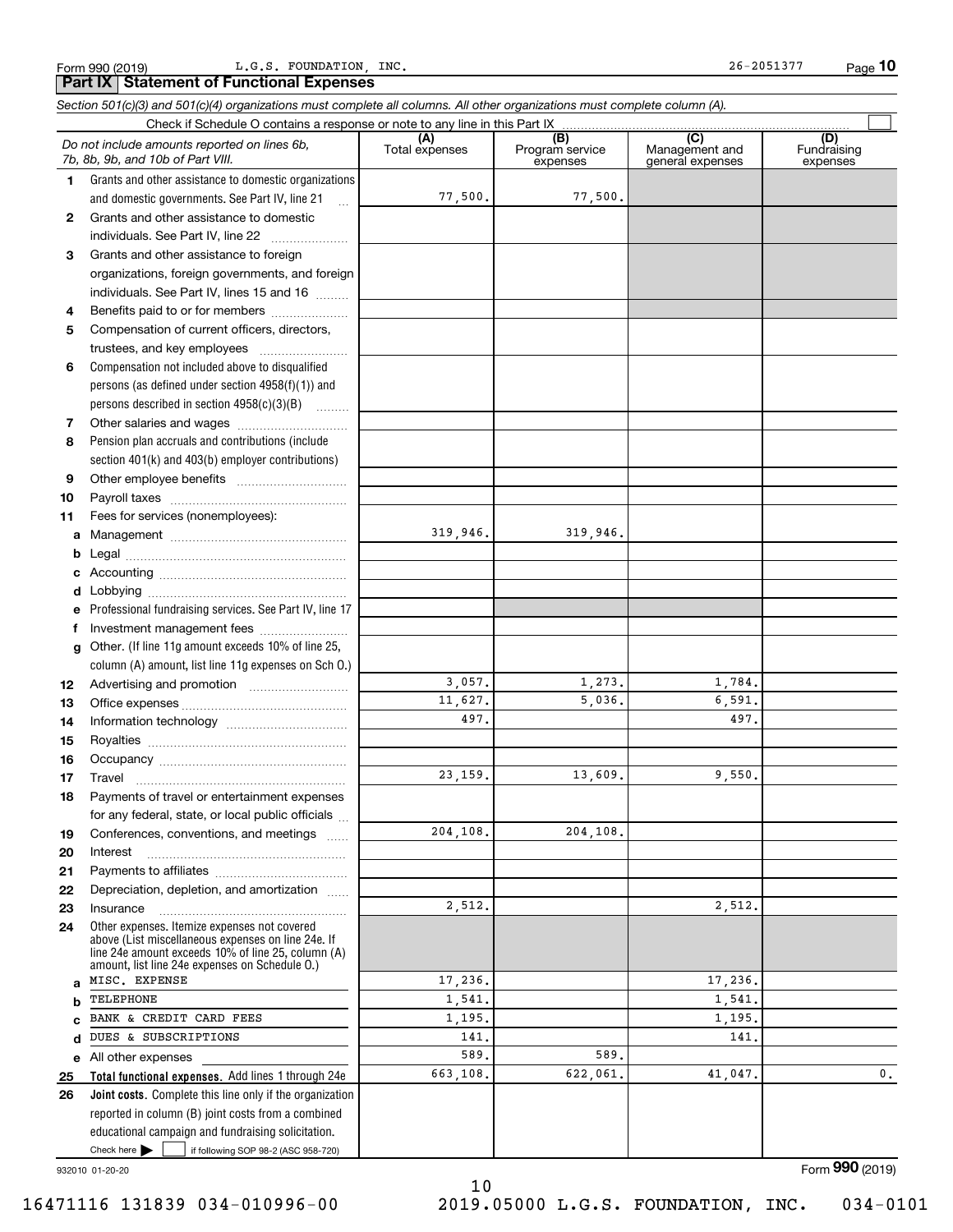Form 990 (2019) L.G.S. FOUNDATION, INC. 26-2051377

## Part IX Statement of Functional Expenses

*Section 501(c)(3) and 501(c)(4) organizations must complete all columns. All other organizations must complete column (A).*

Check if Schedule O contains a response or note to any line in this Part IX ☐

| | *Do not include amounts reported on lines 6b, 7b, 8b, 9b, and 10b of Part VIII.* | (A) Total expenses | (B) Program service expenses | (C) Management and general expenses | (D) Fundraising expenses |
|---|---|---|---|---|---|
| 1 | Grants and other assistance to domestic organizations and domestic governments. See Part IV, line 21 | 77,500. | 77,500. | | |
| 2 | Grants and other assistance to domestic individuals. See Part IV, line 22 | | | | |
| 3 | Grants and other assistance to foreign organizations, foreign governments, and foreign individuals. See Part IV, lines 15 and 16 | | | | |
| 4 | Benefits paid to or for members | | | | |
| 5 | Compensation of current officers, directors, trustees, and key employees | | | | |
| 6 | Compensation not included above to disqualified persons (as defined under section 4958(f)(1)) and persons described in section 4958(c)(3)(B) | | | | |
| 7 | Other salaries and wages | | | | |
| 8 | Pension plan accruals and contributions (include section 401(k) and 403(b) employer contributions) | | | | |
| 9 | Other employee benefits | | | | |
| 10 | Payroll taxes | | | | |
| 11 | Fees for services (nonemployees): | | | | |
| a | Management | 319,946. | 319,946. | | |
| b | Legal | | | | |
| c | Accounting | | | | |
| d | Lobbying | | | | |
| e | Professional fundraising services. See Part IV, line 17 | | | | |
| f | Investment management fees | | | | |
| g | Other. (If line 11g amount exceeds 10% of line 25, column (A) amount, list line 11g expenses on Sch O.) | | | | |
| 12 | Advertising and promotion | 3,057. | 1,273. | 1,784. | |
| 13 | Office expenses | 11,627. | 5,036. | 6,591. | |
| 14 | Information technology | 497. | | 497. | |
| 15 | Royalties | | | | |
| 16 | Occupancy | | | | |
| 17 | Travel | 23,159. | 13,609. | 9,550. | |
| 18 | Payments of travel or entertainment expenses for any federal, state, or local public officials | | | | |
| 19 | Conferences, conventions, and meetings | 204,108. | 204,108. | | |
| 20 | Interest | | | | |
| 21 | Payments to affiliates | | | | |
| 22 | Depreciation, depletion, and amortization | | | | |
| 23 | Insurance | 2,512. | | 2,512. | |
| 24 | Other expenses. Itemize expenses not covered above (List miscellaneous expenses on line 24e. If line 24e amount exceeds 10% of line 25, column (A) amount, list line 24e expenses on Schedule O.) | | | | |
| a | MISC. EXPENSE | 17,236. | | 17,236. | |
| b | TELEPHONE | 1,541. | | 1,541. | |
| c | BANK & CREDIT CARD FEES | 1,195. | | 1,195. | |
| d | DUES & SUBSCRIPTIONS | 141. | | 141. | |
| e | All other expenses | 589. | 589. | | |
| 25 | **Total functional expenses.** Add lines 1 through 24e | 663,108. | 622,061. | 41,047. | 0. |
| 26 | **Joint costs.** Complete this line only if the organization reported in column (B) joint costs from a combined educational campaign and fundraising solicitation. Check here ☐ if following SOP 98-2 (ASC 958-720) | | | | |

932010 01-20-20 Form **990** (2019)

16471116 131839 034-010996-00 2019.05000 L.G.S. FOUNDATION, INC. 034-0101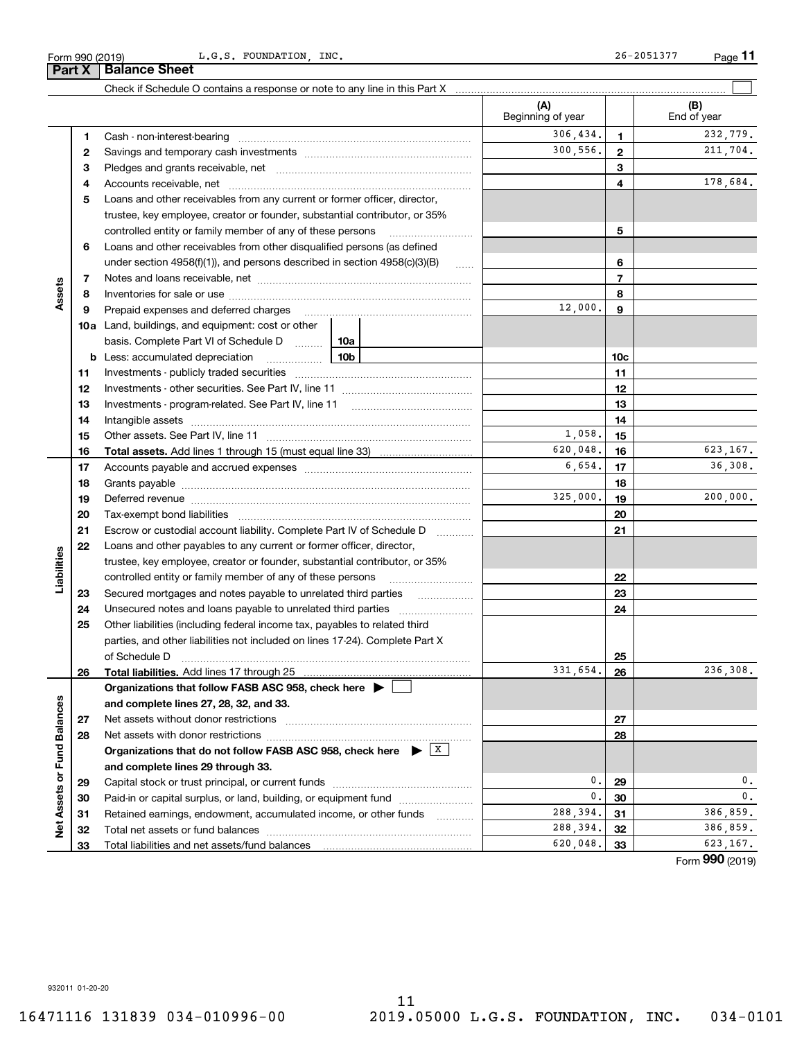Form 990 (2019) L.G.S. FOUNDATION, INC. 26-2051377

## Part X Balance Sheet

Check if Schedule O contains a response or note to any line in this Part X ☐

| | | | (A) Beginning of year | | (B) End of year |
|---|---|---|---|---|---|
| Assets | 1 | Cash - non-interest-bearing | 306,434. | 1 | 232,779. |
| | 2 | Savings and temporary cash investments | 300,556. | 2 | 211,704. |
| | 3 | Pledges and grants receivable, net | | 3 | |
| | 4 | Accounts receivable, net | | 4 | 178,684. |
| | 5 | Loans and other receivables from any current or former officer, director, trustee, key employee, creator or founder, substantial contributor, or 35% controlled entity or family member of any of these persons | | 5 | |
| | 6 | Loans and other receivables from other disqualified persons (as defined under section 4958(f)(1)), and persons described in section 4958(c)(3)(B) | | 6 | |
| | 7 | Notes and loans receivable, net | | 7 | |
| | 8 | Inventories for sale or use | | 8 | |
| | 9 | Prepaid expenses and deferred charges | 12,000. | 9 | |
| | 10a | Land, buildings, and equipment: cost or other basis. Complete Part VI of Schedule D 10a | | | |
| | b | Less: accumulated depreciation 10b | | 10c | |
| | 11 | Investments - publicly traded securities | | 11 | |
| | 12 | Investments - other securities. See Part IV, line 11 | | 12 | |
| | 13 | Investments - program-related. See Part IV, line 11 | | 13 | |
| | 14 | Intangible assets | | 14 | |
| | 15 | Other assets. See Part IV, line 11 | 1,058. | 15 | |
| | 16 | **Total assets.** Add lines 1 through 15 (must equal line 33) | 620,048. | 16 | 623,167. |
| Liabilities | 17 | Accounts payable and accrued expenses | 6,654. | 17 | 36,308. |
| | 18 | Grants payable | | 18 | |
| | 19 | Deferred revenue | 325,000. | 19 | 200,000. |
| | 20 | Tax-exempt bond liabilities | | 20 | |
| | 21 | Escrow or custodial account liability. Complete Part IV of Schedule D | | 21 | |
| | 22 | Loans and other payables to any current or former officer, director, trustee, key employee, creator or founder, substantial contributor, or 35% controlled entity or family member of any of these persons | | 22 | |
| | 23 | Secured mortgages and notes payable to unrelated third parties | | 23 | |
| | 24 | Unsecured notes and loans payable to unrelated third parties | | 24 | |
| | 25 | Other liabilities (including federal income tax, payables to related third parties, and other liabilities not included on lines 17-24). Complete Part X of Schedule D | | 25 | |
| | 26 | **Total liabilities.** Add lines 17 through 25 | 331,654. | 26 | 236,308. |
| Net Assets or Fund Balances | | **Organizations that follow FASB ASC 958, check here ▶ ☐ and complete lines 27, 28, 32, and 33.** | | | |
| | 27 | Net assets without donor restrictions | | 27 | |
| | 28 | Net assets with donor restrictions | | 28 | |
| | | **Organizations that do not follow FASB ASC 958, check here ▶ ☒ and complete lines 29 through 33.** | | | |
| | 29 | Capital stock or trust principal, or current funds | 0. | 29 | 0. |
| | 30 | Paid-in or capital surplus, or land, building, or equipment fund | 0. | 30 | 0. |
| | 31 | Retained earnings, endowment, accumulated income, or other funds | 288,394. | 31 | 386,859. |
| | 32 | Total net assets or fund balances | 288,394. | 32 | 386,859. |
| | 33 | Total liabilities and net assets/fund balances | 620,048. | 33 | 623,167. |

Form **990** (2019)

932011 01-20-20

16471116 131839 034-010996-00 2019.05000 L.G.S. FOUNDATION, INC. 034-0101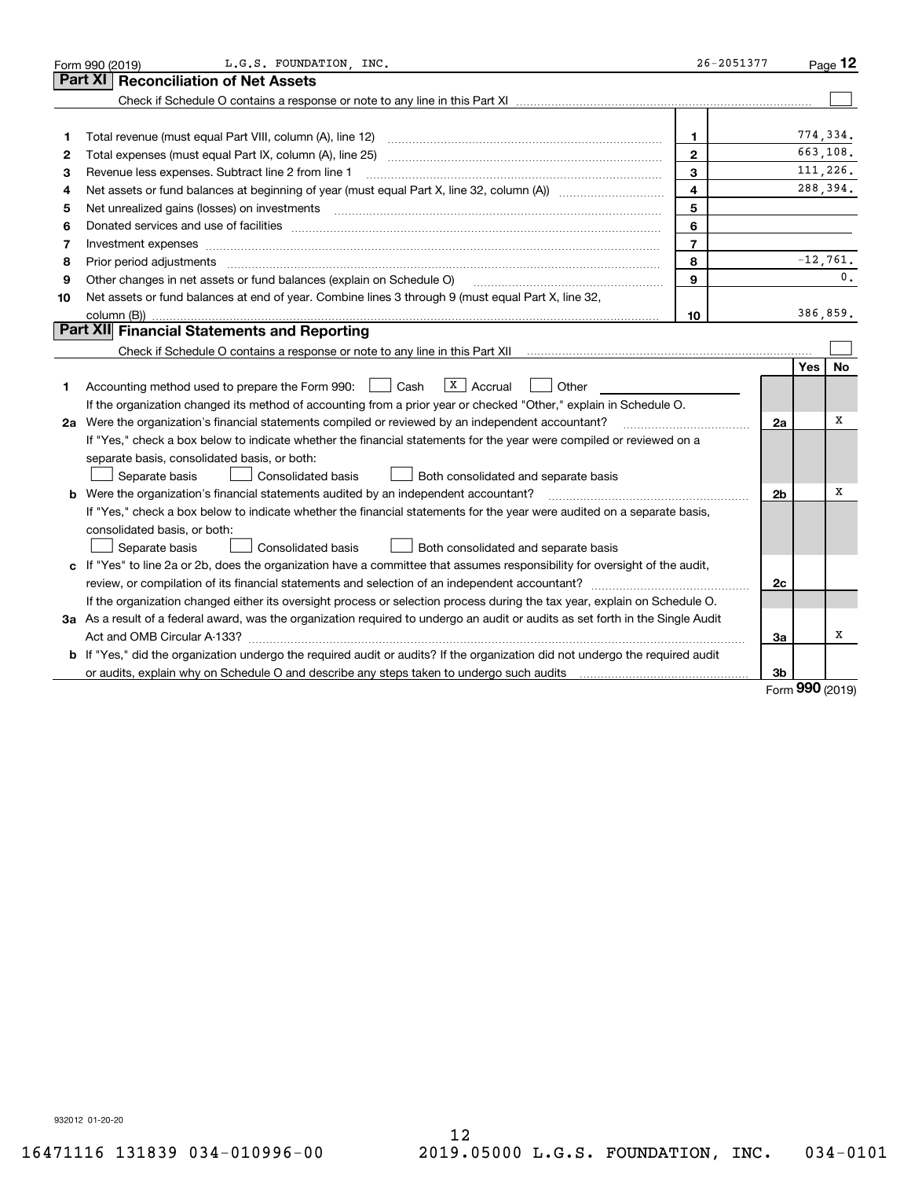Form 990 (2019) L.G.S. FOUNDATION, INC. 26-2051377 Page 12

## Part XI Reconciliation of Net Assets

Check if Schedule O contains a response or note to any line in this Part XI ☐

| | | | |
|---|---|---|---|
| 1 | Total revenue (must equal Part VIII, column (A), line 12) | 1 | 774,334. |
| 2 | Total expenses (must equal Part IX, column (A), line 25) | 2 | 663,108. |
| 3 | Revenue less expenses. Subtract line 2 from line 1 | 3 | 111,226. |
| 4 | Net assets or fund balances at beginning of year (must equal Part X, line 32, column (A)) | 4 | 288,394. |
| 5 | Net unrealized gains (losses) on investments | 5 | |
| 6 | Donated services and use of facilities | 6 | |
| 7 | Investment expenses | 7 | |
| 8 | Prior period adjustments | 8 | -12,761. |
| 9 | Other changes in net assets or fund balances (explain on Schedule O) | 9 | 0. |
| 10 | Net assets or fund balances at end of year. Combine lines 3 through 9 (must equal Part X, line 32, column (B)) | 10 | 386,859. |

## Part XII Financial Statements and Reporting

Check if Schedule O contains a response or note to any line in this Part XII ☐

| | | | Yes | No |
|---|---|---|---|---|
| 1 | Accounting method used to prepare the Form 990: ☐ Cash ☒ Accrual ☐ Other<br>If the organization changed its method of accounting from a prior year or checked "Other," explain in Schedule O. | | | |
| 2a | Were the organization's financial statements compiled or reviewed by an independent accountant?<br>If "Yes," check a box below to indicate whether the financial statements for the year were compiled or reviewed on a separate basis, consolidated basis, or both:<br>☐ Separate basis ☐ Consolidated basis ☐ Both consolidated and separate basis | 2a | | X |
| b | Were the organization's financial statements audited by an independent accountant?<br>If "Yes," check a box below to indicate whether the financial statements for the year were audited on a separate basis, consolidated basis, or both:<br>☐ Separate basis ☐ Consolidated basis ☐ Both consolidated and separate basis | 2b | | X |
| c | If "Yes" to line 2a or 2b, does the organization have a committee that assumes responsibility for oversight of the audit, review, or compilation of its financial statements and selection of an independent accountant?<br>If the organization changed either its oversight process or selection process during the tax year, explain on Schedule O. | 2c | | |
| 3a | As a result of a federal award, was the organization required to undergo an audit or audits as set forth in the Single Audit Act and OMB Circular A-133? | 3a | | X |
| b | If "Yes," did the organization undergo the required audit or audits? If the organization did not undergo the required audit or audits, explain why on Schedule O and describe any steps taken to undergo such audits | 3b | | |

Form 990 (2019)

932012 01-20-20

16471116 131839 034-010996-00 2019.05000 L.G.S. FOUNDATION, INC. 034-0101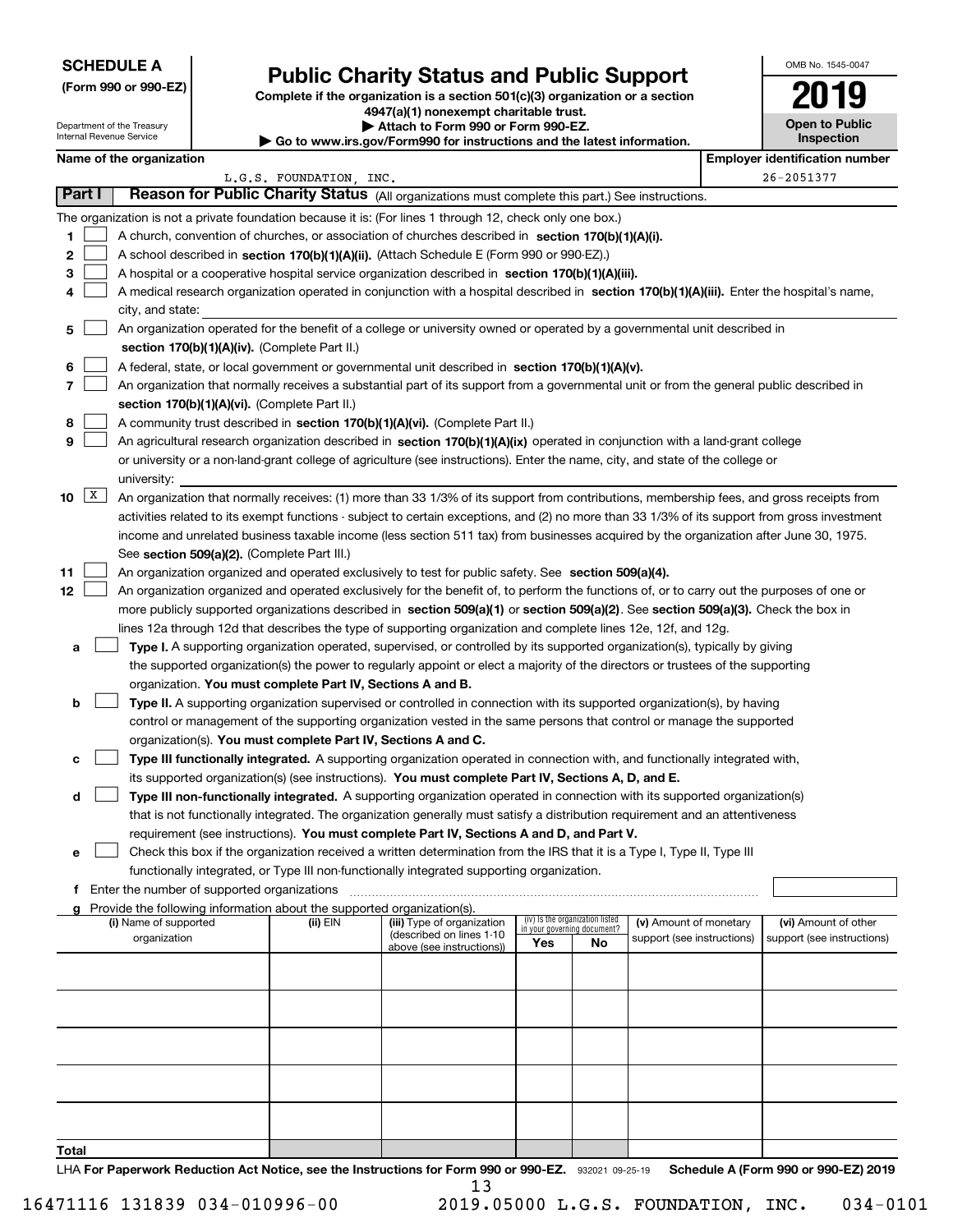**SCHEDULE A**
**(Form 990 or 990-EZ)**

Department of the Treasury
Internal Revenue Service

# Public Charity Status and Public Support

**Complete if the organization is a section 501(c)(3) organization or a section 4947(a)(1) nonexempt charitable trust.**
**▶ Attach to Form 990 or Form 990-EZ.**
**▶ Go to www.irs.gov/Form990 for instructions and the latest information.**

OMB No. 1545-0047
**2019**
**Open to Public Inspection**

**Name of the organization:** L.G.S. FOUNDATION, INC.
**Employer identification number:** 26-2051377

## Part I Reason for Public Charity Status (All organizations must complete this part.) See instructions.

The organization is not a private foundation because it is: (For lines 1 through 12, check only one box.)

1. ☐ A church, convention of churches, or association of churches described in **section 170(b)(1)(A)(i).**
2. ☐ A school described in **section 170(b)(1)(A)(ii).** (Attach Schedule E (Form 990 or 990-EZ).)
3. ☐ A hospital or a cooperative hospital service organization described in **section 170(b)(1)(A)(iii).**
4. ☐ A medical research organization operated in conjunction with a hospital described in **section 170(b)(1)(A)(iii).** Enter the hospital's name, city, and state:
5. ☐ An organization operated for the benefit of a college or university owned or operated by a governmental unit described in **section 170(b)(1)(A)(iv).** (Complete Part II.)
6. ☐ A federal, state, or local government or governmental unit described in **section 170(b)(1)(A)(v).**
7. ☐ An organization that normally receives a substantial part of its support from a governmental unit or from the general public described in **section 170(b)(1)(A)(vi).** (Complete Part II.)
8. ☐ A community trust described in **section 170(b)(1)(A)(vi).** (Complete Part II.)
9. ☐ An agricultural research organization described in **section 170(b)(1)(A)(ix)** operated in conjunction with a land-grant college or university or a non-land-grant college of agriculture (see instructions). Enter the name, city, and state of the college or university:
10. ☒ An organization that normally receives: (1) more than 33 1/3% of its support from contributions, membership fees, and gross receipts from activities related to its exempt functions - subject to certain exceptions, and (2) no more than 33 1/3% of its support from gross investment income and unrelated business taxable income (less section 511 tax) from businesses acquired by the organization after June 30, 1975. See **section 509(a)(2).** (Complete Part III.)
11. ☐ An organization organized and operated exclusively to test for public safety. See **section 509(a)(4).**
12. ☐ An organization organized and operated exclusively for the benefit of, to perform the functions of, or to carry out the purposes of one or more publicly supported organizations described in **section 509(a)(1)** or **section 509(a)(2)**. See **section 509(a)(3).** Check the box in lines 12a through 12d that describes the type of supporting organization and complete lines 12e, 12f, and 12g.
   - **a** ☐ **Type I.** A supporting organization operated, supervised, or controlled by its supported organization(s), typically by giving the supported organization(s) the power to regularly appoint or elect a majority of the directors or trustees of the supporting organization. **You must complete Part IV, Sections A and B.**
   - **b** ☐ **Type II.** A supporting organization supervised or controlled in connection with its supported organization(s), by having control or management of the supporting organization vested in the same persons that control or manage the supported organization(s). **You must complete Part IV, Sections A and C.**
   - **c** ☐ **Type III functionally integrated.** A supporting organization operated in connection with, and functionally integrated with, its supported organization(s) (see instructions). **You must complete Part IV, Sections A, D, and E.**
   - **d** ☐ **Type III non-functionally integrated.** A supporting organization operated in connection with its supported organization(s) that is not functionally integrated. The organization generally must satisfy a distribution requirement and an attentiveness requirement (see instructions). **You must complete Part IV, Sections A and D, and Part V.**
   - **e** ☐ Check this box if the organization received a written determination from the IRS that it is a Type I, Type II, Type III functionally integrated, or Type III non-functionally integrated supporting organization.
   - **f** Enter the number of supported organizations
   - **g** Provide the following information about the supported organization(s).

| (i) Name of supported organization | (ii) EIN | (iii) Type of organization (described on lines 1-10 above (see instructions)) | (iv) Is the organization listed in your governing document? Yes | No | (v) Amount of monetary support (see instructions) | (vi) Amount of other support (see instructions) |
|---|---|---|---|---|---|---|
| | | | | | | |
| | | | | | | |
| | | | | | | |
| | | | | | | |
| | | | | | | |
| **Total** | | | | | | |

LHA **For Paperwork Reduction Act Notice, see the Instructions for Form 990 or 990-EZ.** 932021 09-25-19 **Schedule A (Form 990 or 990-EZ) 2019**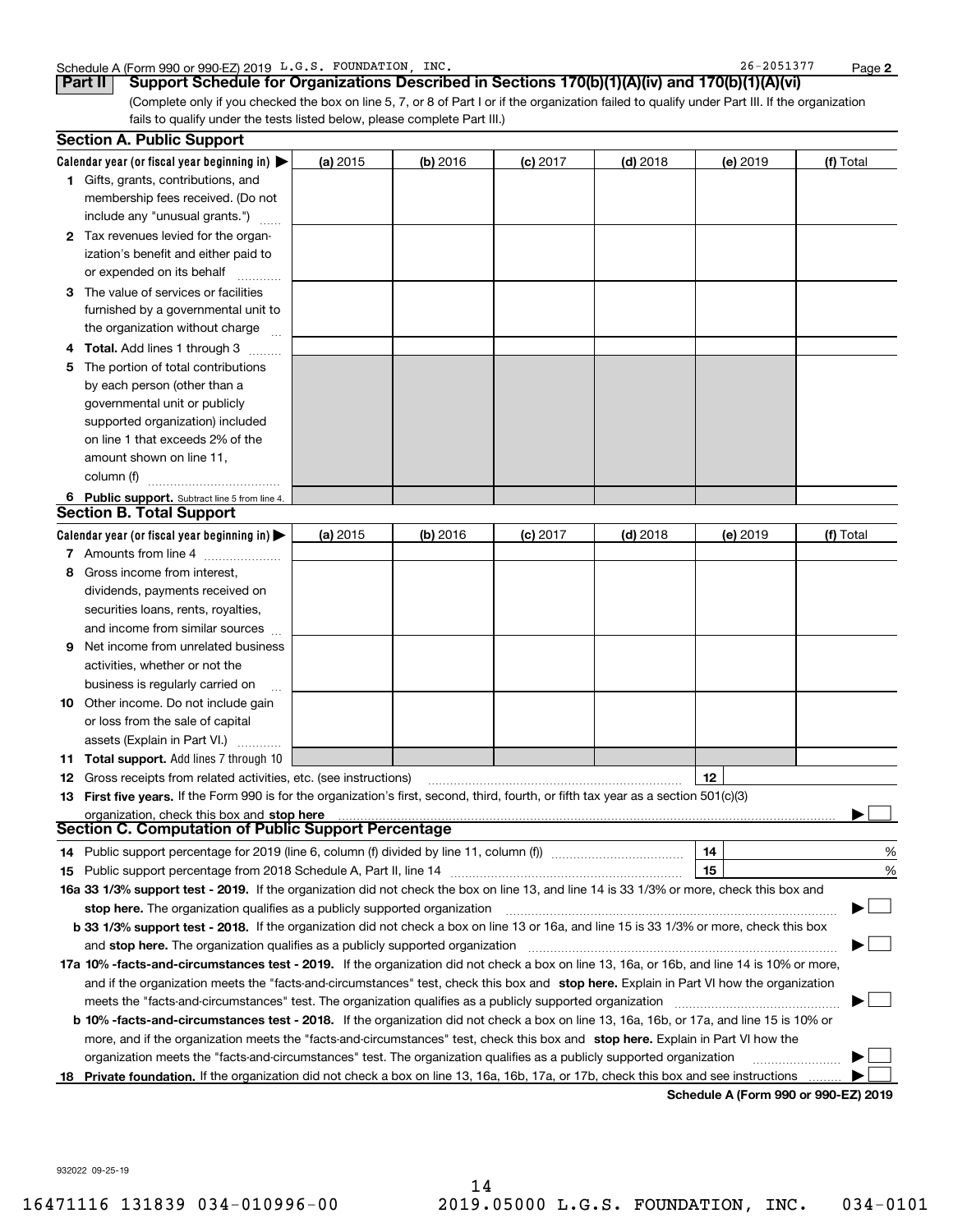Schedule A (Form 990 or 990-EZ) 2019 L.G.S. FOUNDATION, INC. 26-2051377 Page 2

**Part II Support Schedule for Organizations Described in Sections 170(b)(1)(A)(iv) and 170(b)(1)(A)(vi)**

(Complete only if you checked the box on line 5, 7, or 8 of Part I or if the organization failed to qualify under Part III. If the organization fails to qualify under the tests listed below, please complete Part III.)

## Section A. Public Support

| Calendar year (or fiscal year beginning in) ▶ | (a) 2015 | (b) 2016 | (c) 2017 | (d) 2018 | (e) 2019 | (f) Total |
|---|---|---|---|---|---|---|
| 1 Gifts, grants, contributions, and membership fees received. (Do not include any "unusual grants.") | | | | | | |
| 2 Tax revenues levied for the organization's benefit and either paid to or expended on its behalf | | | | | | |
| 3 The value of services or facilities furnished by a governmental unit to the organization without charge | | | | | | |
| 4 **Total.** Add lines 1 through 3 | | | | | | |
| 5 The portion of total contributions by each person (other than a governmental unit or publicly supported organization) included on line 1 that exceeds 2% of the amount shown on line 11, column (f) | | | | | | |
| 6 **Public support.** Subtract line 5 from line 4. | | | | | | |

## Section B. Total Support

| Calendar year (or fiscal year beginning in) ▶ | (a) 2015 | (b) 2016 | (c) 2017 | (d) 2018 | (e) 2019 | (f) Total |
|---|---|---|---|---|---|---|
| 7 Amounts from line 4 | | | | | | |
| 8 Gross income from interest, dividends, payments received on securities loans, rents, royalties, and income from similar sources | | | | | | |
| 9 Net income from unrelated business activities, whether or not the business is regularly carried on | | | | | | |
| 10 Other income. Do not include gain or loss from the sale of capital assets (Explain in Part VI.) | | | | | | |
| 11 **Total support.** Add lines 7 through 10 | | | | | | |

12 Gross receipts from related activities, etc. (see instructions) ..... 12

13 **First five years.** If the Form 990 is for the organization's first, second, third, fourth, or fifth tax year as a section 501(c)(3) organization, check this box and **stop here** ▶ ☐

## Section C. Computation of Public Support Percentage

14 Public support percentage for 2019 (line 6, column (f) divided by line 11, column (f)) ..... 14 %

15 Public support percentage from 2018 Schedule A, Part II, line 14 ..... 15 %

16a **33 1/3% support test - 2019.** If the organization did not check the box on line 13, and line 14 is 33 1/3% or more, check this box and **stop here.** The organization qualifies as a publicly supported organization ▶ ☐

b **33 1/3% support test - 2018.** If the organization did not check a box on line 13 or 16a, and line 15 is 33 1/3% or more, check this box and **stop here.** The organization qualifies as a publicly supported organization ▶ ☐

17a **10% -facts-and-circumstances test - 2019.** If the organization did not check a box on line 13, 16a, or 16b, and line 14 is 10% or more, and if the organization meets the "facts-and-circumstances" test, check this box and **stop here.** Explain in Part VI how the organization meets the "facts-and-circumstances" test. The organization qualifies as a publicly supported organization ▶ ☐

b **10% -facts-and-circumstances test - 2018.** If the organization did not check a box on line 13, 16a, 16b, or 17a, and line 15 is 10% or more, and if the organization meets the "facts-and-circumstances" test, check this box and **stop here.** Explain in Part VI how the organization meets the "facts-and-circumstances" test. The organization qualifies as a publicly supported organization ▶ ☐

18 **Private foundation.** If the organization did not check a box on line 13, 16a, 16b, 17a, or 17b, check this box and see instructions ▶ ☐

**Schedule A (Form 990 or 990-EZ) 2019**

932022 09-25-19

16471116 131839 034-010996-00 2019.05000 L.G.S. FOUNDATION, INC. 034-0101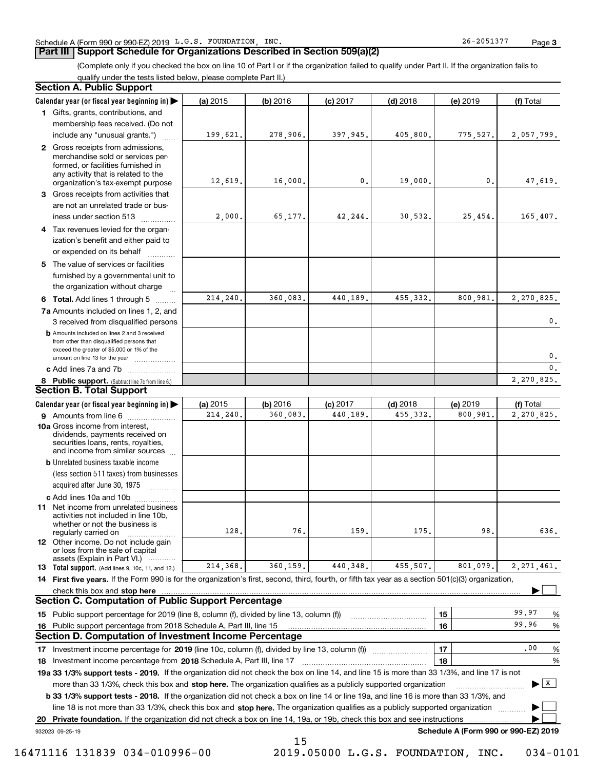Schedule A (Form 990 or 990-EZ) 2019 L.G.S. FOUNDATION, INC. 26-2051377 Page 3

## Part III Support Schedule for Organizations Described in Section 509(a)(2)

(Complete only if you checked the box on line 10 of Part I or if the organization failed to qualify under Part II. If the organization fails to qualify under the tests listed below, please complete Part II.)

### Section A. Public Support

| Calendar year (or fiscal year beginning in) ▶ | (a) 2015 | (b) 2016 | (c) 2017 | (d) 2018 | (e) 2019 | (f) Total |
|---|---|---|---|---|---|---|
| **1** Gifts, grants, contributions, and membership fees received. (Do not include any "unusual grants.") | 199,621. | 278,906. | 397,945. | 405,800. | 775,527. | 2,057,799. |
| **2** Gross receipts from admissions, merchandise sold or services performed, or facilities furnished in any activity that is related to the organization's tax-exempt purpose | 12,619. | 16,000. | 0. | 19,000. | 0. | 47,619. |
| **3** Gross receipts from activities that are not an unrelated trade or business under section 513 | 2,000. | 65,177. | 42,244. | 30,532. | 25,454. | 165,407. |
| **4** Tax revenues levied for the organization's benefit and either paid to or expended on its behalf | | | | | | |
| **5** The value of services or facilities furnished by a governmental unit to the organization without charge | | | | | | |
| **6 Total.** Add lines 1 through 5 | 214,240. | 360,083. | 440,189. | 455,332. | 800,981. | 2,270,825. |
| **7a** Amounts included on lines 1, 2, and 3 received from disqualified persons | | | | | | 0. |
| **b** Amounts included on lines 2 and 3 received from other than disqualified persons that exceed the greater of $5,000 or 1% of the amount on line 13 for the year | | | | | | 0. |
| **c** Add lines 7a and 7b | | | | | | 0. |
| **8 Public support.** (Subtract line 7c from line 6.) | | | | | | 2,270,825. |

### Section B. Total Support

| Calendar year (or fiscal year beginning in) ▶ | (a) 2015 | (b) 2016 | (c) 2017 | (d) 2018 | (e) 2019 | (f) Total |
|---|---|---|---|---|---|---|
| **9** Amounts from line 6 | 214,240. | 360,083. | 440,189. | 455,332. | 800,981. | 2,270,825. |
| **10a** Gross income from interest, dividends, payments received on securities loans, rents, royalties, and income from similar sources | | | | | | |
| **b** Unrelated business taxable income (less section 511 taxes) from businesses acquired after June 30, 1975 | | | | | | |
| **c** Add lines 10a and 10b | | | | | | |
| **11** Net income from unrelated business activities not included in line 10b, whether or not the business is regularly carried on | 128. | 76. | 159. | 175. | 98. | 636. |
| **12** Other income. Do not include gain or loss from the sale of capital assets (Explain in Part VI.) | | | | | | |
| **13 Total support.** (Add lines 9, 10c, 11, and 12.) | 214,368. | 360,159. | 440,348. | 455,507. | 801,079. | 2,271,461. |

**14 First five years.** If the Form 990 is for the organization's first, second, third, fourth, or fifth tax year as a section 501(c)(3) organization, check this box and **stop here** ▶ ☐

### Section C. Computation of Public Support Percentage

| | | | |
|---|---|---|---|
| **15** Public support percentage for 2019 (line 8, column (f), divided by line 13, column (f)) | **15** | 99.97 | % |
| **16** Public support percentage from 2018 Schedule A, Part III, line 15 | **16** | 99.96 | % |

### Section D. Computation of Investment Income Percentage

| | | | |
|---|---|---|---|
| **17** Investment income percentage for **2019** (line 10c, column (f), divided by line 13, column (f)) | **17** | .00 | % |
| **18** Investment income percentage from **2018** Schedule A, Part III, line 17 | **18** | | % |

**19a 33 1/3% support tests - 2019.** If the organization did not check the box on line 14, and line 15 is more than 33 1/3%, and line 17 is not more than 33 1/3%, check this box and **stop here.** The organization qualifies as a publicly supported organization ▶ ☒

**b 33 1/3% support tests - 2018.** If the organization did not check a box on line 14 or line 19a, and line 16 is more than 33 1/3%, and line 18 is not more than 33 1/3%, check this box and **stop here.** The organization qualifies as a publicly supported organization ▶ ☐

**20 Private foundation.** If the organization did not check a box on line 14, 19a, or 19b, check this box and see instructions ▶ ☐

932023 09-25-19 **Schedule A (Form 990 or 990-EZ) 2019**

16471116 131839 034-010996-00 2019.05000 L.G.S. FOUNDATION, INC. 034-0101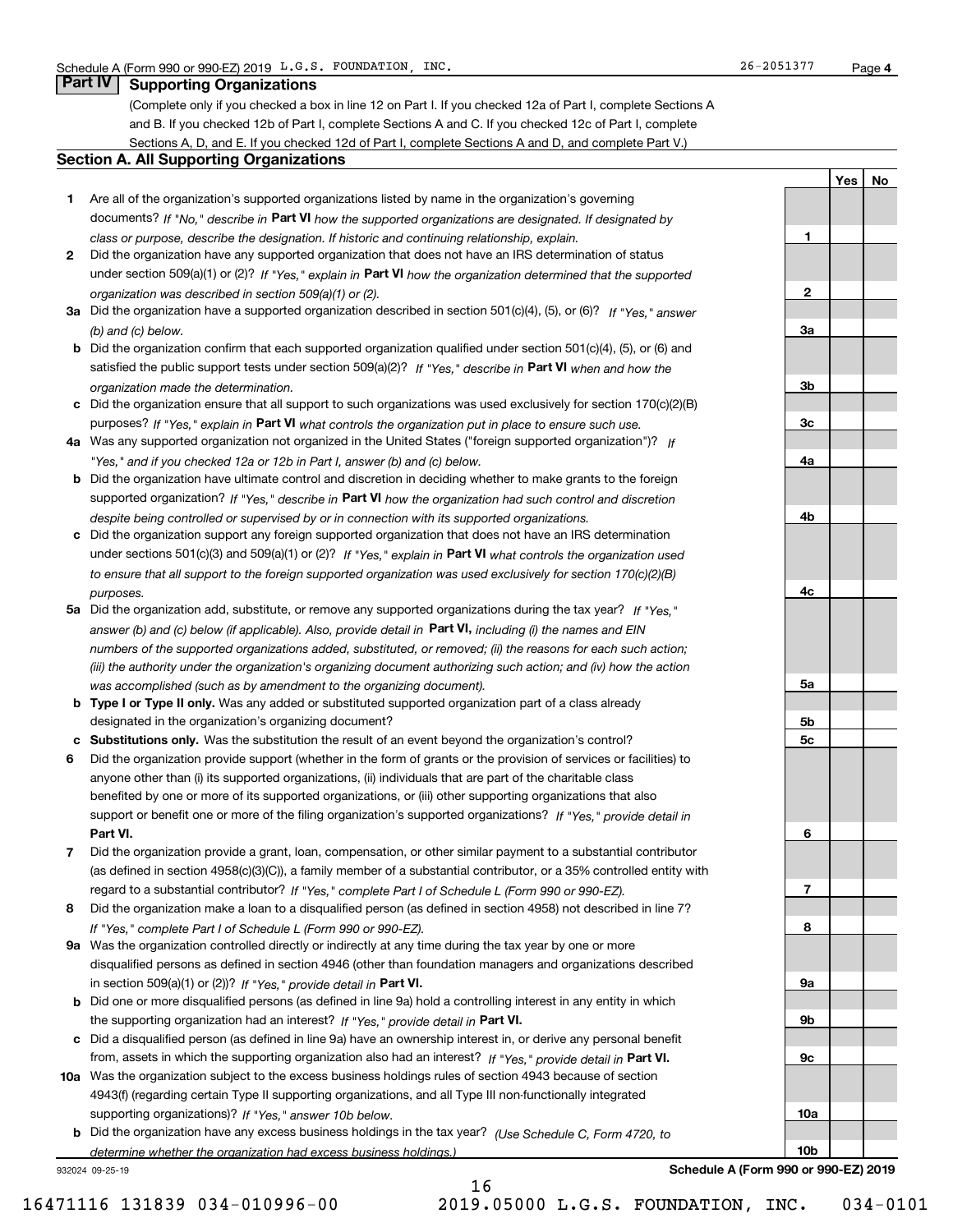Schedule A (Form 990 or 990-EZ) 2019 L.G.S. FOUNDATION, INC. 26-2051377 Page 4

## Part IV Supporting Organizations

(Complete only if you checked a box in line 12 on Part I. If you checked 12a of Part I, complete Sections A and B. If you checked 12b of Part I, complete Sections A and C. If you checked 12c of Part I, complete Sections A, D, and E. If you checked 12d of Part I, complete Sections A and D, and complete Part V.)

### Section A. All Supporting Organizations

| | | Line | Yes | No |
|---|---|---|---|---|
| 1 | Are all of the organization's supported organizations listed by name in the organization's governing documents? *If "No," describe in* **Part VI** *how the supported organizations are designated. If designated by class or purpose, describe the designation. If historic and continuing relationship, explain.* | 1 | | |
| 2 | Did the organization have any supported organization that does not have an IRS determination of status under section 509(a)(1) or (2)? *If "Yes," explain in* **Part VI** *how the organization determined that the supported organization was described in section 509(a)(1) or (2).* | 2 | | |
| 3a | Did the organization have a supported organization described in section 501(c)(4), (5), or (6)? *If "Yes," answer (b) and (c) below.* | 3a | | |
| b | Did the organization confirm that each supported organization qualified under section 501(c)(4), (5), or (6) and satisfied the public support tests under section 509(a)(2)? *If "Yes," describe in* **Part VI** *when and how the organization made the determination.* | 3b | | |
| c | Did the organization ensure that all support to such organizations was used exclusively for section 170(c)(2)(B) purposes? *If "Yes," explain in* **Part VI** *what controls the organization put in place to ensure such use.* | 3c | | |
| 4a | Was any supported organization not organized in the United States ("foreign supported organization")? *If "Yes," and if you checked 12a or 12b in Part I, answer (b) and (c) below.* | 4a | | |
| b | Did the organization have ultimate control and discretion in deciding whether to make grants to the foreign supported organization? *If "Yes," describe in* **Part VI** *how the organization had such control and discretion despite being controlled or supervised by or in connection with its supported organizations.* | 4b | | |
| c | Did the organization support any foreign supported organization that does not have an IRS determination under sections 501(c)(3) and 509(a)(1) or (2)? *If "Yes," explain in* **Part VI** *what controls the organization used to ensure that all support to the foreign supported organization was used exclusively for section 170(c)(2)(B) purposes.* | 4c | | |
| 5a | Did the organization add, substitute, or remove any supported organizations during the tax year? *If "Yes," answer (b) and (c) below (if applicable). Also, provide detail in* **Part VI,** *including (i) the names and EIN numbers of the supported organizations added, substituted, or removed; (ii) the reasons for each such action; (iii) the authority under the organization's organizing document authorizing such action; and (iv) how the action was accomplished (such as by amendment to the organizing document).* | 5a | | |
| b | **Type I or Type II only.** Was any added or substituted supported organization part of a class already designated in the organization's organizing document? | 5b | | |
| c | **Substitutions only.** Was the substitution the result of an event beyond the organization's control? | 5c | | |
| 6 | Did the organization provide support (whether in the form of grants or the provision of services or facilities) to anyone other than (i) its supported organizations, (ii) individuals that are part of the charitable class benefited by one or more of its supported organizations, or (iii) other supporting organizations that also support or benefit one or more of the filing organization's supported organizations? *If "Yes," provide detail in* **Part VI.** | 6 | | |
| 7 | Did the organization provide a grant, loan, compensation, or other similar payment to a substantial contributor (as defined in section 4958(c)(3)(C)), a family member of a substantial contributor, or a 35% controlled entity with regard to a substantial contributor? *If "Yes," complete Part I of Schedule L (Form 990 or 990-EZ).* | 7 | | |
| 8 | Did the organization make a loan to a disqualified person (as defined in section 4958) not described in line 7? *If "Yes," complete Part I of Schedule L (Form 990 or 990-EZ).* | 8 | | |
| 9a | Was the organization controlled directly or indirectly at any time during the tax year by one or more disqualified persons as defined in section 4946 (other than foundation managers and organizations described in section 509(a)(1) or (2))? *If "Yes," provide detail in* **Part VI.** | 9a | | |
| b | Did one or more disqualified persons (as defined in line 9a) hold a controlling interest in any entity in which the supporting organization had an interest? *If "Yes," provide detail in* **Part VI.** | 9b | | |
| c | Did a disqualified person (as defined in line 9a) have an ownership interest in, or derive any personal benefit from, assets in which the supporting organization also had an interest? *If "Yes," provide detail in* **Part VI.** | 9c | | |
| 10a | Was the organization subject to the excess business holdings rules of section 4943 because of section 4943(f) (regarding certain Type II supporting organizations, and all Type III non-functionally integrated supporting organizations)? *If "Yes," answer 10b below.* | 10a | | |
| b | Did the organization have any excess business holdings in the tax year? *(Use Schedule C, Form 4720, to determine whether the organization had excess business holdings.)* | 10b | | |

932024 09-25-19 **Schedule A (Form 990 or 990-EZ) 2019**

16471116 131839 034-010996-00 2019.05000 L.G.S. FOUNDATION, INC. 034-0101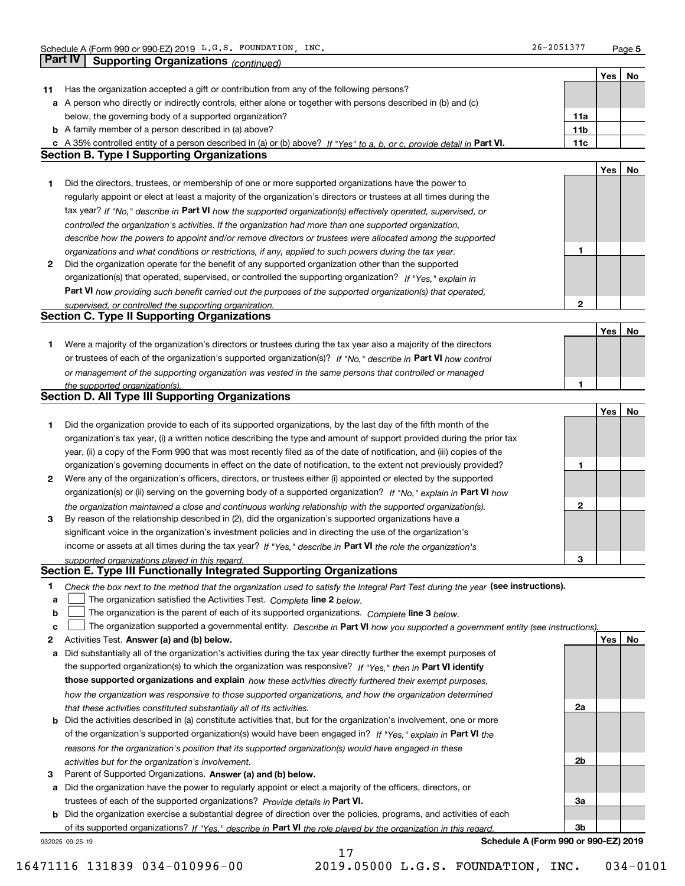## Part IV Supporting Organizations *(continued)*

| | | | Yes | No |
|---|---|---|---|---|
| **11** | Has the organization accepted a gift or contribution from any of the following persons? | | | |
| **a** | A person who directly or indirectly controls, either alone or together with persons described in (b) and (c) below, the governing body of a supported organization? | 11a | | |
| **b** | A family member of a person described in (a) above? | 11b | | |
| **c** | A 35% controlled entity of a person described in (a) or (b) above? *If "Yes" to a, b, or c, provide detail in* **Part VI.** | 11c | | |

### Section B. Type I Supporting Organizations

| | | | Yes | No |
|---|---|---|---|---|
| **1** | Did the directors, trustees, or membership of one or more supported organizations have the power to regularly appoint or elect at least a majority of the organization's directors or trustees at all times during the tax year? *If "No," describe in* **Part VI** *how the supported organization(s) effectively operated, supervised, or controlled the organization's activities. If the organization had more than one supported organization, describe how the powers to appoint and/or remove directors or trustees were allocated among the supported organizations and what conditions or restrictions, if any, applied to such powers during the tax year.* | 1 | | |
| **2** | Did the organization operate for the benefit of any supported organization other than the supported organization(s) that operated, supervised, or controlled the supporting organization? *If "Yes," explain in* **Part VI** *how providing such benefit carried out the purposes of the supported organization(s) that operated, supervised, or controlled the supporting organization.* | 2 | | |

### Section C. Type II Supporting Organizations

| | | | Yes | No |
|---|---|---|---|---|
| **1** | Were a majority of the organization's directors or trustees during the tax year also a majority of the directors or trustees of each of the organization's supported organization(s)? *If "No," describe in* **Part VI** *how control or management of the supporting organization was vested in the same persons that controlled or managed the supported organization(s).* | 1 | | |

### Section D. All Type III Supporting Organizations

| | | | Yes | No |
|---|---|---|---|---|
| **1** | Did the organization provide to each of its supported organizations, by the last day of the fifth month of the organization's tax year, (i) a written notice describing the type and amount of support provided during the prior tax year, (ii) a copy of the Form 990 that was most recently filed as of the date of notification, and (iii) copies of the organization's governing documents in effect on the date of notification, to the extent not previously provided? | 1 | | |
| **2** | Were any of the organization's officers, directors, or trustees either (i) appointed or elected by the supported organization(s) or (ii) serving on the governing body of a supported organization? *If "No," explain in* **Part VI** *how the organization maintained a close and continuous working relationship with the supported organization(s).* | 2 | | |
| **3** | By reason of the relationship described in (2), did the organization's supported organizations have a significant voice in the organization's investment policies and in directing the use of the organization's income or assets at all times during the tax year? *If "Yes," describe in* **Part VI** *the role the organization's supported organizations played in this regard.* | 3 | | |

### Section E. Type III Functionally Integrated Supporting Organizations

**1** *Check the box next to the method that the organization used to satisfy the Integral Part Test during the year* **(see instructions).**

- **a** ☐ The organization satisfied the Activities Test. *Complete* **line 2** *below.*
- **b** ☐ The organization is the parent of each of its supported organizations. *Complete* **line 3** *below.*
- **c** ☐ The organization supported a governmental entity. *Describe in* **Part VI** *how you supported a government entity (see instructions).*

| | | | Yes | No |
|---|---|---|---|---|
| **2** | Activities Test. **Answer (a) and (b) below.** | | | |
| **a** | Did substantially all of the organization's activities during the tax year directly further the exempt purposes of the supported organization(s) to which the organization was responsive? *If "Yes," then in* **Part VI identify those supported organizations and explain** *how these activities directly furthered their exempt purposes, how the organization was responsive to those supported organizations, and how the organization determined that these activities constituted substantially all of its activities.* | 2a | | |
| **b** | Did the activities described in (a) constitute activities that, but for the organization's involvement, one or more of the organization's supported organization(s) would have been engaged in? *If "Yes," explain in* **Part VI** *the reasons for the organization's position that its supported organization(s) would have engaged in these activities but for the organization's involvement.* | 2b | | |
| **3** | Parent of Supported Organizations. **Answer (a) and (b) below.** | | | |
| **a** | Did the organization have the power to regularly appoint or elect a majority of the officers, directors, or trustees of each of the supported organizations? *Provide details in* **Part VI.** | 3a | | |
| **b** | Did the organization exercise a substantial degree of direction over the policies, programs, and activities of each of its supported organizations? *If "Yes," describe in* **Part VI** *the role played by the organization in this regard.* | 3b | | |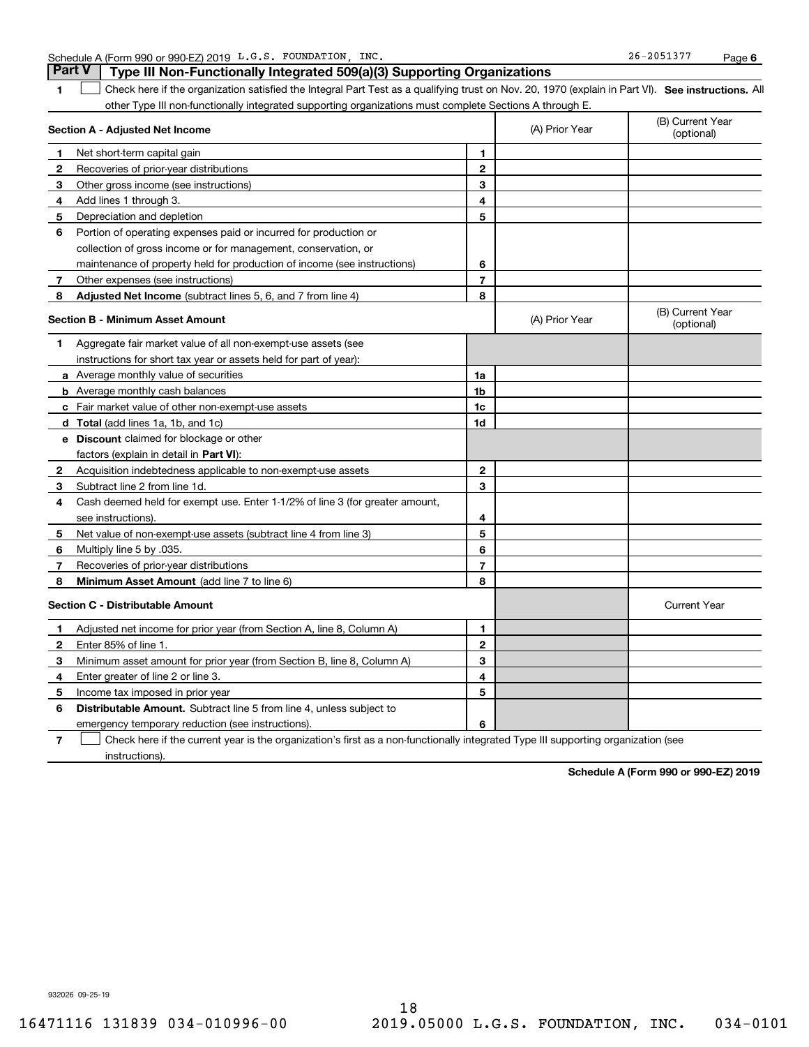Schedule A (Form 990 or 990-EZ) 2019 L.G.S. FOUNDATION, INC. 26-2051377 Page 6

## Part V | Type III Non-Functionally Integrated 509(a)(3) Supporting Organizations

**1** ☐ Check here if the organization satisfied the Integral Part Test as a qualifying trust on Nov. 20, 1970 (explain in Part VI). **See instructions.** All other Type III non-functionally integrated supporting organizations must complete Sections A through E.

| **Section A - Adjusted Net Income** | | | (A) Prior Year | (B) Current Year (optional) |
|---|---|---|---|---|
| **1** | Net short-term capital gain | 1 | | |
| **2** | Recoveries of prior-year distributions | 2 | | |
| **3** | Other gross income (see instructions) | 3 | | |
| **4** | Add lines 1 through 3. | 4 | | |
| **5** | Depreciation and depletion | 5 | | |
| **6** | Portion of operating expenses paid or incurred for production or collection of gross income or for management, conservation, or maintenance of property held for production of income (see instructions) | 6 | | |
| **7** | Other expenses (see instructions) | 7 | | |
| **8** | **Adjusted Net Income** (subtract lines 5, 6, and 7 from line 4) | 8 | | |

| **Section B - Minimum Asset Amount** | | | (A) Prior Year | (B) Current Year (optional) |
|---|---|---|---|---|
| **1** | Aggregate fair market value of all non-exempt-use assets (see instructions for short tax year or assets held for part of year): | | | |
| **a** | Average monthly value of securities | 1a | | |
| **b** | Average monthly cash balances | 1b | | |
| **c** | Fair market value of other non-exempt-use assets | 1c | | |
| **d** | **Total** (add lines 1a, 1b, and 1c) | 1d | | |
| **e** | **Discount** claimed for blockage or other factors (explain in detail in **Part VI**): | | | |
| **2** | Acquisition indebtedness applicable to non-exempt-use assets | 2 | | |
| **3** | Subtract line 2 from line 1d. | 3 | | |
| **4** | Cash deemed held for exempt use. Enter 1-1/2% of line 3 (for greater amount, see instructions). | 4 | | |
| **5** | Net value of non-exempt-use assets (subtract line 4 from line 3) | 5 | | |
| **6** | Multiply line 5 by .035. | 6 | | |
| **7** | Recoveries of prior-year distributions | 7 | | |
| **8** | **Minimum Asset Amount** (add line 7 to line 6) | 8 | | |

| **Section C - Distributable Amount** | | | | Current Year |
|---|---|---|---|---|
| **1** | Adjusted net income for prior year (from Section A, line 8, Column A) | 1 | | |
| **2** | Enter 85% of line 1. | 2 | | |
| **3** | Minimum asset amount for prior year (from Section B, line 8, Column A) | 3 | | |
| **4** | Enter greater of line 2 or line 3. | 4 | | |
| **5** | Income tax imposed in prior year | 5 | | |
| **6** | **Distributable Amount.** Subtract line 5 from line 4, unless subject to emergency temporary reduction (see instructions). | 6 | | |

**7** ☐ Check here if the current year is the organization's first as a non-functionally integrated Type III supporting organization (see instructions).

**Schedule A (Form 990 or 990-EZ) 2019**

932026 09-25-19

16471116 131839 034-010996-00 2019.05000 L.G.S. FOUNDATION, INC. 034-0101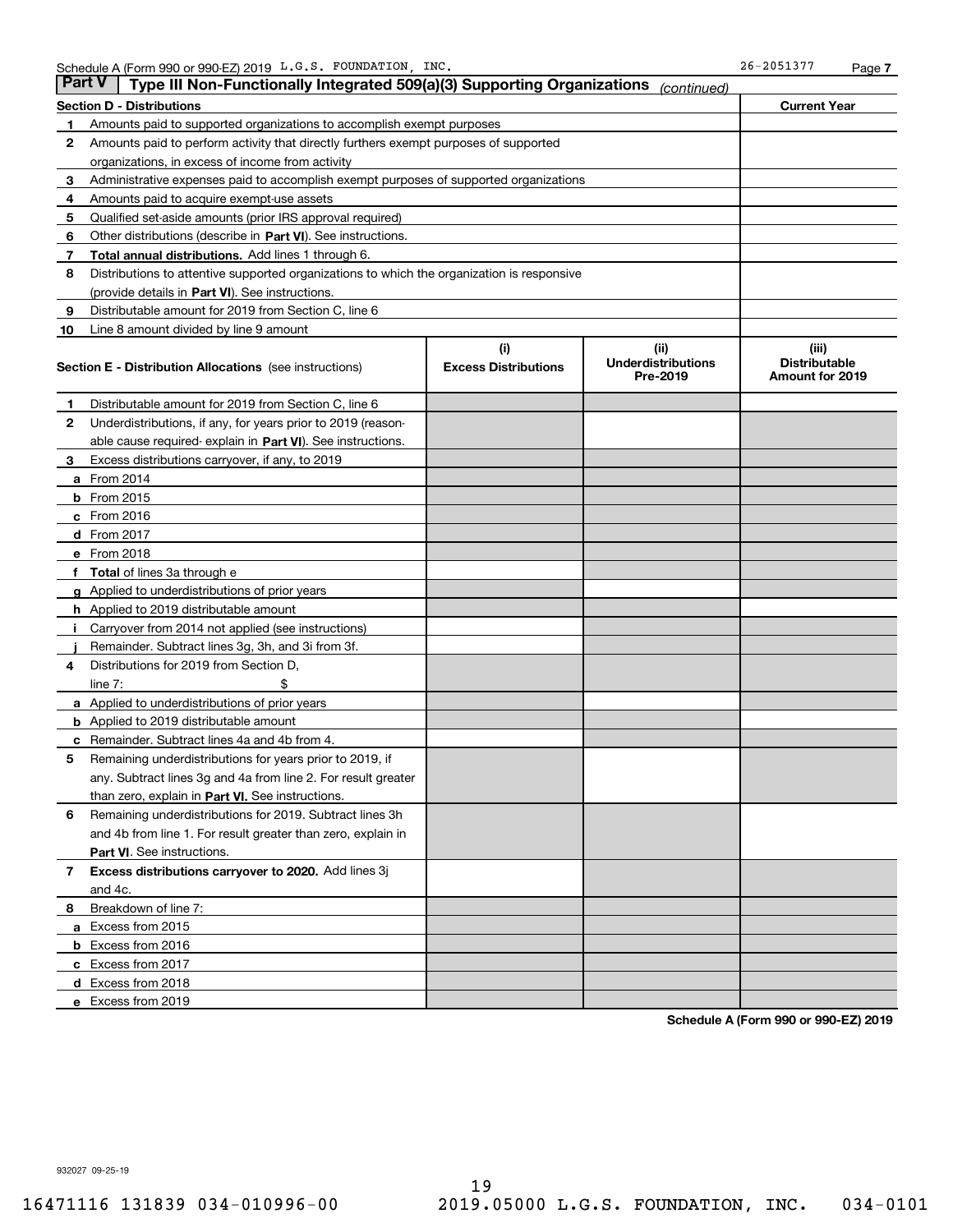Schedule A (Form 990 or 990-EZ) 2019 L.G.S. FOUNDATION, INC. 26-2051377 Page 7

## Part V Type III Non-Functionally Integrated 509(a)(3) Supporting Organizations *(continued)*

| Section D - Distributions | | Current Year |
|---|---|---|
| 1 | Amounts paid to supported organizations to accomplish exempt purposes | |
| 2 | Amounts paid to perform activity that directly furthers exempt purposes of supported organizations, in excess of income from activity | |
| 3 | Administrative expenses paid to accomplish exempt purposes of supported organizations | |
| 4 | Amounts paid to acquire exempt-use assets | |
| 5 | Qualified set-aside amounts (prior IRS approval required) | |
| 6 | Other distributions (describe in **Part VI**). See instructions. | |
| 7 | **Total annual distributions.** Add lines 1 through 6. | |
| 8 | Distributions to attentive supported organizations to which the organization is responsive (provide details in **Part VI**). See instructions. | |
| 9 | Distributable amount for 2019 from Section C, line 6 | |
| 10 | Line 8 amount divided by line 9 amount | |

| Section E - Distribution Allocations (see instructions) | (i) Excess Distributions | (ii) Underdistributions Pre-2019 | (iii) Distributable Amount for 2019 |
|---|---|---|---|
| **1** Distributable amount for 2019 from Section C, line 6 | | | |
| **2** Underdistributions, if any, for years prior to 2019 (reasonable cause required- explain in **Part VI**). See instructions. | | | |
| **3** Excess distributions carryover, if any, to 2019 | | | |
| **a** From 2014 | | | |
| **b** From 2015 | | | |
| **c** From 2016 | | | |
| **d** From 2017 | | | |
| **e** From 2018 | | | |
| **f** **Total** of lines 3a through e | | | |
| **g** Applied to underdistributions of prior years | | | |
| **h** Applied to 2019 distributable amount | | | |
| **i** Carryover from 2014 not applied (see instructions) | | | |
| **j** Remainder. Subtract lines 3g, 3h, and 3i from 3f. | | | |
| **4** Distributions for 2019 from Section D, line 7: $ | | | |
| **a** Applied to underdistributions of prior years | | | |
| **b** Applied to 2019 distributable amount | | | |
| **c** Remainder. Subtract lines 4a and 4b from 4. | | | |
| **5** Remaining underdistributions for years prior to 2019, if any. Subtract lines 3g and 4a from line 2. For result greater than zero, explain in **Part VI.** See instructions. | | | |
| **6** Remaining underdistributions for 2019. Subtract lines 3h and 4b from line 1. For result greater than zero, explain in **Part VI**. See instructions. | | | |
| **7** **Excess distributions carryover to 2020.** Add lines 3j and 4c. | | | |
| **8** Breakdown of line 7: | | | |
| **a** Excess from 2015 | | | |
| **b** Excess from 2016 | | | |
| **c** Excess from 2017 | | | |
| **d** Excess from 2018 | | | |
| **e** Excess from 2019 | | | |

**Schedule A (Form 990 or 990-EZ) 2019**

932027 09-25-19

16471116 131839 034-010996-00 2019.05000 L.G.S. FOUNDATION, INC. 034-0101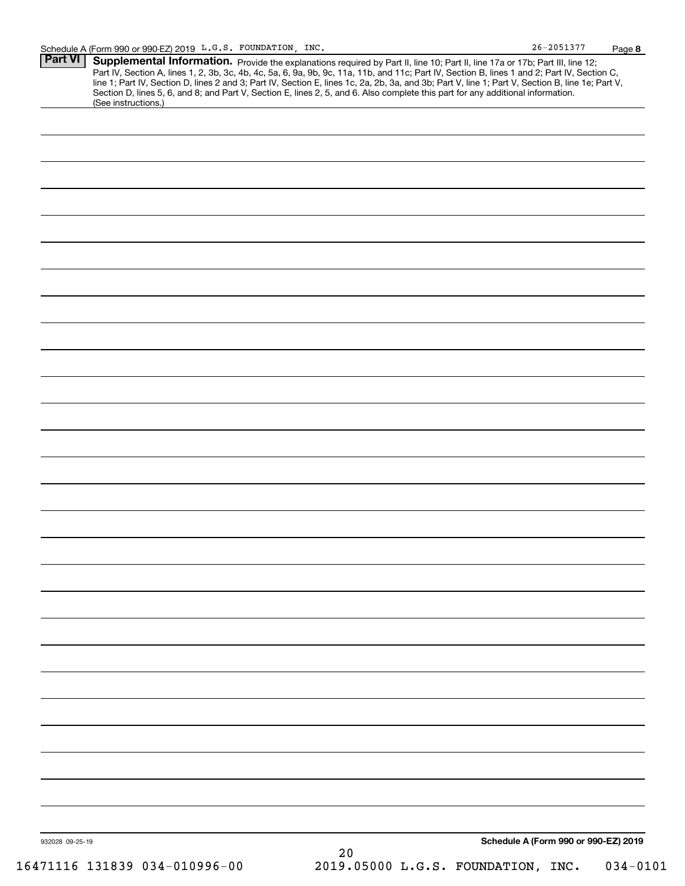## Part VI Supplemental Information.

Provide the explanations required by Part II, line 10; Part II, line 17a or 17b; Part III, line 12; Part IV, Section A, lines 1, 2, 3b, 3c, 4b, 4c, 5a, 6, 9a, 9b, 9c, 11a, 11b, and 11c; Part IV, Section B, lines 1 and 2; Part IV, Section C, line 1; Part IV, Section D, lines 2 and 3; Part IV, Section E, lines 1c, 2a, 2b, 3a, and 3b; Part V, line 1; Part V, Section B, line 1e; Part V, Section D, lines 5, 6, and 8; and Part V, Section E, lines 2, 5, and 6. Also complete this part for any additional information. (See instructions.)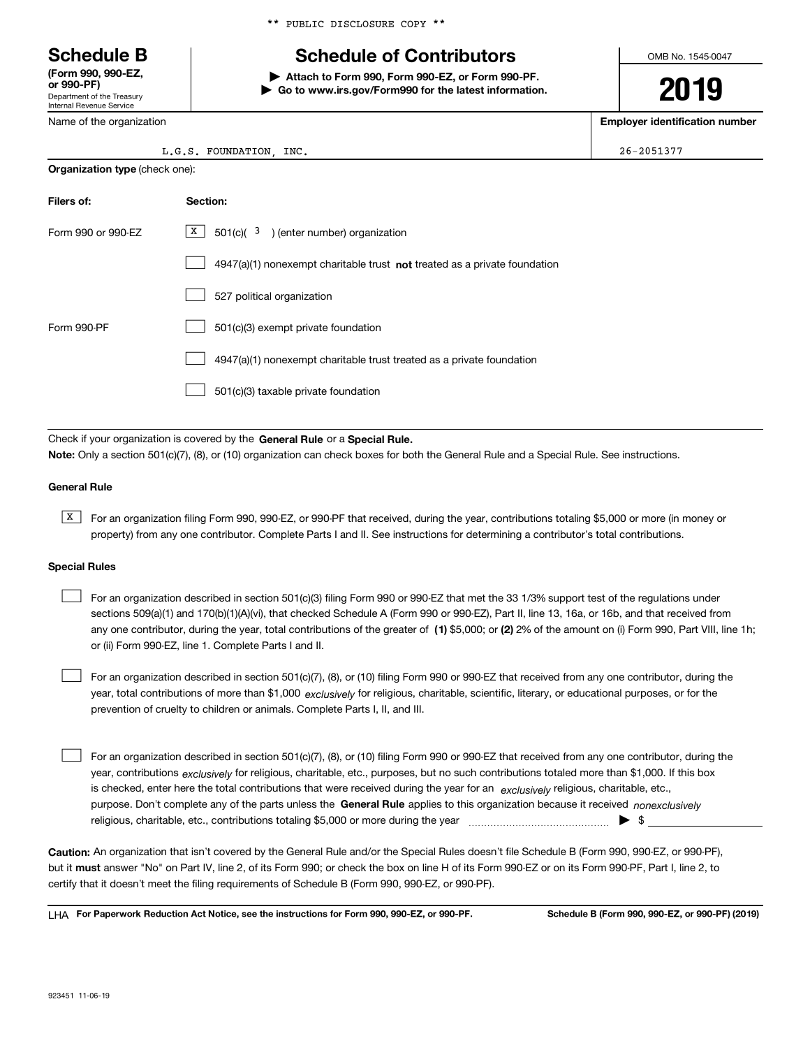** PUBLIC DISCLOSURE COPY **

# Schedule B

**(Form 990, 990-EZ, or 990-PF)**
Department of the Treasury
Internal Revenue Service

## Schedule of Contributors

▶ **Attach to Form 990, Form 990-EZ, or Form 990-PF.**
▶ **Go to www.irs.gov/Form990 for the latest information.**

OMB No. 1545-0047

**2019**

| Name of the organization | Employer identification number |
|---|---|
| L.G.S. FOUNDATION, INC. | 26-2051377 |

**Organization type** (check one):

| Filers of: | Section: |
|---|---|
| Form 990 or 990-EZ | [X] 501(c)( 3 ) (enter number) organization |
| | [ ] 4947(a)(1) nonexempt charitable trust **not** treated as a private foundation |
| | [ ] 527 political organization |
| Form 990-PF | [ ] 501(c)(3) exempt private foundation |
| | [ ] 4947(a)(1) nonexempt charitable trust treated as a private foundation |
| | [ ] 501(c)(3) taxable private foundation |

Check if your organization is covered by the **General Rule** or a **Special Rule.**

**Note:** Only a section 501(c)(7), (8), or (10) organization can check boxes for both the General Rule and a Special Rule. See instructions.

**General Rule**

[X] For an organization filing Form 990, 990-EZ, or 990-PF that received, during the year, contributions totaling $5,000 or more (in money or property) from any one contributor. Complete Parts I and II. See instructions for determining a contributor's total contributions.

**Special Rules**

[ ] For an organization described in section 501(c)(3) filing Form 990 or 990-EZ that met the 33 1/3% support test of the regulations under sections 509(a)(1) and 170(b)(1)(A)(vi), that checked Schedule A (Form 990 or 990-EZ), Part II, line 13, 16a, or 16b, and that received from any one contributor, during the year, total contributions of the greater of **(1)** $5,000; or **(2)** 2% of the amount on (i) Form 990, Part VIII, line 1h; or (ii) Form 990-EZ, line 1. Complete Parts I and II.

[ ] For an organization described in section 501(c)(7), (8), or (10) filing Form 990 or 990-EZ that received from any one contributor, during the year, total contributions of more than $1,000 *exclusively* for religious, charitable, scientific, literary, or educational purposes, or for the prevention of cruelty to children or animals. Complete Parts I, II, and III.

[ ] For an organization described in section 501(c)(7), (8), or (10) filing Form 990 or 990-EZ that received from any one contributor, during the year, contributions *exclusively* for religious, charitable, etc., purposes, but no such contributions totaled more than $1,000. If this box is checked, enter here the total contributions that were received during the year for an *exclusively* religious, charitable, etc., purpose. Don't complete any of the parts unless the **General Rule** applies to this organization because it received *nonexclusively* religious, charitable, etc., contributions totaling $5,000 or more during the year ▶ $

**Caution:** An organization that isn't covered by the General Rule and/or the Special Rules doesn't file Schedule B (Form 990, 990-EZ, or 990-PF), but it **must** answer "No" on Part IV, line 2, of its Form 990; or check the box on line H of its Form 990-EZ or on its Form 990-PF, Part I, line 2, to certify that it doesn't meet the filing requirements of Schedule B (Form 990, 990-EZ, or 990-PF).

LHA **For Paperwork Reduction Act Notice, see the instructions for Form 990, 990-EZ, or 990-PF.** **Schedule B (Form 990, 990-EZ, or 990-PF) (2019)**

923451 11-06-19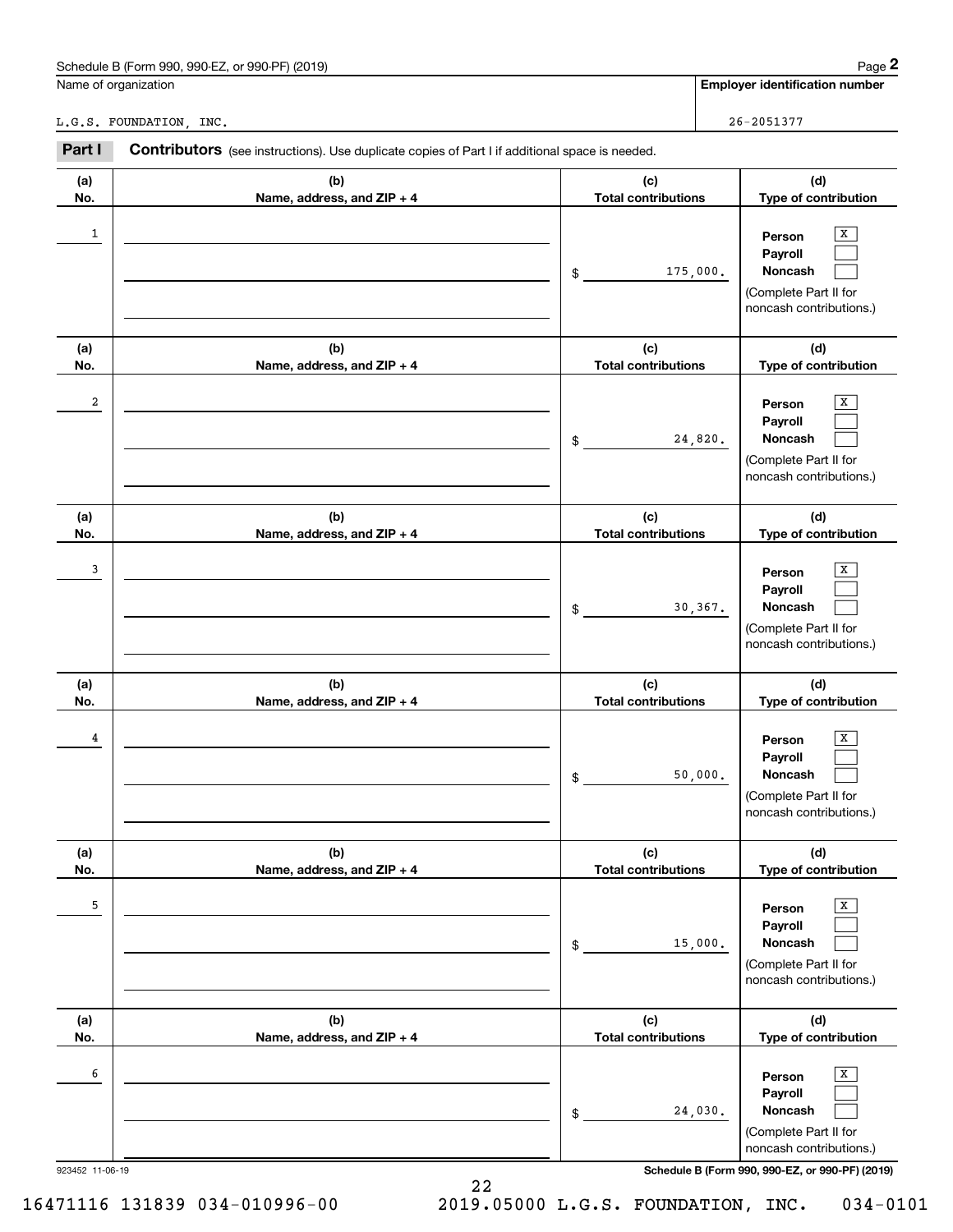Schedule B (Form 990, 990-EZ, or 990-PF) (2019)

Name of organization: L.G.S. FOUNDATION, INC.

**Employer identification number**: 26-2051377

**Part I** **Contributors** (see instructions). Use duplicate copies of Part I if additional space is needed.

| (a) No. | (b) Name, address, and ZIP + 4 | (c) Total contributions | (d) Type of contribution |
|---|---|---|---|
| 1 | | $ 175,000. | Person [X] Payroll [ ] Noncash [ ] (Complete Part II for noncash contributions.) |
| 2 | | $ 24,820. | Person [X] Payroll [ ] Noncash [ ] (Complete Part II for noncash contributions.) |
| 3 | | $ 30,367. | Person [X] Payroll [ ] Noncash [ ] (Complete Part II for noncash contributions.) |
| 4 | | $ 50,000. | Person [X] Payroll [ ] Noncash [ ] (Complete Part II for noncash contributions.) |
| 5 | | $ 15,000. | Person [X] Payroll [ ] Noncash [ ] (Complete Part II for noncash contributions.) |
| 6 | | $ 24,030. | Person [X] Payroll [ ] Noncash [ ] (Complete Part II for noncash contributions.) |

923452 11-06-19

**Schedule B (Form 990, 990-EZ, or 990-PF) (2019)**

16471116 131839 034-010996-00 2019.05000 L.G.S. FOUNDATION, INC. 034-0101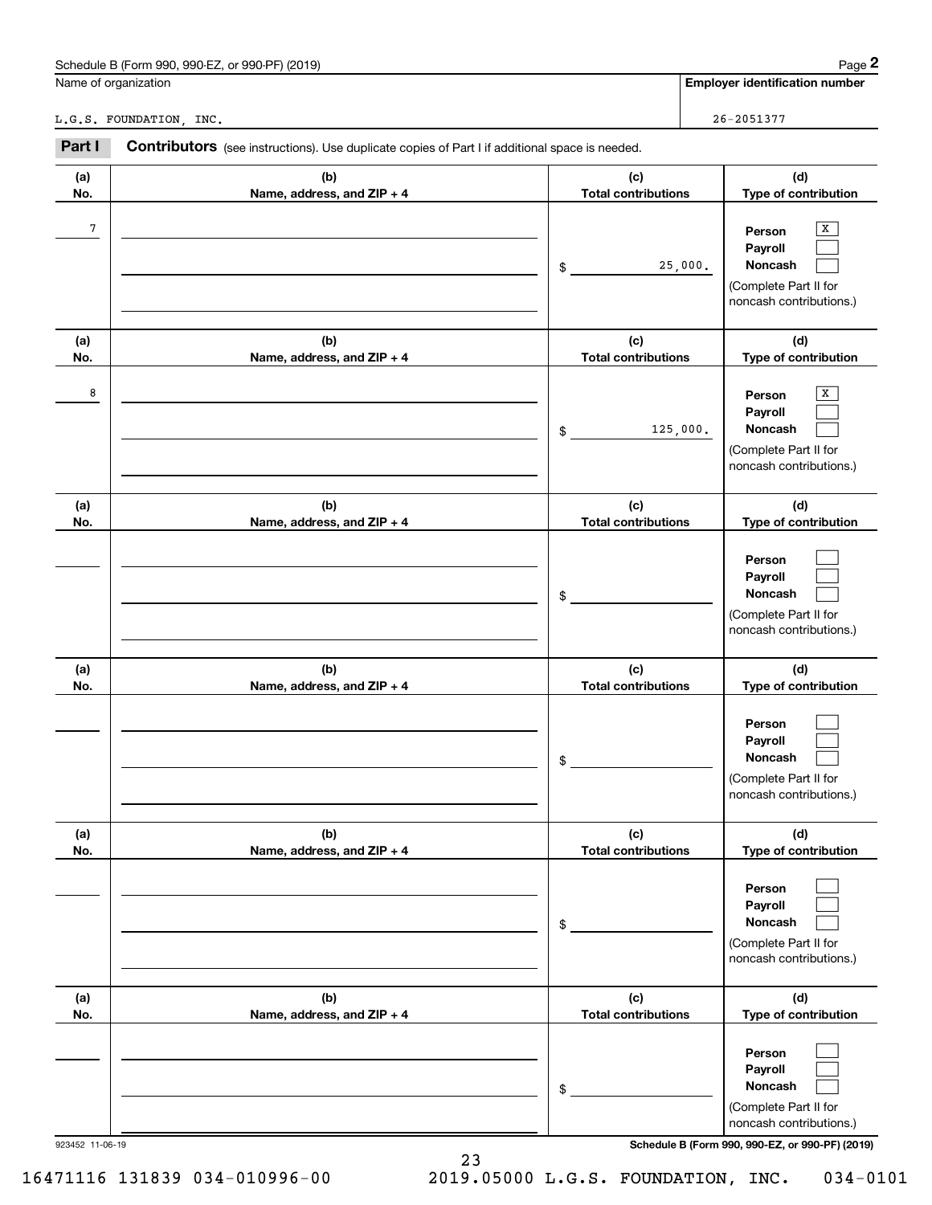Schedule B (Form 990, 990-EZ, or 990-PF) (2019)

Name of organization: L.G.S. FOUNDATION, INC.

Employer identification number: 26-2051377

**Part I** **Contributors** (see instructions). Use duplicate copies of Part I if additional space is needed.

| (a) No. | (b) Name, address, and ZIP + 4 | (c) Total contributions | (d) Type of contribution |
|---|---|---|---|
| 7 | | $ 25,000. | Person [X] Payroll [ ] Noncash [ ] (Complete Part II for noncash contributions.) |
| 8 | | $ 125,000. | Person [X] Payroll [ ] Noncash [ ] (Complete Part II for noncash contributions.) |
| | | $ | Person [ ] Payroll [ ] Noncash [ ] (Complete Part II for noncash contributions.) |
| | | $ | Person [ ] Payroll [ ] Noncash [ ] (Complete Part II for noncash contributions.) |
| | | $ | Person [ ] Payroll [ ] Noncash [ ] (Complete Part II for noncash contributions.) |
| | | $ | Person [ ] Payroll [ ] Noncash [ ] (Complete Part II for noncash contributions.) |

923452 11-06-19

Schedule B (Form 990, 990-EZ, or 990-PF) (2019)

16471116 131839 034-010996-00 2019.05000 L.G.S. FOUNDATION, INC. 034-0101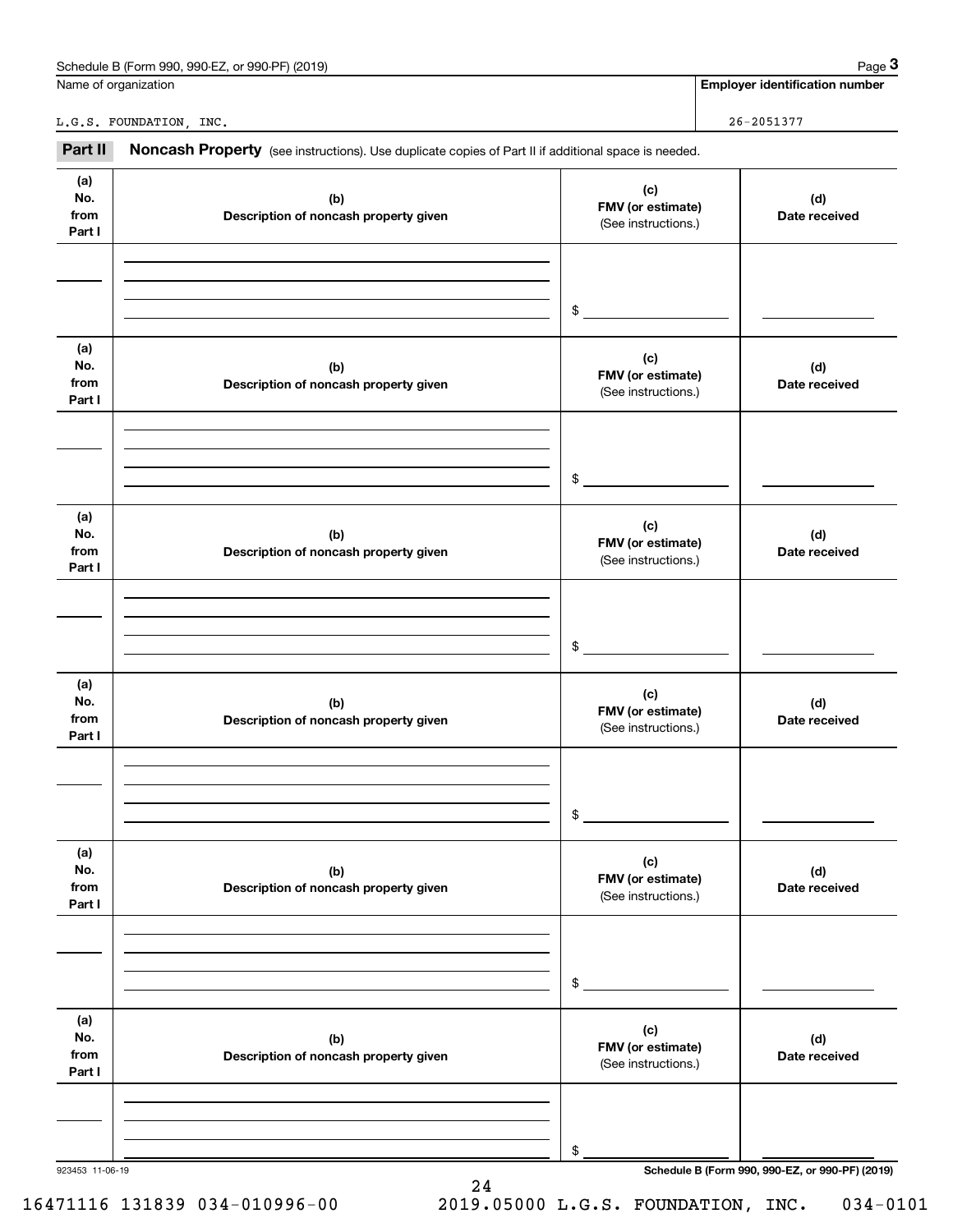Schedule B (Form 990, 990-EZ, or 990-PF) (2019)

| Name of organization | Employer identification number |
|---|---|
| L.G.S. FOUNDATION, INC. | 26-2051377 |

## Part II Noncash Property

(see instructions). Use duplicate copies of Part II if additional space is needed.

| (a) No. from Part I | (b) Description of noncash property given | (c) FMV (or estimate) (See instructions.) | (d) Date received |
|---|---|---|---|
| | | $ | |

| (a) No. from Part I | (b) Description of noncash property given | (c) FMV (or estimate) (See instructions.) | (d) Date received |
|---|---|---|---|
| | | $ | |

| (a) No. from Part I | (b) Description of noncash property given | (c) FMV (or estimate) (See instructions.) | (d) Date received |
|---|---|---|---|
| | | $ | |

| (a) No. from Part I | (b) Description of noncash property given | (c) FMV (or estimate) (See instructions.) | (d) Date received |
|---|---|---|---|
| | | $ | |

| (a) No. from Part I | (b) Description of noncash property given | (c) FMV (or estimate) (See instructions.) | (d) Date received |
|---|---|---|---|
| | | $ | |

| (a) No. from Part I | (b) Description of noncash property given | (c) FMV (or estimate) (See instructions.) | (d) Date received |
|---|---|---|---|
| | | $ | |

923453 11-06-19

Schedule B (Form 990, 990-EZ, or 990-PF) (2019)

16471116 131839 034-010996-00 2019.05000 L.G.S. FOUNDATION, INC. 034-0101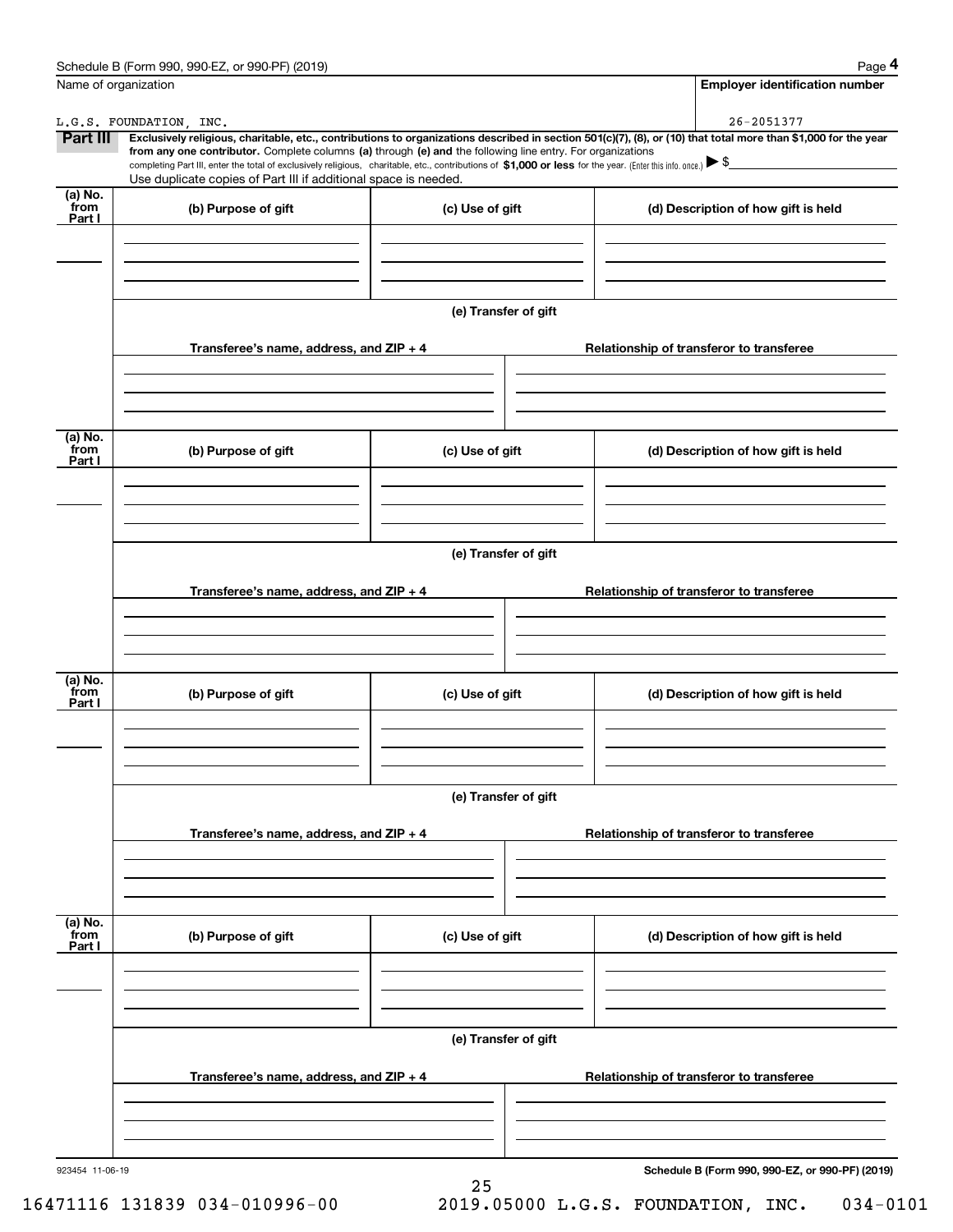Schedule B (Form 990, 990-EZ, or 990-PF) (2019)

Name of organization: L.G.S. FOUNDATION, INC.

Employer identification number: 26-2051377

**Part III** **Exclusively religious, charitable, etc., contributions to organizations described in section 501(c)(7), (8), or (10) that total more than $1,000 for the year from any one contributor.** Complete columns **(a)** through **(e) and** the following line entry. For organizations completing Part III, enter the total of exclusively religious, charitable, etc., contributions of **$1,000 or less** for the year. (Enter this info. once.) ▶ $

Use duplicate copies of Part III if additional space is needed.

| (a) No. from Part I | (b) Purpose of gift | (c) Use of gift | (d) Description of how gift is held |
|---|---|---|---|
| | | | |

**(e) Transfer of gift**

| Transferee's name, address, and ZIP + 4 | Relationship of transferor to transferee |
|---|---|
| | |

| (a) No. from Part I | (b) Purpose of gift | (c) Use of gift | (d) Description of how gift is held |
|---|---|---|---|
| | | | |

**(e) Transfer of gift**

| Transferee's name, address, and ZIP + 4 | Relationship of transferor to transferee |
|---|---|
| | |

| (a) No. from Part I | (b) Purpose of gift | (c) Use of gift | (d) Description of how gift is held |
|---|---|---|---|
| | | | |

**(e) Transfer of gift**

| Transferee's name, address, and ZIP + 4 | Relationship of transferor to transferee |
|---|---|
| | |

| (a) No. from Part I | (b) Purpose of gift | (c) Use of gift | (d) Description of how gift is held |
|---|---|---|---|
| | | | |

**(e) Transfer of gift**

| Transferee's name, address, and ZIP + 4 | Relationship of transferor to transferee |
|---|---|
| | |

923454 11-06-19

**Schedule B (Form 990, 990-EZ, or 990-PF) (2019)**

16471116 131839 034-010996-00 2019.05000 L.G.S. FOUNDATION, INC. 034-0101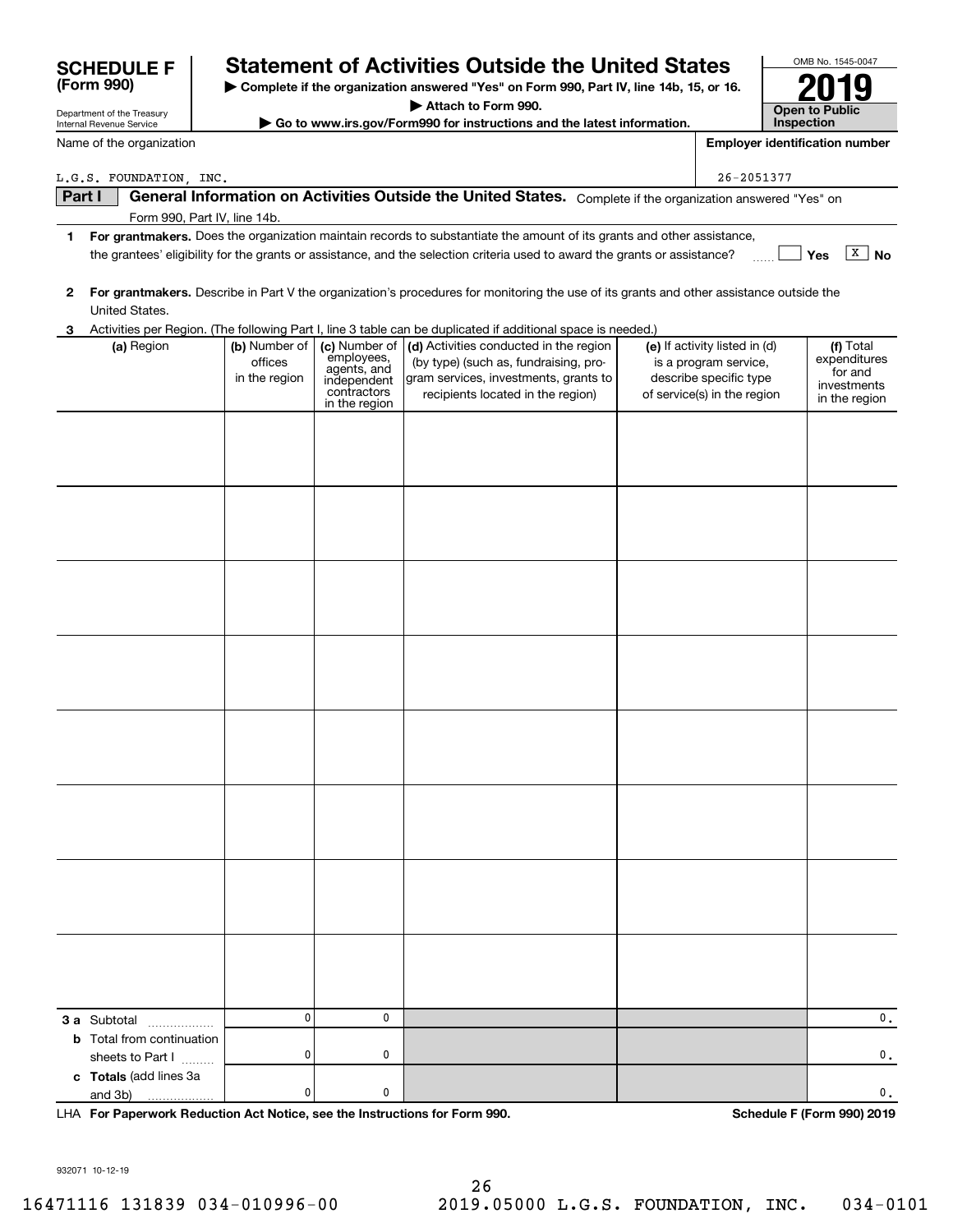# SCHEDULE F (Form 990)

Department of the Treasury
Internal Revenue Service

## Statement of Activities Outside the United States

▶ Complete if the organization answered "Yes" on Form 990, Part IV, line 14b, 15, or 16.

▶ Attach to Form 990.

▶ Go to www.irs.gov/Form990 for instructions and the latest information.

OMB No. 1545-0047

**2019**

**Open to Public Inspection**

Name of the organization: L.G.S. FOUNDATION, INC.

Employer identification number: 26-2051377

**Part I** **General Information on Activities Outside the United States.** Complete if the organization answered "Yes" on Form 990, Part IV, line 14b.

**1** **For grantmakers.** Does the organization maintain records to substantiate the amount of its grants and other assistance, the grantees' eligibility for the grants or assistance, and the selection criteria used to award the grants or assistance? ☐ Yes ☒ No

**2** **For grantmakers.** Describe in Part V the organization's procedures for monitoring the use of its grants and other assistance outside the United States.

**3** Activities per Region. (The following Part I, line 3 table can be duplicated if additional space is needed.)

| (a) Region | (b) Number of offices in the region | (c) Number of employees, agents, and independent contractors in the region | (d) Activities conducted in the region (by type) (such as, fundraising, program services, investments, grants to recipients located in the region) | (e) If activity listed in (d) is a program service, describe specific type of service(s) in the region | (f) Total expenditures for and investments in the region |
|---|---|---|---|---|---|
| | | | | | |
| | | | | | |
| | | | | | |
| | | | | | |
| | | | | | |
| | | | | | |
| | | | | | |
| | | | | | |
| **3 a** Subtotal | 0 | 0 | | | 0. |
| **b** Total from continuation sheets to Part I | 0 | 0 | | | 0. |
| **c** **Totals** (add lines 3a and 3b) | 0 | 0 | | | 0. |

LHA **For Paperwork Reduction Act Notice, see the Instructions for Form 990.** **Schedule F (Form 990) 2019**

932071 10-12-19

16471116 131839 034-010996-00 2019.05000 L.G.S. FOUNDATION, INC. 034-0101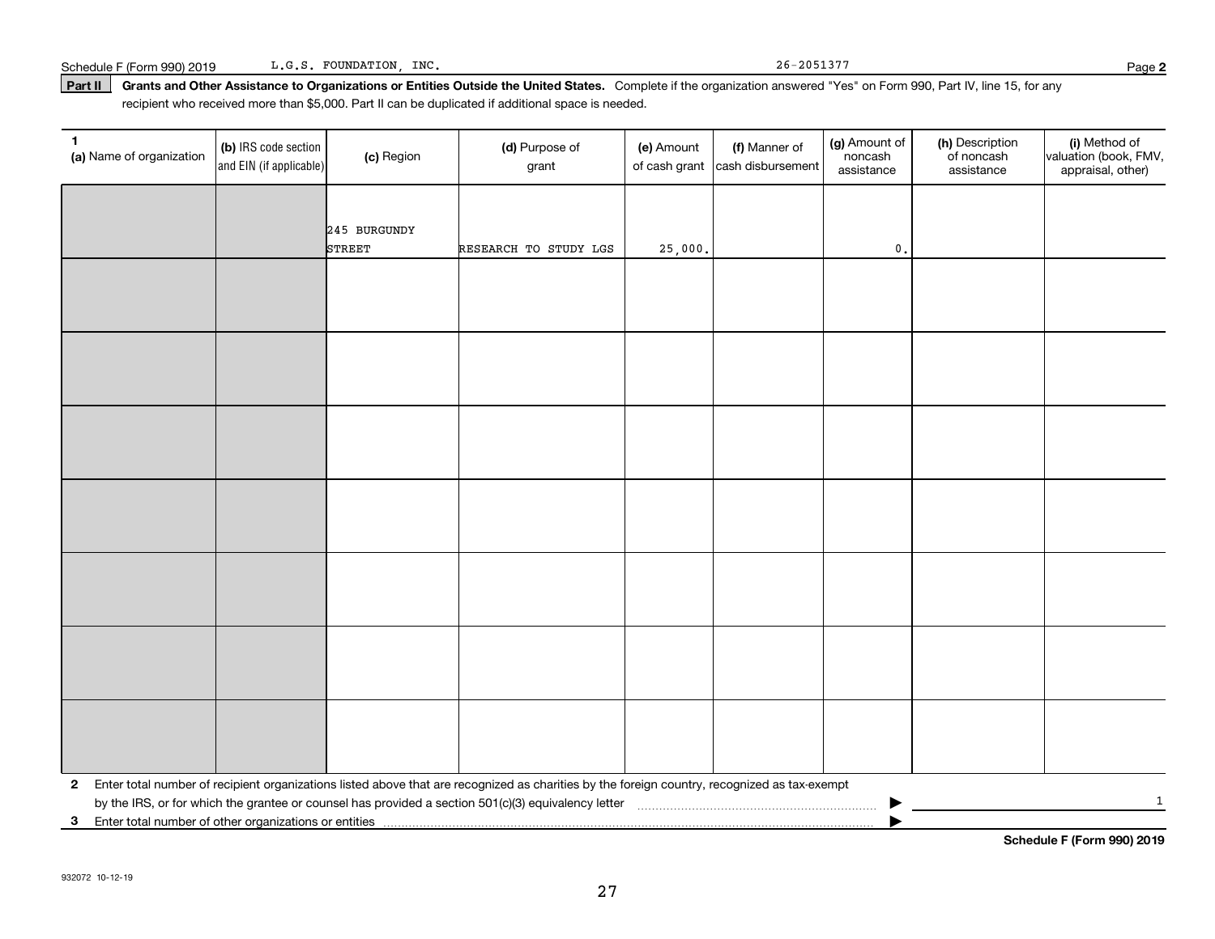Schedule F (Form 990) 2019 L.G.S. FOUNDATION, INC. 26-2051377 Page 2

**Part II** **Grants and Other Assistance to Organizations or Entities Outside the United States.** Complete if the organization answered "Yes" on Form 990, Part IV, line 15, for any recipient who received more than $5,000. Part II can be duplicated if additional space is needed.

| 1 (a) Name of organization | (b) IRS code section and EIN (if applicable) | (c) Region | (d) Purpose of grant | (e) Amount of cash grant | (f) Manner of cash disbursement | (g) Amount of noncash assistance | (h) Description of noncash assistance | (i) Method of valuation (book, FMV, appraisal, other) |
|---|---|---|---|---|---|---|---|---|
| | | 245 BURGUNDY STREET | RESEARCH TO STUDY LGS | 25,000. | | 0. | | |
| | | | | | | | | |
| | | | | | | | | |
| | | | | | | | | |
| | | | | | | | | |
| | | | | | | | | |
| | | | | | | | | |
| | | | | | | | | |

**2** Enter total number of recipient organizations listed above that are recognized as charities by the foreign country, recognized as tax-exempt by the IRS, or for which the grantee or counsel has provided a section 501(c)(3) equivalency letter ▶ 1

**3** Enter total number of other organizations or entities ▶

**Schedule F (Form 990) 2019**

932072 10-12-19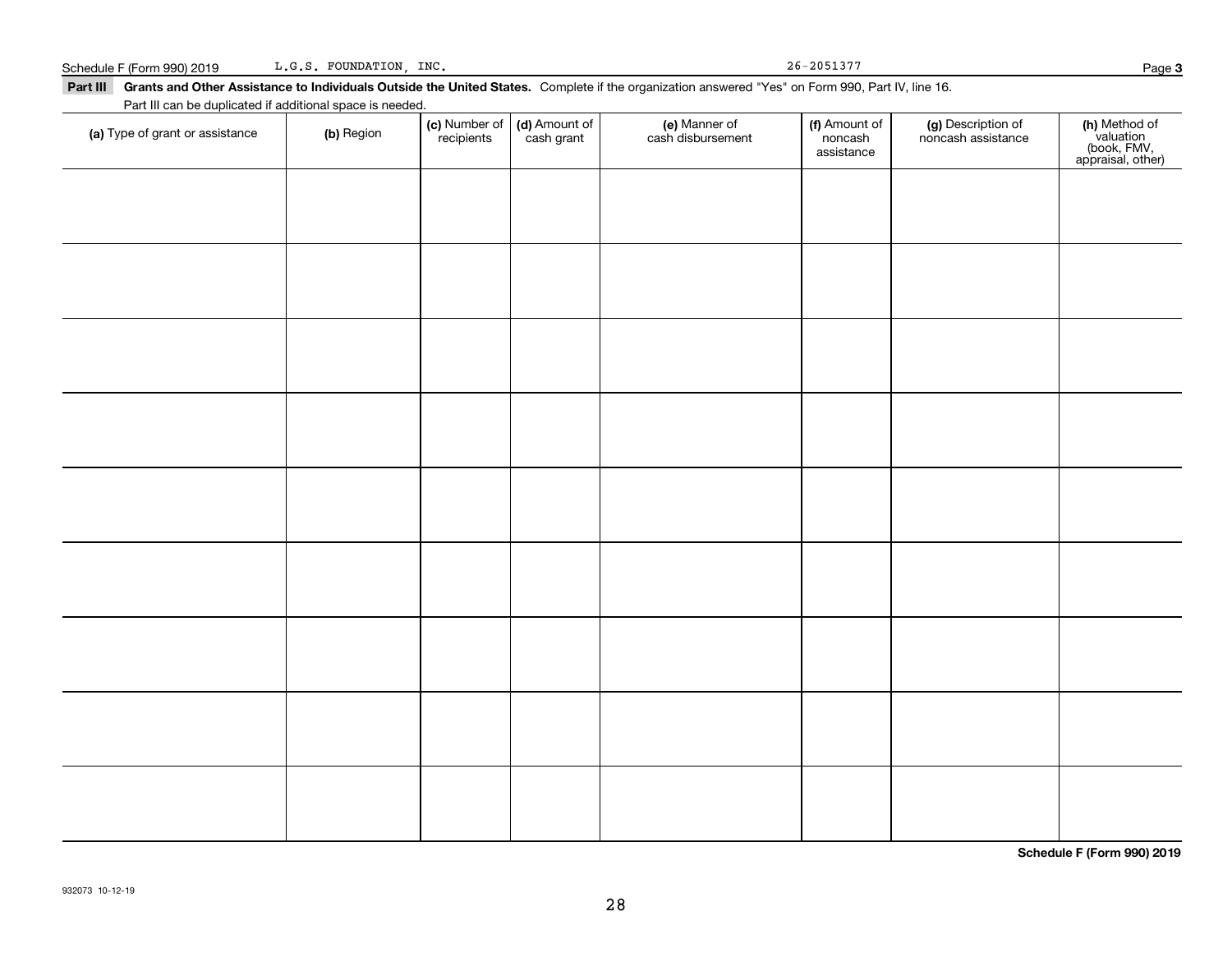Schedule F (Form 990) 2019 L.G.S. FOUNDATION, INC. 26-2051377 Page **3**

**Part III Grants and Other Assistance to Individuals Outside the United States.** Complete if the organization answered "Yes" on Form 990, Part IV, line 16.

Part III can be duplicated if additional space is needed.

| **(a)** Type of grant or assistance | **(b)** Region | **(c)** Number of recipients | **(d)** Amount of cash grant | **(e)** Manner of cash disbursement | **(f)** Amount of noncash assistance | **(g)** Description of noncash assistance | **(h)** Method of valuation (book, FMV, appraisal, other) |
|---|---|---|---|---|---|---|---|
| | | | | | | | |
| | | | | | | | |
| | | | | | | | |
| | | | | | | | |
| | | | | | | | |
| | | | | | | | |
| | | | | | | | |
| | | | | | | | |
| | | | | | | | |

**Schedule F (Form 990) 2019**

932073 10-12-19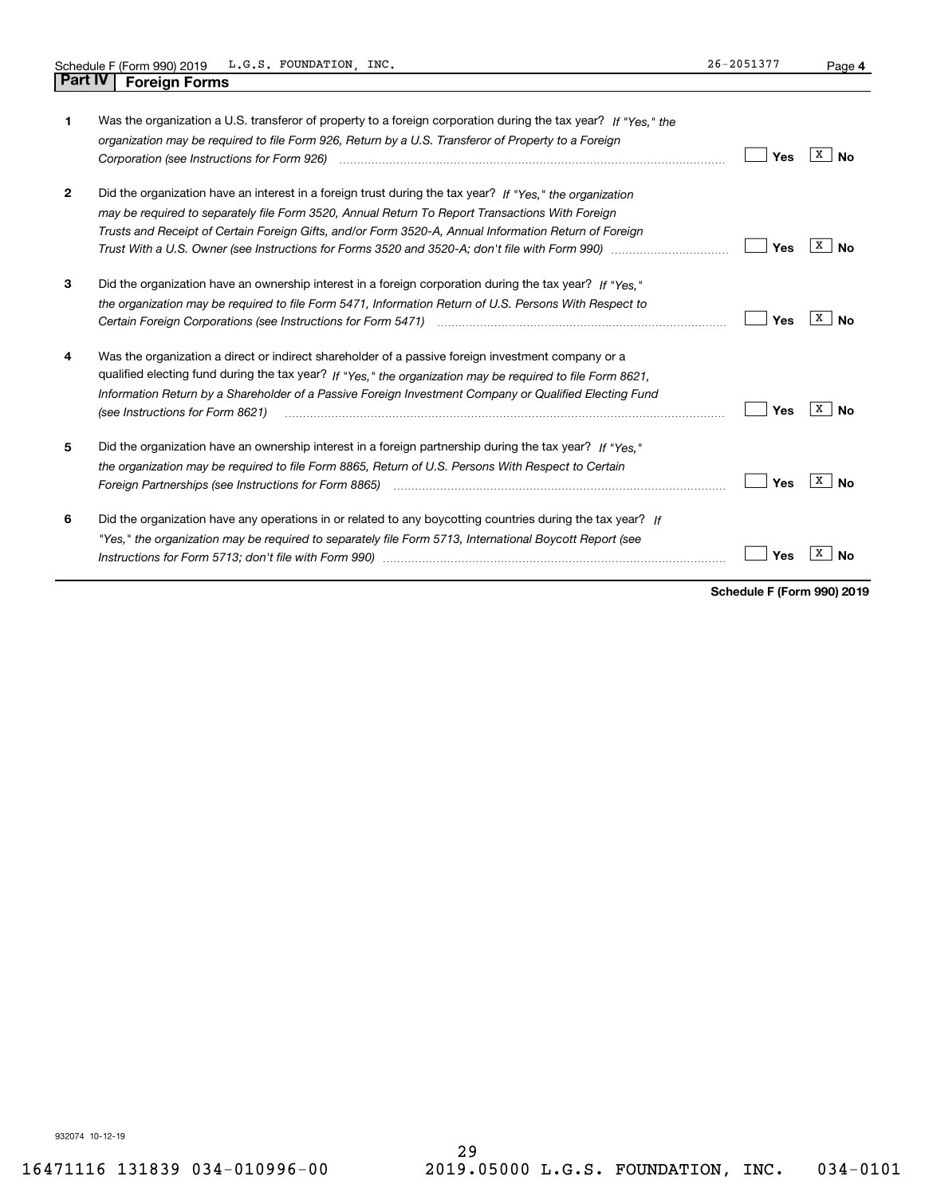Schedule F (Form 990) 2019 L.G.S. FOUNDATION, INC. 26-2051377 Page **4**

## Part IV Foreign Forms

| | | |
|---|---|---|
| **1** | Was the organization a U.S. transferor of property to a foreign corporation during the tax year? *If "Yes," the organization may be required to file Form 926, Return by a U.S. Transferor of Property to a Foreign Corporation (see Instructions for Form 926)* | Yes [ ] No [X] |
| **2** | Did the organization have an interest in a foreign trust during the tax year? *If "Yes," the organization may be required to separately file Form 3520, Annual Return To Report Transactions With Foreign Trusts and Receipt of Certain Foreign Gifts, and/or Form 3520-A, Annual Information Return of Foreign Trust With a U.S. Owner (see Instructions for Forms 3520 and 3520-A; don't file with Form 990)* | Yes [ ] No [X] |
| **3** | Did the organization have an ownership interest in a foreign corporation during the tax year? *If "Yes," the organization may be required to file Form 5471, Information Return of U.S. Persons With Respect to Certain Foreign Corporations (see Instructions for Form 5471)* | Yes [ ] No [X] |
| **4** | Was the organization a direct or indirect shareholder of a passive foreign investment company or a qualified electing fund during the tax year? *If "Yes," the organization may be required to file Form 8621, Information Return by a Shareholder of a Passive Foreign Investment Company or Qualified Electing Fund (see Instructions for Form 8621)* | Yes [ ] No [X] |
| **5** | Did the organization have an ownership interest in a foreign partnership during the tax year? *If "Yes," the organization may be required to file Form 8865, Return of U.S. Persons With Respect to Certain Foreign Partnerships (see Instructions for Form 8865)* | Yes [ ] No [X] |
| **6** | Did the organization have any operations in or related to any boycotting countries during the tax year? *If "Yes," the organization may be required to separately file Form 5713, International Boycott Report (see Instructions for Form 5713; don't file with Form 990)* | Yes [ ] No [X] |

**Schedule F (Form 990) 2019**

932074 10-12-19

16471116 131839 034-010996-00 2019.05000 L.G.S. FOUNDATION, INC. 034-0101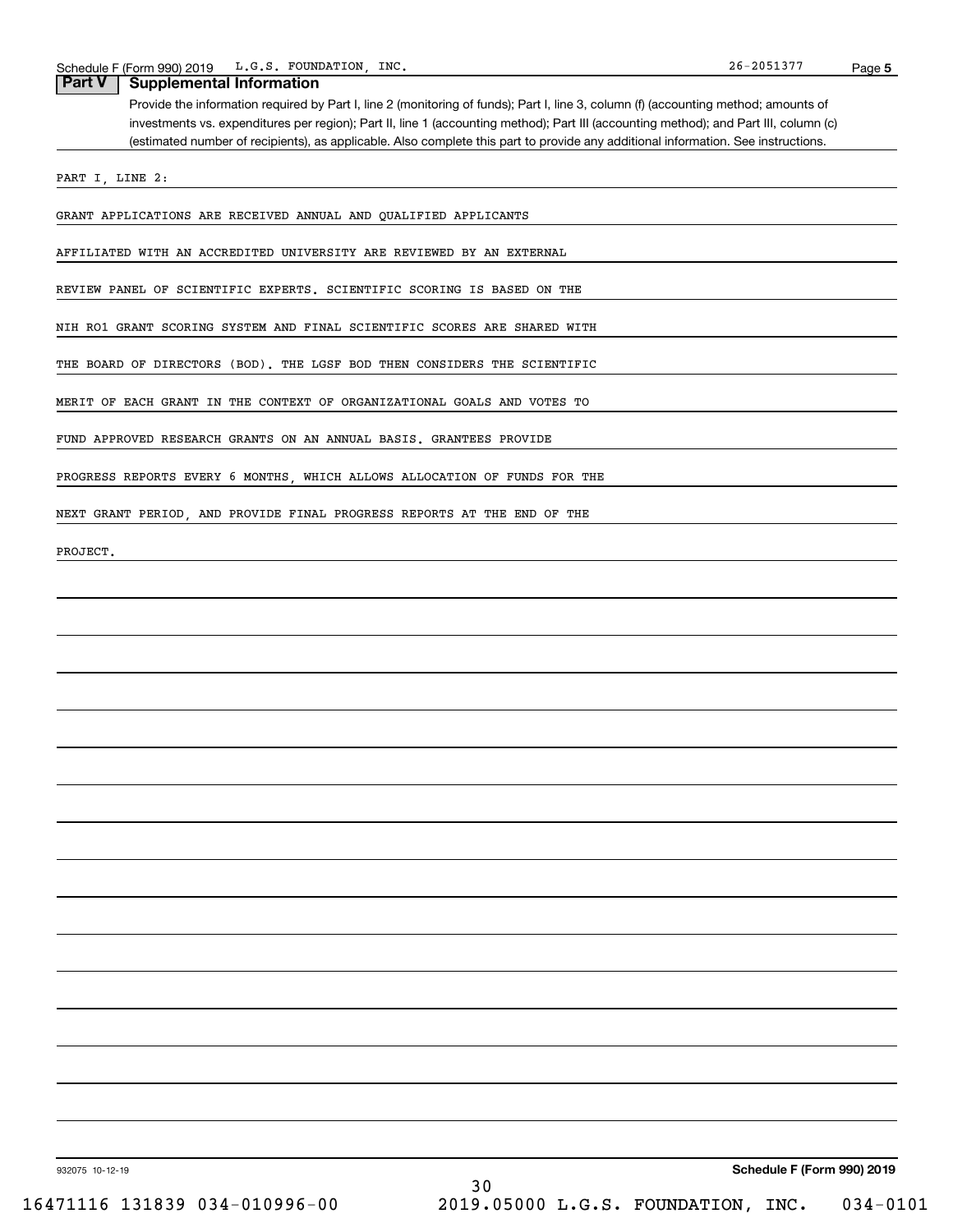## Part V Supplemental Information

Provide the information required by Part I, line 2 (monitoring of funds); Part I, line 3, column (f) (accounting method; amounts of investments vs. expenditures per region); Part II, line 1 (accounting method); Part III (accounting method); and Part III, column (c) (estimated number of recipients), as applicable. Also complete this part to provide any additional information. See instructions.

PART I, LINE 2:

GRANT APPLICATIONS ARE RECEIVED ANNUAL AND QUALIFIED APPLICANTS AFFILIATED WITH AN ACCREDITED UNIVERSITY ARE REVIEWED BY AN EXTERNAL REVIEW PANEL OF SCIENTIFIC EXPERTS. SCIENTIFIC SCORING IS BASED ON THE NIH RO1 GRANT SCORING SYSTEM AND FINAL SCIENTIFIC SCORES ARE SHARED WITH THE BOARD OF DIRECTORS (BOD). THE LGSF BOD THEN CONSIDERS THE SCIENTIFIC MERIT OF EACH GRANT IN THE CONTEXT OF ORGANIZATIONAL GOALS AND VOTES TO FUND APPROVED RESEARCH GRANTS ON AN ANNUAL BASIS. GRANTEES PROVIDE PROGRESS REPORTS EVERY 6 MONTHS, WHICH ALLOWS ALLOCATION OF FUNDS FOR THE NEXT GRANT PERIOD, AND PROVIDE FINAL PROGRESS REPORTS AT THE END OF THE PROJECT.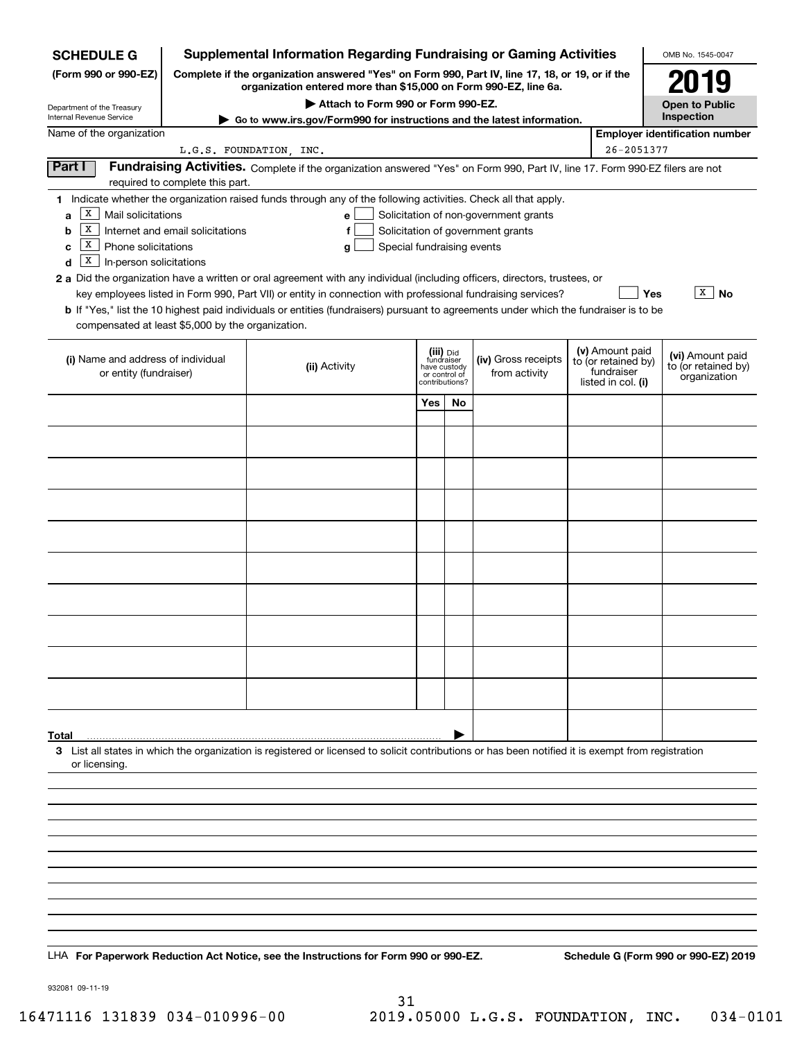**SCHEDULE G (Form 990 or 990-EZ)**

Department of the Treasury
Internal Revenue Service

# Supplemental Information Regarding Fundraising or Gaming Activities

**Complete if the organization answered "Yes" on Form 990, Part IV, line 17, 18, or 19, or if the organization entered more than $15,000 on Form 990-EZ, line 6a.**

**▶ Attach to Form 990 or Form 990-EZ.**

**▶ Go to www.irs.gov/Form990 for instructions and the latest information.**

OMB No. 1545-0047

**2019**

**Open to Public Inspection**

Name of the organization: L.G.S. FOUNDATION, INC.

**Employer identification number:** 26-2051377

## Part I Fundraising Activities.

Complete if the organization answered "Yes" on Form 990, Part IV, line 17. Form 990-EZ filers are not required to complete this part.

**1** Indicate whether the organization raised funds through any of the following activities. Check all that apply.

- **a** [X] Mail solicitations
- **b** [X] Internet and email solicitations
- **c** [X] Phone solicitations
- **d** [X] In-person solicitations
- **e** [ ] Solicitation of non-government grants
- **f** [ ] Solicitation of government grants
- **g** [ ] Special fundraising events

**2 a** Did the organization have a written or oral agreement with any individual (including officers, directors, trustees, or key employees listed in Form 990, Part VII) or entity in connection with professional fundraising services? [ ] Yes [X] No

**b** If "Yes," list the 10 highest paid individuals or entities (fundraisers) pursuant to agreements under which the fundraiser is to be compensated at least $5,000 by the organization.

| (i) Name and address of individual or entity (fundraiser) | (ii) Activity | (iii) Did fundraiser have custody or control of contributions? Yes | No | (iv) Gross receipts from activity | (v) Amount paid to (or retained by) fundraiser listed in col. (i) | (vi) Amount paid to (or retained by) organization |
|---|---|---|---|---|---|---|
| | | | | | | |
| | | | | | | |
| | | | | | | |
| | | | | | | |
| | | | | | | |
| | | | | | | |
| | | | | | | |
| | | | | | | |
| | | | | | | |
| | | | | | | |
| **Total** ▶ | | | | | | |

**3** List all states in which the organization is registered or licensed to solicit contributions or has been notified it is exempt from registration or licensing.

LHA **For Paperwork Reduction Act Notice, see the Instructions for Form 990 or 990-EZ.** **Schedule G (Form 990 or 990-EZ) 2019**

932081 09-11-19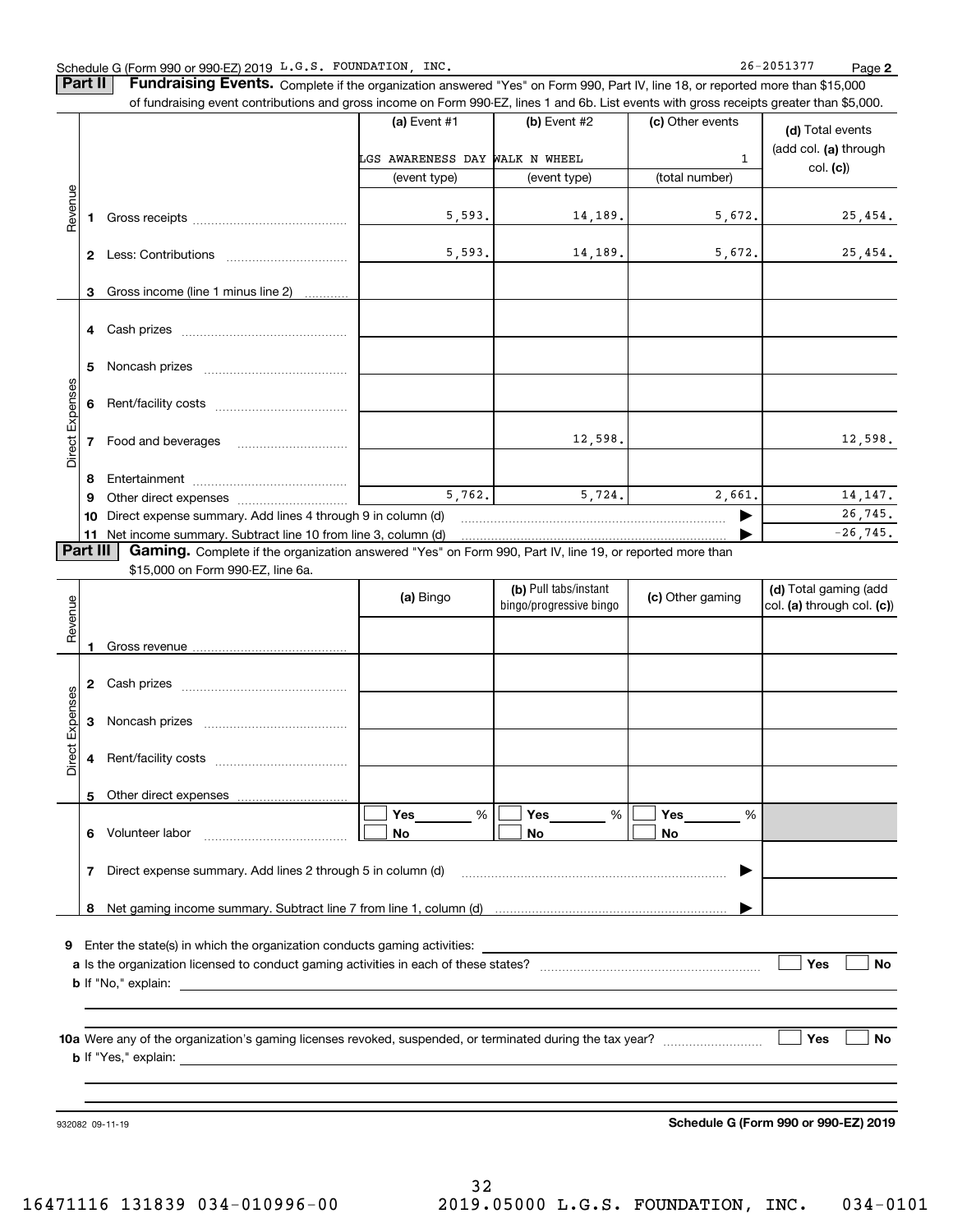Schedule G (Form 990 or 990-EZ) 2019 L.G.S. FOUNDATION, INC. 26-2051377 Page **2**

**Part II** **Fundraising Events.** Complete if the organization answered "Yes" on Form 990, Part IV, line 18, or reported more than $15,000 of fundraising event contributions and gross income on Form 990-EZ, lines 1 and 6b. List events with gross receipts greater than $5,000.

| | | (a) Event #1 | (b) Event #2 | (c) Other events | (d) Total events (add col. (a) through col. (c)) |
|---|---|---|---|---|---|
| | | LGS AWARENESS DAY | WALK N WHEEL | 1 | |
| | | (event type) | (event type) | (total number) | |
| Revenue | 1 Gross receipts | 5,593. | 14,189. | 5,672. | 25,454. |
| | 2 Less: Contributions | 5,593. | 14,189. | 5,672. | 25,454. |
| | 3 Gross income (line 1 minus line 2) | | | | |
| Direct Expenses | 4 Cash prizes | | | | |
| | 5 Noncash prizes | | | | |
| | 6 Rent/facility costs | | | | |
| | 7 Food and beverages | | 12,598. | | 12,598. |
| | 8 Entertainment | | | | |
| | 9 Other direct expenses | 5,762. | 5,724. | 2,661. | 14,147. |
| | 10 Direct expense summary. Add lines 4 through 9 in column (d) | | | | 26,745. |
| | 11 Net income summary. Subtract line 10 from line 3, column (d) | | | | -26,745. |

**Part III** **Gaming.** Complete if the organization answered "Yes" on Form 990, Part IV, line 19, or reported more than $15,000 on Form 990-EZ, line 6a.

| | | (a) Bingo | (b) Pull tabs/instant bingo/progressive bingo | (c) Other gaming | (d) Total gaming (add col. (a) through col. (c)) |
|---|---|---|---|---|---|
| Revenue | 1 Gross revenue | | | | |
| Direct Expenses | 2 Cash prizes | | | | |
| | 3 Noncash prizes | | | | |
| | 4 Rent/facility costs | | | | |
| | 5 Other direct expenses | | | | |
| | 6 Volunteer labor | ☐ Yes ___ % ☐ No | ☐ Yes ___ % ☐ No | ☐ Yes ___ % ☐ No | |
| | 7 Direct expense summary. Add lines 2 through 5 in column (d) | | | | |
| | 8 Net gaming income summary. Subtract line 7 from line 1, column (d) | | | | |

**9** Enter the state(s) in which the organization conducts gaming activities: ____________

**a** Is the organization licensed to conduct gaming activities in each of these states? ☐ Yes ☐ No

**b** If "No," explain: ____________

**10a** Were any of the organization's gaming licenses revoked, suspended, or terminated during the tax year? ☐ Yes ☐ No

**b** If "Yes," explain: ____________

932082 09-11-19 **Schedule G (Form 990 or 990-EZ) 2019**

16471116 131839 034-010996-00 2019.05000 L.G.S. FOUNDATION, INC. 034-0101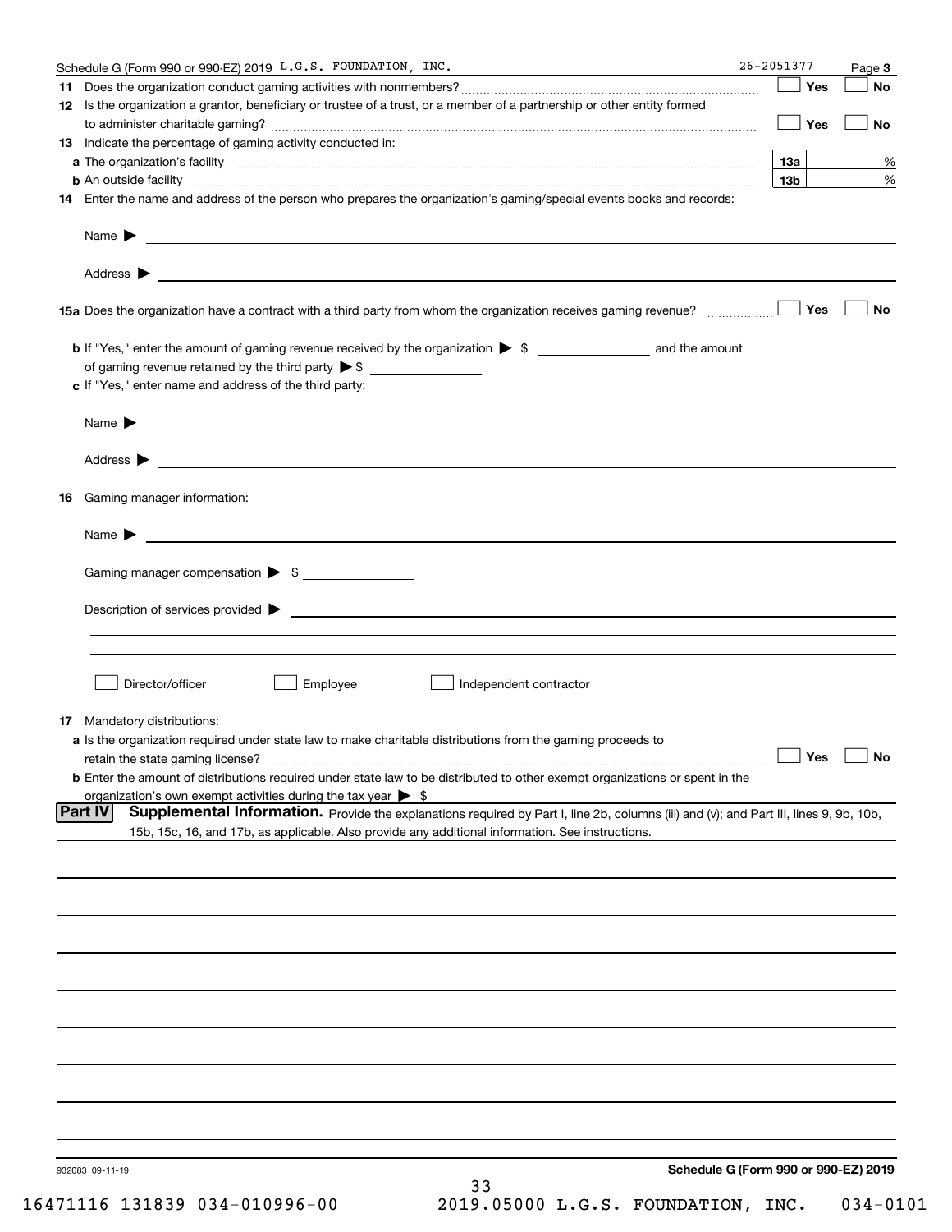Schedule G (Form 990 or 990-EZ) 2019 L.G.S. FOUNDATION, INC. 26-2051377 Page **3**

**11** Does the organization conduct gaming activities with nonmembers? ☐ Yes ☐ No

**12** Is the organization a grantor, beneficiary or trustee of a trust, or a member of a partnership or other entity formed to administer charitable gaming? ☐ Yes ☐ No

**13** Indicate the percentage of gaming activity conducted in:

**a** The organization's facility **13a** %

**b** An outside facility **13b** %

**14** Enter the name and address of the person who prepares the organization's gaming/special events books and records:

Name ▶

Address ▶

**15a** Does the organization have a contract with a third party from whom the organization receives gaming revenue? ☐ Yes ☐ No

**b** If "Yes," enter the amount of gaming revenue received by the organization ▶ $ ______ and the amount of gaming revenue retained by the third party ▶ $ ______

**c** If "Yes," enter name and address of the third party:

Name ▶

Address ▶

**16** Gaming manager information:

Name ▶

Gaming manager compensation ▶ $

Description of services provided ▶

☐ Director/officer ☐ Employee ☐ Independent contractor

**17** Mandatory distributions:

**a** Is the organization required under state law to make charitable distributions from the gaming proceeds to retain the state gaming license? ☐ Yes ☐ No

**b** Enter the amount of distributions required under state law to be distributed to other exempt organizations or spent in the organization's own exempt activities during the tax year ▶ $

**Part IV** **Supplemental Information.** Provide the explanations required by Part I, line 2b, columns (iii) and (v); and Part III, lines 9, 9b, 10b, 15b, 15c, 16, and 17b, as applicable. Also provide any additional information. See instructions.

932083 09-11-19 **Schedule G (Form 990 or 990-EZ) 2019**

16471116 131839 034-010996-00 2019.05000 L.G.S. FOUNDATION, INC. 034-0101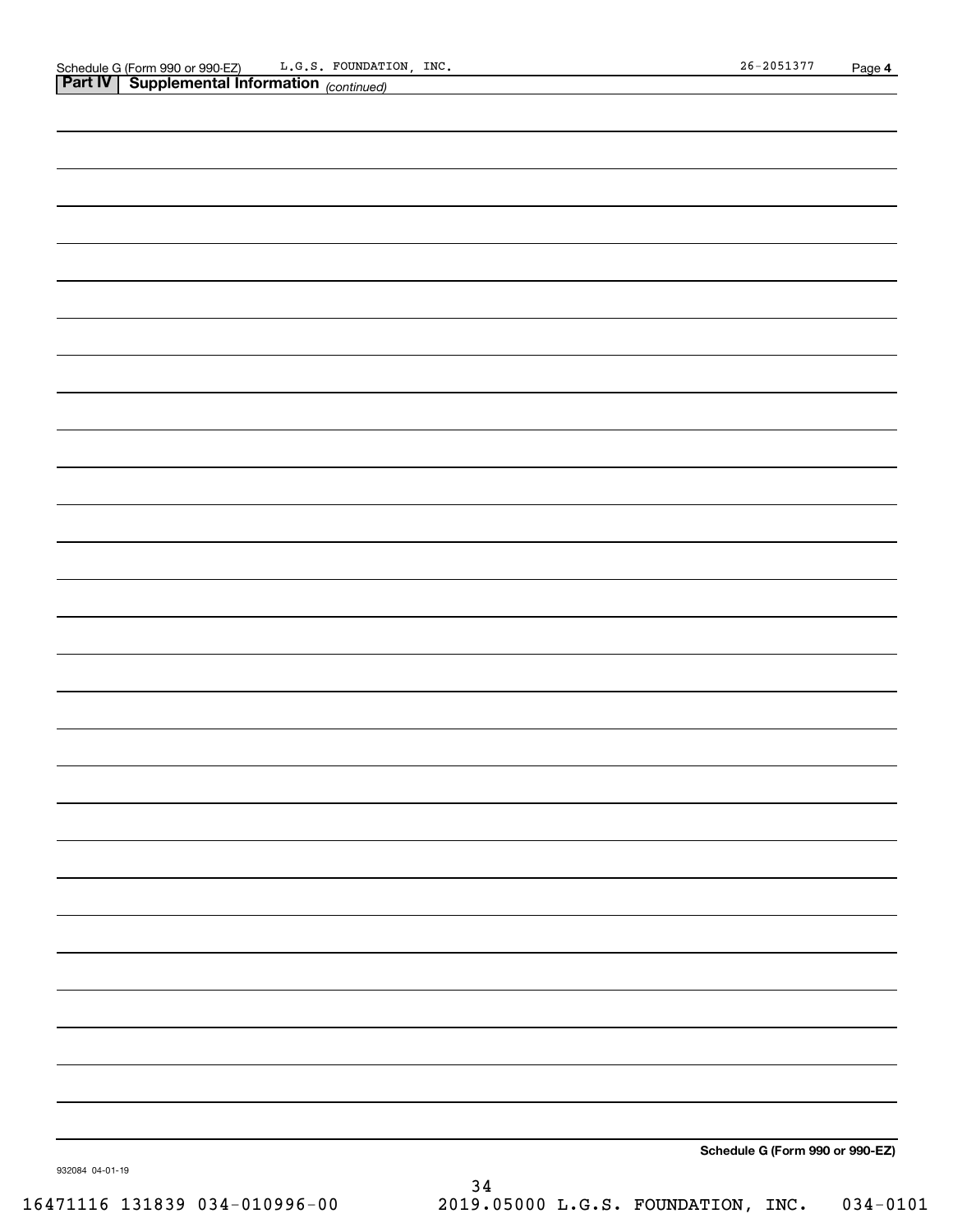Schedule G (Form 990 or 990-EZ) L.G.S. FOUNDATION, INC. 26-2051377 Page 4

**Part IV | Supplemental Information** *(continued)*

**Schedule G (Form 990 or 990-EZ)**

932084 04-01-19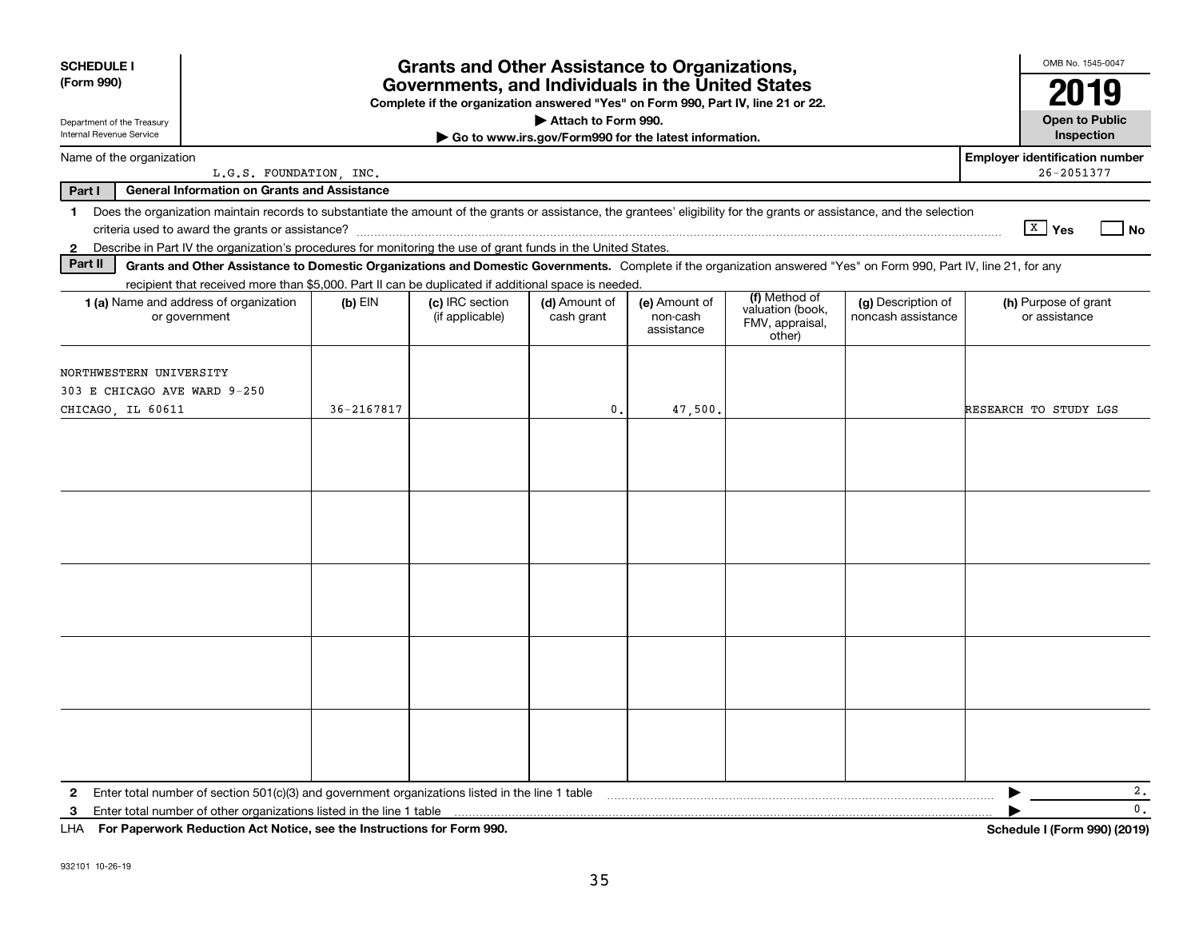**SCHEDULE I**
**(Form 990)**

Department of the Treasury
Internal Revenue Service

# Grants and Other Assistance to Organizations, Governments, and Individuals in the United States

**Complete if the organization answered "Yes" on Form 990, Part IV, line 21 or 22.**
**▶ Attach to Form 990.**
**▶ Go to www.irs.gov/Form990 for the latest information.**

OMB No. 1545-0047
**2019**
**Open to Public Inspection**

Name of the organization: L.G.S. FOUNDATION, INC.
**Employer identification number:** 26-2051377

**Part I — General Information on Grants and Assistance**

1 Does the organization maintain records to substantiate the amount of the grants or assistance, the grantees' eligibility for the grants or assistance, and the selection criteria used to award the grants or assistance? [X] Yes [ ] No

2 Describe in Part IV the organization's procedures for monitoring the use of grant funds in the United States.

**Part II — Grants and Other Assistance to Domestic Organizations and Domestic Governments.** Complete if the organization answered "Yes" on Form 990, Part IV, line 21, for any recipient that received more than $5,000. Part II can be duplicated if additional space is needed.

| 1 (a) Name and address of organization or government | (b) EIN | (c) IRC section (if applicable) | (d) Amount of cash grant | (e) Amount of non-cash assistance | (f) Method of valuation (book, FMV, appraisal, other) | (g) Description of noncash assistance | (h) Purpose of grant or assistance |
|---|---|---|---|---|---|---|---|
| NORTHWESTERN UNIVERSITY 303 E CHICAGO AVE WARD 9-250 CHICAGO, IL 60611 | 36-2167817 | | 0. | 47,500. | | | RESEARCH TO STUDY LGS |
| | | | | | | | |
| | | | | | | | |
| | | | | | | | |
| | | | | | | | |
| | | | | | | | |

2 Enter total number of section 501(c)(3) and government organizations listed in the line 1 table ▶ 2.

3 Enter total number of other organizations listed in the line 1 table ▶ 0.

LHA **For Paperwork Reduction Act Notice, see the Instructions for Form 990.** **Schedule I (Form 990) (2019)**

932101 10-26-19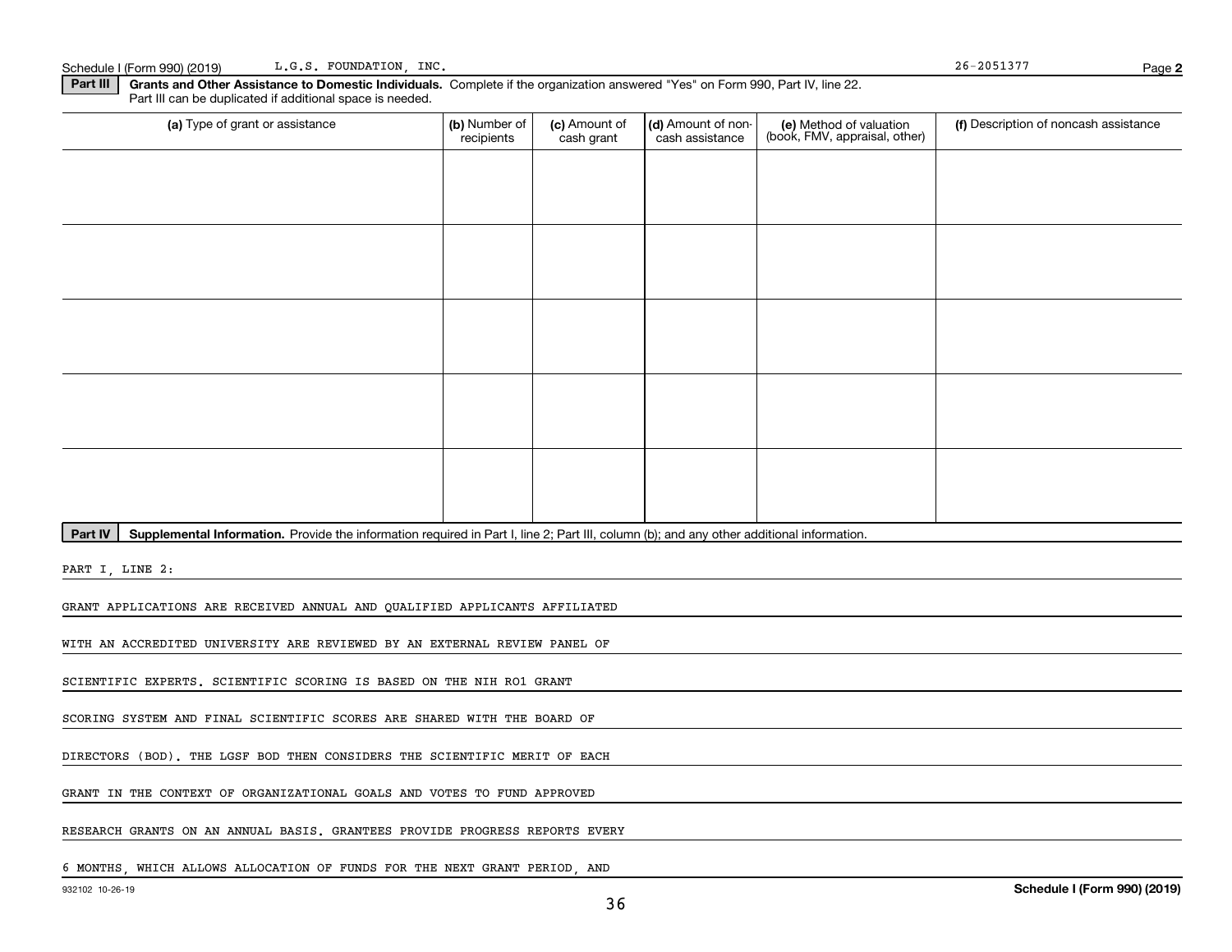Schedule I (Form 990) (2019) L.G.S. FOUNDATION, INC. 26-2051377

**Part III** **Grants and Other Assistance to Domestic Individuals.** Complete if the organization answered "Yes" on Form 990, Part IV, line 22. Part III can be duplicated if additional space is needed.

| (a) Type of grant or assistance | (b) Number of recipients | (c) Amount of cash grant | (d) Amount of non-cash assistance | (e) Method of valuation (book, FMV, appraisal, other) | (f) Description of noncash assistance |
|---|---|---|---|---|---|
| | | | | | |
| | | | | | |
| | | | | | |
| | | | | | |
| | | | | | |

**Part IV** **Supplemental Information.** Provide the information required in Part I, line 2; Part III, column (b); and any other additional information.

PART I, LINE 2:

GRANT APPLICATIONS ARE RECEIVED ANNUAL AND QUALIFIED APPLICANTS AFFILIATED WITH AN ACCREDITED UNIVERSITY ARE REVIEWED BY AN EXTERNAL REVIEW PANEL OF SCIENTIFIC EXPERTS. SCIENTIFIC SCORING IS BASED ON THE NIH RO1 GRANT SCORING SYSTEM AND FINAL SCIENTIFIC SCORES ARE SHARED WITH THE BOARD OF DIRECTORS (BOD). THE LGSF BOD THEN CONSIDERS THE SCIENTIFIC MERIT OF EACH GRANT IN THE CONTEXT OF ORGANIZATIONAL GOALS AND VOTES TO FUND APPROVED RESEARCH GRANTS ON AN ANNUAL BASIS. GRANTEES PROVIDE PROGRESS REPORTS EVERY 6 MONTHS, WHICH ALLOWS ALLOCATION OF FUNDS FOR THE NEXT GRANT PERIOD, AND

932102 10-26-19 **Schedule I (Form 990) (2019)**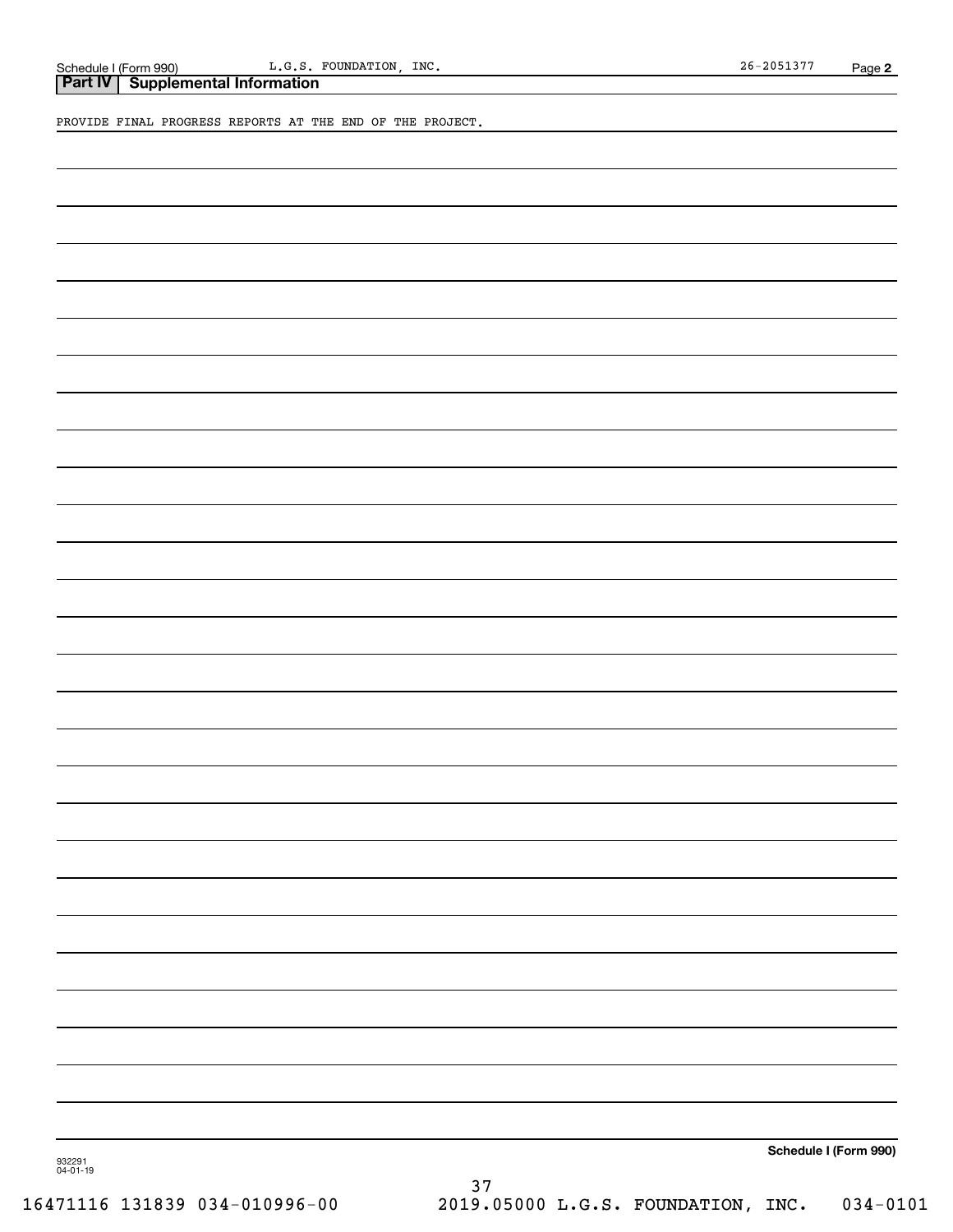Schedule I (Form 990) L.G.S. FOUNDATION, INC. 26-2051377 Page 2

## Part IV Supplemental Information

PROVIDE FINAL PROGRESS REPORTS AT THE END OF THE PROJECT.

Schedule I (Form 990)

932291
04-01-19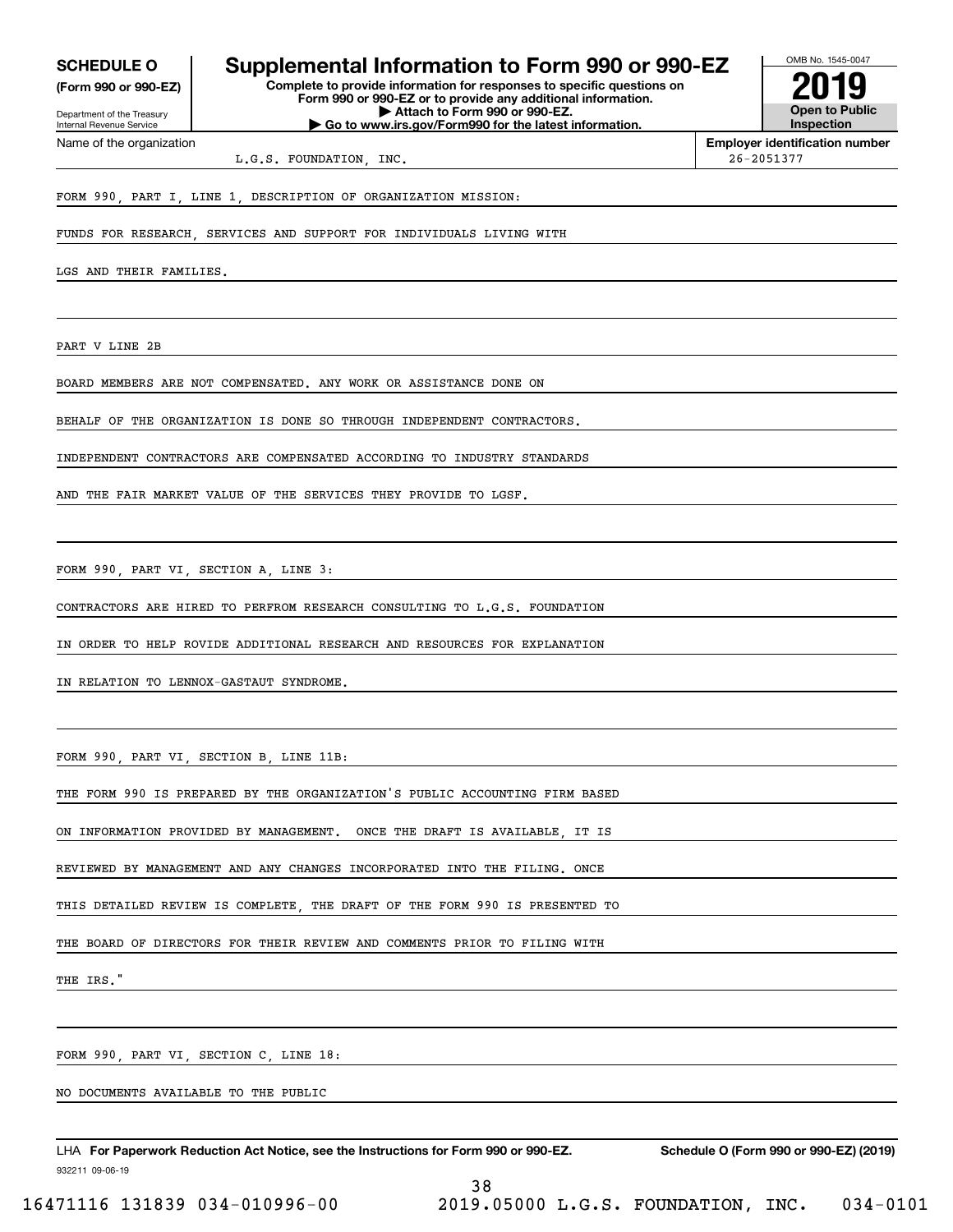**SCHEDULE O**
**(Form 990 or 990-EZ)**

Department of the Treasury
Internal Revenue Service

# Supplemental Information to Form 990 or 990-EZ

**Complete to provide information for responses to specific questions on Form 990 or 990-EZ or to provide any additional information.**
**▶ Attach to Form 990 or 990-EZ.**
**▶ Go to www.irs.gov/Form990 for the latest information.**

OMB No. 1545-0047
**2019**
**Open to Public Inspection**

Name of the organization: L.G.S. FOUNDATION, INC.
**Employer identification number**: 26-2051377

FORM 990, PART I, LINE 1, DESCRIPTION OF ORGANIZATION MISSION:

FUNDS FOR RESEARCH, SERVICES AND SUPPORT FOR INDIVIDUALS LIVING WITH LGS AND THEIR FAMILIES.

PART V LINE 2B

BOARD MEMBERS ARE NOT COMPENSATED. ANY WORK OR ASSISTANCE DONE ON BEHALF OF THE ORGANIZATION IS DONE SO THROUGH INDEPENDENT CONTRACTORS. INDEPENDENT CONTRACTORS ARE COMPENSATED ACCORDING TO INDUSTRY STANDARDS AND THE FAIR MARKET VALUE OF THE SERVICES THEY PROVIDE TO LGSF.

FORM 990, PART VI, SECTION A, LINE 3:

CONTRACTORS ARE HIRED TO PERFROM RESEARCH CONSULTING TO L.G.S. FOUNDATION IN ORDER TO HELP ROVIDE ADDITIONAL RESEARCH AND RESOURCES FOR EXPLANATION IN RELATION TO LENNOX-GASTAUT SYNDROME.

FORM 990, PART VI, SECTION B, LINE 11B:

THE FORM 990 IS PREPARED BY THE ORGANIZATION'S PUBLIC ACCOUNTING FIRM BASED ON INFORMATION PROVIDED BY MANAGEMENT. ONCE THE DRAFT IS AVAILABLE, IT IS REVIEWED BY MANAGEMENT AND ANY CHANGES INCORPORATED INTO THE FILING. ONCE THIS DETAILED REVIEW IS COMPLETE, THE DRAFT OF THE FORM 990 IS PRESENTED TO THE BOARD OF DIRECTORS FOR THEIR REVIEW AND COMMENTS PRIOR TO FILING WITH THE IRS."

FORM 990, PART VI, SECTION C, LINE 18:

NO DOCUMENTS AVAILABLE TO THE PUBLIC

LHA **For Paperwork Reduction Act Notice, see the Instructions for Form 990 or 990-EZ.** **Schedule O (Form 990 or 990-EZ) (2019)**

932211 09-06-19

16471116 131839 034-010996-00 2019.05000 L.G.S. FOUNDATION, INC. 034-0101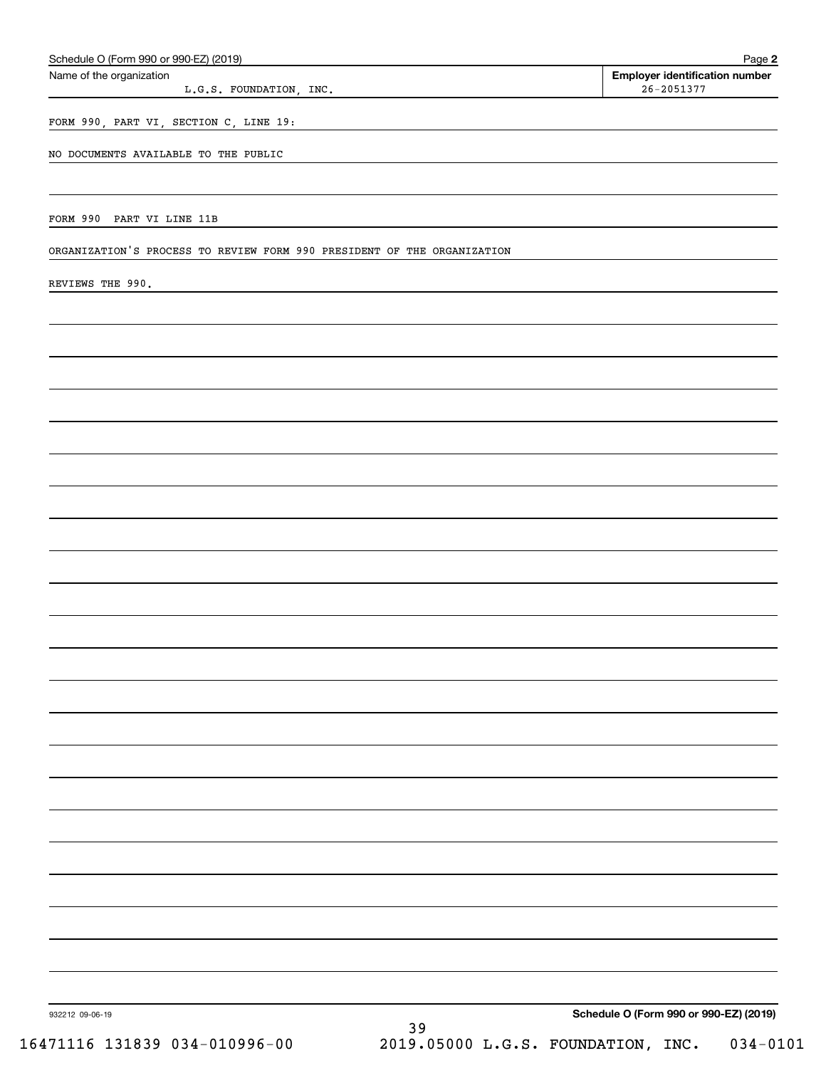Schedule O (Form 990 or 990-EZ) (2019) Page **2**

| Name of the organization | Employer identification number |
|---|---|
| L.G.S. FOUNDATION, INC. | 26-2051377 |

FORM 990, PART VI, SECTION C, LINE 19:

NO DOCUMENTS AVAILABLE TO THE PUBLIC

FORM 990 PART VI LINE 11B

ORGANIZATION'S PROCESS TO REVIEW FORM 990 PRESIDENT OF THE ORGANIZATION

REVIEWS THE 990.

932212 09-06-19 **Schedule O (Form 990 or 990-EZ) (2019)**

16471116 131839 034-010996-00 2019.05000 L.G.S. FOUNDATION, INC. 034-0101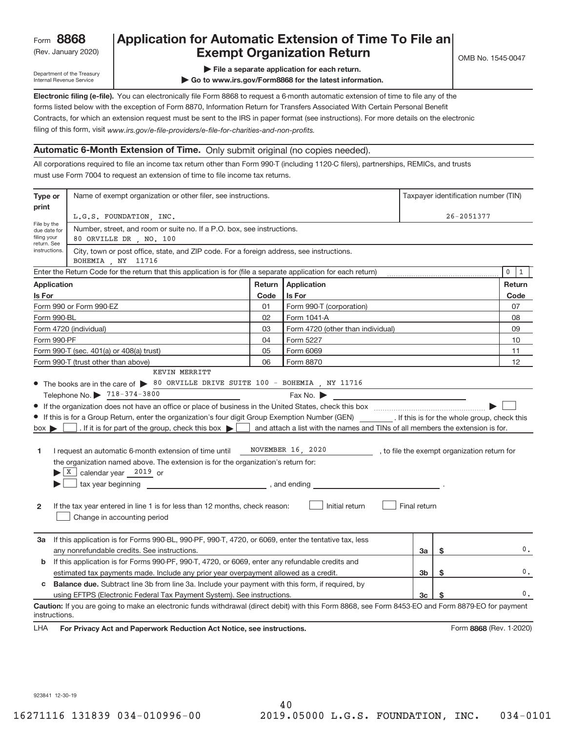Form **8868** (Rev. January 2020)

Department of the Treasury Internal Revenue Service

# Application for Automatic Extension of Time To File an Exempt Organization Return

OMB No. 1545-0047

▶ File a separate application for each return.

▶ Go to www.irs.gov/Form8868 for the latest information.

**Electronic filing (e-file).** You can electronically file Form 8868 to request a 6-month automatic extension of time to file any of the forms listed below with the exception of Form 8870, Information Return for Transfers Associated With Certain Personal Benefit Contracts, for which an extension request must be sent to the IRS in paper format (see instructions). For more details on the electronic filing of this form, visit *www.irs.gov/e-file-providers/e-file-for-charities-and-non-profits.*

## Automatic 6-Month Extension of Time. Only submit original (no copies needed).

All corporations required to file an income tax return other than Form 990-T (including 1120-C filers), partnerships, REMICs, and trusts must use Form 7004 to request an extension of time to file income tax returns.

| Type or print | Name of exempt organization or other filer, see instructions. | Taxpayer identification number (TIN) |
|---|---|---|
| File by the due date for filing your return. See instructions. | L.G.S. FOUNDATION, INC. | 26-2051377 |
| | Number, street, and room or suite no. If a P.O. box, see instructions. 80 ORVILLE DR , NO. 100 | |
| | City, town or post office, state, and ZIP code. For a foreign address, see instructions. BOHEMIA , NY 11716 | |

Enter the Return Code for the return that this application is for (file a separate application for each return) ........ 0 1

| Application Is For | Return Code | Application Is For | Return Code |
|---|---|---|---|
| Form 990 or Form 990-EZ | 01 | Form 990-T (corporation) | 07 |
| Form 990-BL | 02 | Form 1041-A | 08 |
| Form 4720 (individual) | 03 | Form 4720 (other than individual) | 09 |
| Form 990-PF | 04 | Form 5227 | 10 |
| Form 990-T (sec. 401(a) or 408(a) trust) | 05 | Form 6069 | 11 |
| Form 990-T (trust other than above) | 06 | Form 8870 | 12 |

- The books are in the care of ▶ KEVIN MERRITT 80 ORVILLE DRIVE SUITE 100 - BOHEMIA , NY 11716
  Telephone No. ▶ 718-374-3800 Fax No. ▶
- If the organization does not have an office or place of business in the United States, check this box ........ ▶ ☐
- If this is for a Group Return, enter the organization's four digit Group Exemption Number (GEN) ________. If this is for the whole group, check this box ▶ ☐. If it is for part of the group, check this box ▶ ☐ and attach a list with the names and TINs of all members the extension is for.

**1** I request an automatic 6-month extension of time until NOVEMBER 16, 2020 , to file the exempt organization return for the organization named above. The extension is for the organization's return for:

▶ ☒ calendar year 2019 or

▶ ☐ tax year beginning ________________, and ending ________________.

**2** If the tax year entered in line 1 is for less than 12 months, check reason: ☐ Initial return ☐ Final return ☐ Change in accounting period

| | | | |
|---|---|---|---|
| **3a** | If this application is for Forms 990-BL, 990-PF, 990-T, 4720, or 6069, enter the tentative tax, less any nonrefundable credits. See instructions. | 3a | $ 0. |
| **b** | If this application is for Forms 990-PF, 990-T, 4720, or 6069, enter any refundable credits and estimated tax payments made. Include any prior year overpayment allowed as a credit. | 3b | $ 0. |
| **c** | **Balance due.** Subtract line 3b from line 3a. Include your payment with this form, if required, by using EFTPS (Electronic Federal Tax Payment System). See instructions. | 3c | $ 0. |

**Caution:** If you are going to make an electronic funds withdrawal (direct debit) with this Form 8868, see Form 8453-EO and Form 8879-EO for payment instructions.

LHA **For Privacy Act and Paperwork Reduction Act Notice, see instructions.** Form **8868** (Rev. 1-2020)

923841 12-30-19

16271116 131839 034-010996-00 2019.05000 L.G.S. FOUNDATION, INC. 034-0101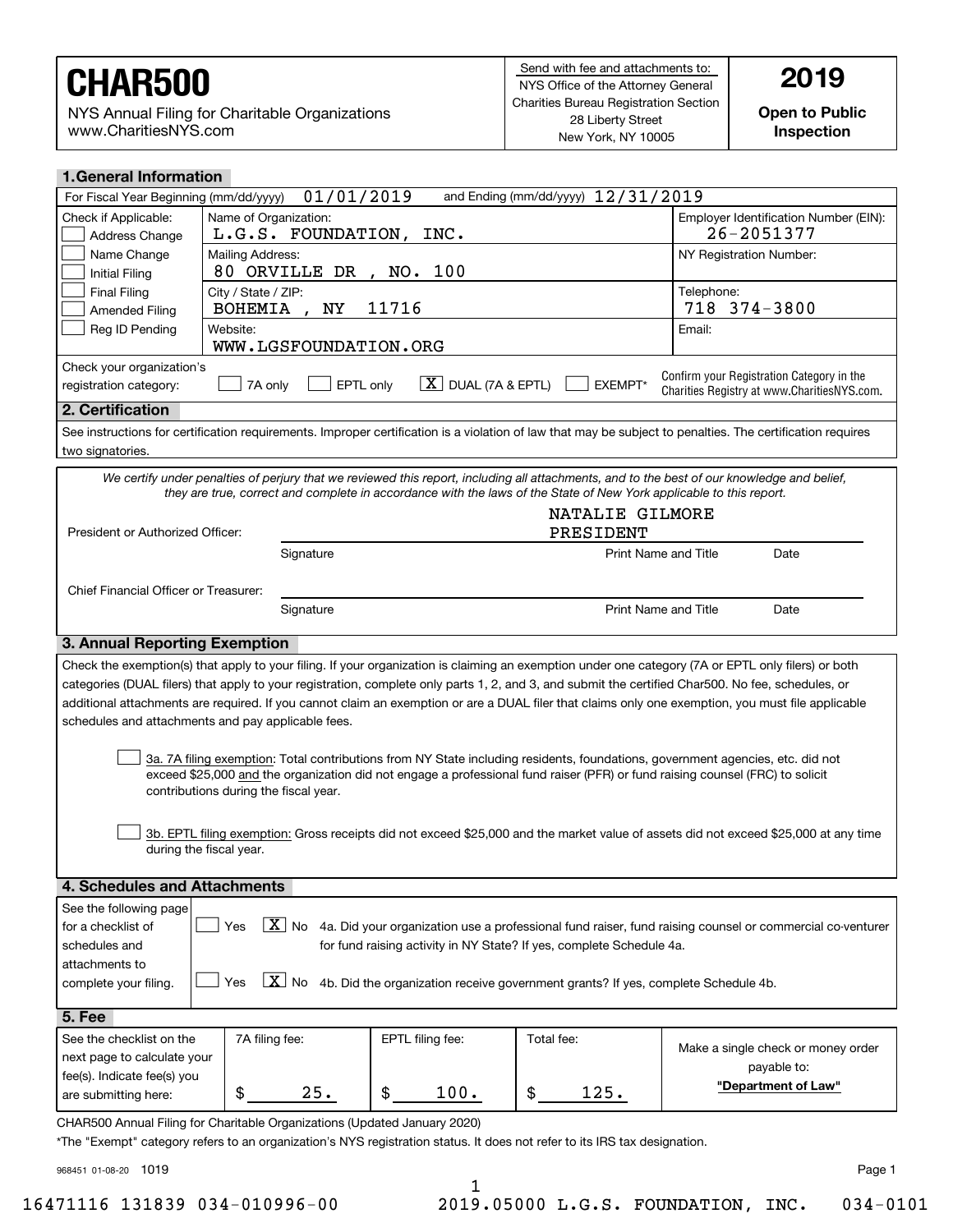# CHAR500

NYS Annual Filing for Charitable Organizations
www.CharitiesNYS.com

Send with fee and attachments to:
NYS Office of the Attorney General
Charities Bureau Registration Section
28 Liberty Street
New York, NY 10005

**2019**

**Open to Public Inspection**

## 1. General Information

For Fiscal Year Beginning (mm/dd/yyyy) 01/01/2019 and Ending (mm/dd/yyyy) 12/31/2019

| Check if Applicable: | | |
|---|---|---|
| ☐ Address Change | Name of Organization: L.G.S. FOUNDATION, INC. | Employer Identification Number (EIN): 26-2051377 |
| ☐ Name Change ☐ Initial Filing | Mailing Address: 80 ORVILLE DR , NO. 100 | NY Registration Number: |
| ☐ Final Filing ☐ Amended Filing | City / State / ZIP: BOHEMIA , NY 11716 | Telephone: 718 374-3800 |
| ☐ Reg ID Pending | Website: WWW.LGSFOUNDATION.ORG | Email: |

Check your organization's registration category: ☐ 7A only ☐ EPTL only ☒ DUAL (7A & EPTL) ☐ EXEMPT*

Confirm your Registration Category in the Charities Registry at www.CharitiesNYS.com.

## 2. Certification

See instructions for certification requirements. Improper certification is a violation of law that may be subject to penalties. The certification requires two signatories.

*We certify under penalties of perjury that we reviewed this report, including all attachments, and to the best of our knowledge and belief, they are true, correct and complete in accordance with the laws of the State of New York applicable to this report.*

President or Authorized Officer: ______ Signature | NATALIE GILMORE PRESIDENT — Print Name and Title | Date

Chief Financial Officer or Treasurer: ______ Signature | Print Name and Title | Date

## 3. Annual Reporting Exemption

Check the exemption(s) that apply to your filing. If your organization is claiming an exemption under one category (7A or EPTL only filers) or both categories (DUAL filers) that apply to your registration, complete only parts 1, 2, and 3, and submit the certified Char500. No fee, schedules, or additional attachments are required. If you cannot claim an exemption or are a DUAL filer that claims only one exemption, you must file applicable schedules and attachments and pay applicable fees.

☐ 3a. 7A filing exemption: Total contributions from NY State including residents, foundations, government agencies, etc. did not exceed $25,000 and the organization did not engage a professional fund raiser (PFR) or fund raising counsel (FRC) to solicit contributions during the fiscal year.

☐ 3b. EPTL filing exemption: Gross receipts did not exceed $25,000 and the market value of assets did not exceed $25,000 at any time during the fiscal year.

## 4. Schedules and Attachments

See the following page for a checklist of schedules and attachments to complete your filing.

☐ Yes ☒ No 4a. Did your organization use a professional fund raiser, fund raising counsel or commercial co-venturer for fund raising activity in NY State? If yes, complete Schedule 4a.

☐ Yes ☒ No 4b. Did the organization receive government grants? If yes, complete Schedule 4b.

## 5. Fee

| See the checklist on the next page to calculate your fee(s). Indicate fee(s) you are submitting here: | 7A filing fee: | EPTL filing fee: | Total fee: | Make a single check or money order payable to: |
|---|---|---|---|---|
| | $ 25. | $ 100. | $ 125. | **"Department of Law"** |

CHAR500 Annual Filing for Charitable Organizations (Updated January 2020)

*The "Exempt" category refers to an organization's NYS registration status. It does not refer to its IRS tax designation.

968451 01-08-20 1019

16471116 131839 034-010996-00 2019.05000 L.G.S. FOUNDATION, INC. 034-0101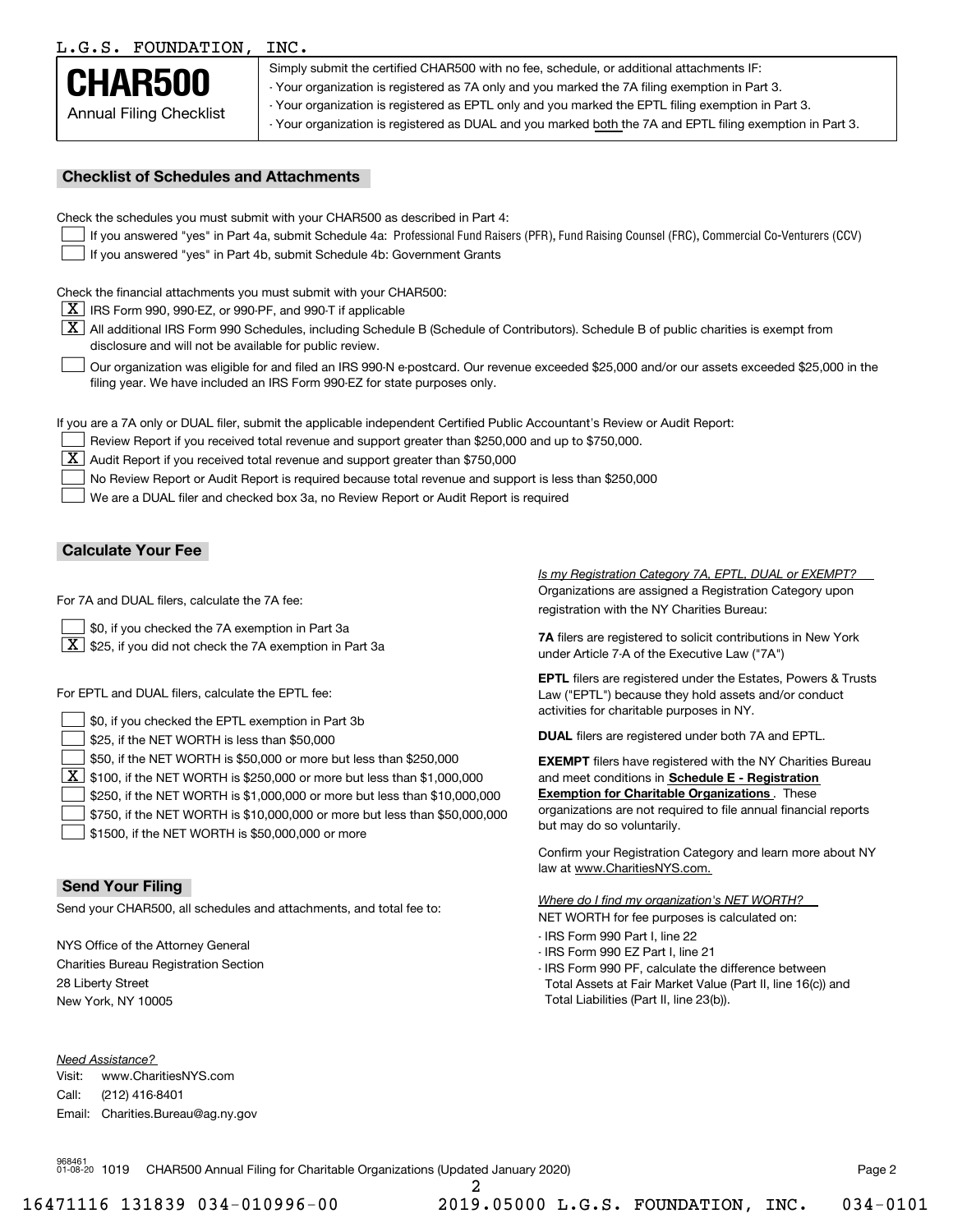L.G.S. FOUNDATION, INC.

# CHAR500

Annual Filing Checklist

Simply submit the certified CHAR500 with no fee, schedule, or additional attachments IF:

- Your organization is registered as 7A only and you marked the 7A filing exemption in Part 3.
- Your organization is registered as EPTL only and you marked the EPTL filing exemption in Part 3.
- Your organization is registered as DUAL and you marked both the 7A and EPTL filing exemption in Part 3.

## Checklist of Schedules and Attachments

Check the schedules you must submit with your CHAR500 as described in Part 4:

- [ ] If you answered "yes" in Part 4a, submit Schedule 4a: Professional Fund Raisers (PFR), Fund Raising Counsel (FRC), Commercial Co-Venturers (CCV)
- [ ] If you answered "yes" in Part 4b, submit Schedule 4b: Government Grants

Check the financial attachments you must submit with your CHAR500:

- [X] IRS Form 990, 990-EZ, or 990-PF, and 990-T if applicable
- [X] All additional IRS Form 990 Schedules, including Schedule B (Schedule of Contributors). Schedule B of public charities is exempt from disclosure and will not be available for public review.
- [ ] Our organization was eligible for and filed an IRS 990-N e-postcard. Our revenue exceeded $25,000 and/or our assets exceeded $25,000 in the filing year. We have included an IRS Form 990-EZ for state purposes only.

If you are a 7A only or DUAL filer, submit the applicable independent Certified Public Accountant's Review or Audit Report:

- [ ] Review Report if you received total revenue and support greater than $250,000 and up to $750,000.
- [X] Audit Report if you received total revenue and support greater than $750,000
- [ ] No Review Report or Audit Report is required because total revenue and support is less than $250,000
- [ ] We are a DUAL filer and checked box 3a, no Review Report or Audit Report is required

## Calculate Your Fee

For 7A and DUAL filers, calculate the 7A fee:

- [ ] $0, if you checked the 7A exemption in Part 3a
- [X] $25, if you did not check the 7A exemption in Part 3a

For EPTL and DUAL filers, calculate the EPTL fee:

- [ ] $0, if you checked the EPTL exemption in Part 3b
- [ ] $25, if the NET WORTH is less than $50,000
- [ ] $50, if the NET WORTH is $50,000 or more but less than $250,000
- [X] $100, if the NET WORTH is $250,000 or more but less than $1,000,000
- [ ] $250, if the NET WORTH is $1,000,000 or more but less than $10,000,000
- [ ] $750, if the NET WORTH is $10,000,000 or more but less than $50,000,000
- [ ] $1500, if the NET WORTH is $50,000,000 or more

*Is my Registration Category 7A, EPTL, DUAL or EXEMPT?*

Organizations are assigned a Registration Category upon registration with the NY Charities Bureau:

**7A** filers are registered to solicit contributions in New York under Article 7-A of the Executive Law ("7A")

**EPTL** filers are registered under the Estates, Powers & Trusts Law ("EPTL") because they hold assets and/or conduct activities for charitable purposes in NY.

**DUAL** filers are registered under both 7A and EPTL.

**EXEMPT** filers have registered with the NY Charities Bureau and meet conditions in **Schedule E - Registration Exemption for Charitable Organizations**. These organizations are not required to file annual financial reports but may do so voluntarily.

Confirm your Registration Category and learn more about NY law at www.CharitiesNYS.com.

*Where do I find my organization's NET WORTH?*

NET WORTH for fee purposes is calculated on:

- IRS Form 990 Part I, line 22
- IRS Form 990 EZ Part I, line 21
- IRS Form 990 PF, calculate the difference between Total Assets at Fair Market Value (Part II, line 16(c)) and Total Liabilities (Part II, line 23(b)).

## Send Your Filing

Send your CHAR500, all schedules and attachments, and total fee to:

NYS Office of the Attorney General
Charities Bureau Registration Section
28 Liberty Street
New York, NY 10005

*Need Assistance?*

Visit: www.CharitiesNYS.com
Call: (212) 416-8401
Email: Charities.Bureau@ag.ny.gov

968461 01-08-20 1019 CHAR500 Annual Filing for Charitable Organizations (Updated January 2020)

16471116 131839 034-010996-00 2019.05000 L.G.S. FOUNDATION, INC. 034-0101